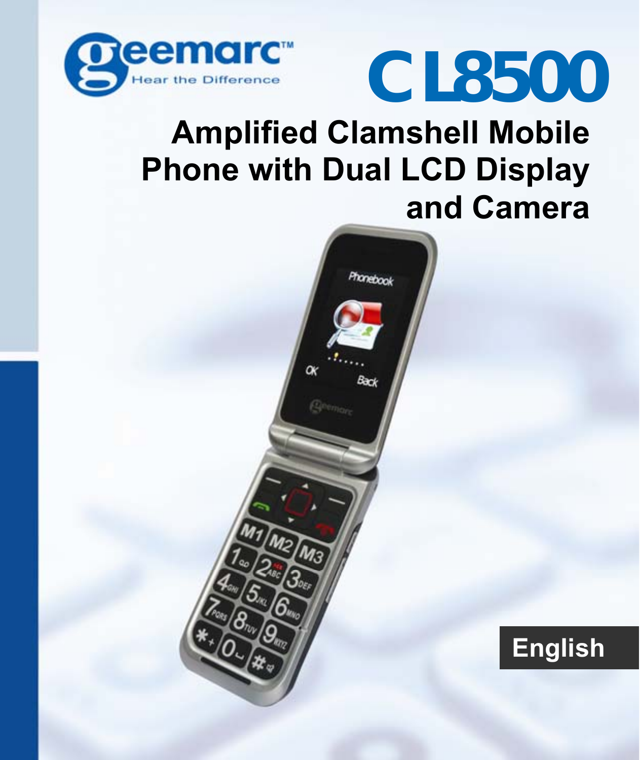geemarc™
Hear the Difference

# CL8500

## Amplified Clamshell Mobile Phone with Dual LCD Display and Camera

English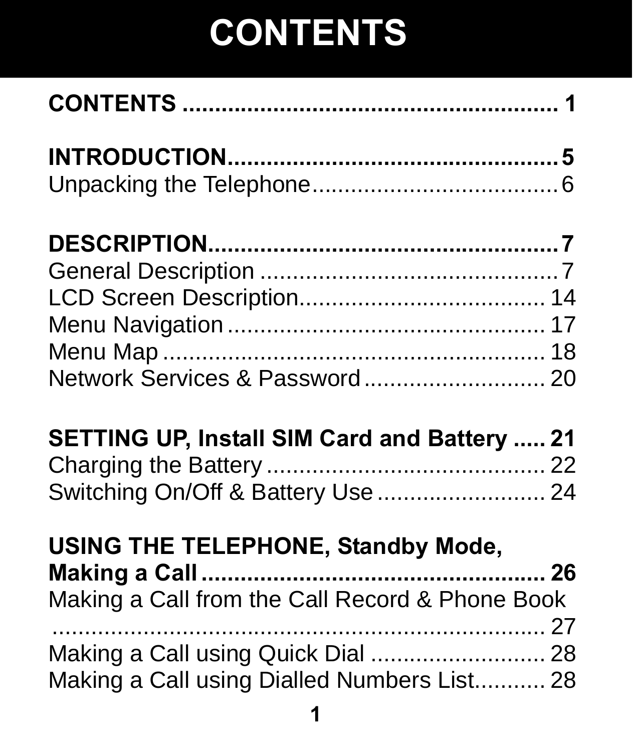# CONTENTS

**CONTENTS ........................................................ 1**

**INTRODUCTION.................................................. 5**
Unpacking the Telephone...................................... 6

**DESCRIPTION.................................................... 7**
General Description ............................................ 7
LCD Screen Description....................................... 14
Menu Navigation ................................................. 17
Menu Map ............................................................ 18
Network Services & Password ............................ 20

**SETTING UP, Install SIM Card and Battery ..... 21**
Charging the Battery ............................................ 22
Switching On/Off & Battery Use .......................... 24

**USING THE TELEPHONE, Standby Mode, Making a Call ..................................................... 26**
Making a Call from the Call Record & Phone Book ......................................................................... 27
Making a Call using Quick Dial ........................... 28
Making a Call using Dialled Numbers List........... 28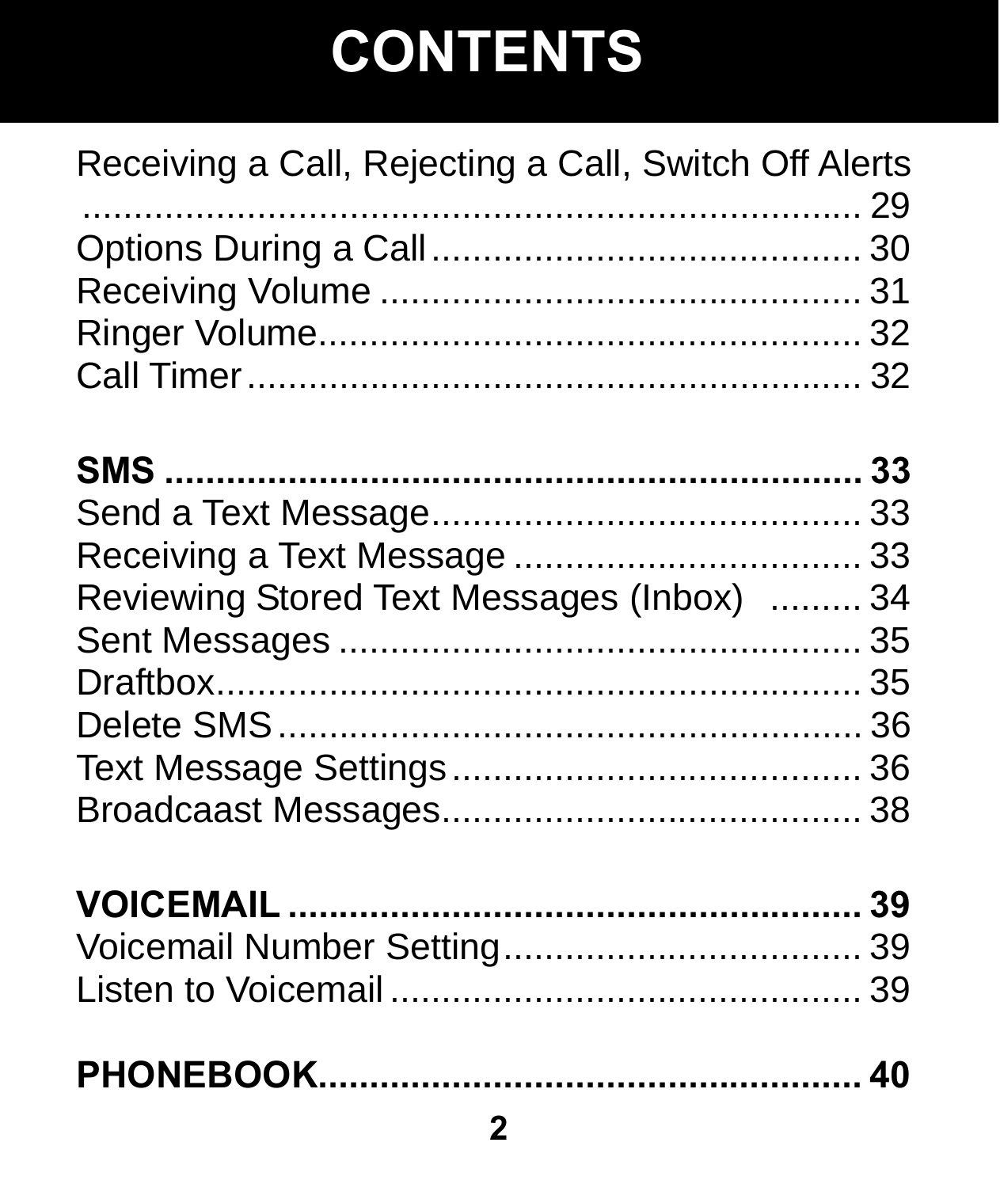# CONTENTS

Receiving a Call, Rejecting a Call, Switch Off Alerts ........................................................................ 29
Options During a Call ........................................... 30
Receiving Volume ................................................ 31
Ringer Volume...................................................... 32
Call Timer ............................................................. 32

**SMS ........................................................................ 33**
Send a Text Message........................................... 33
Receiving a Text Message .................................. 33
Reviewing Stored Text Messages (Inbox) ......... 34
Sent Messages .................................................... 35
Draftbox................................................................ 35
Delete SMS .......................................................... 36
Text Message Settings......................................... 36
Broadcaast Messages.......................................... 38

**VOICEMAIL ........................................................... 39**
Voicemail Number Setting................................... 39
Listen to Voicemail ............................................... 39

**PHONEBOOK...................................................... 40**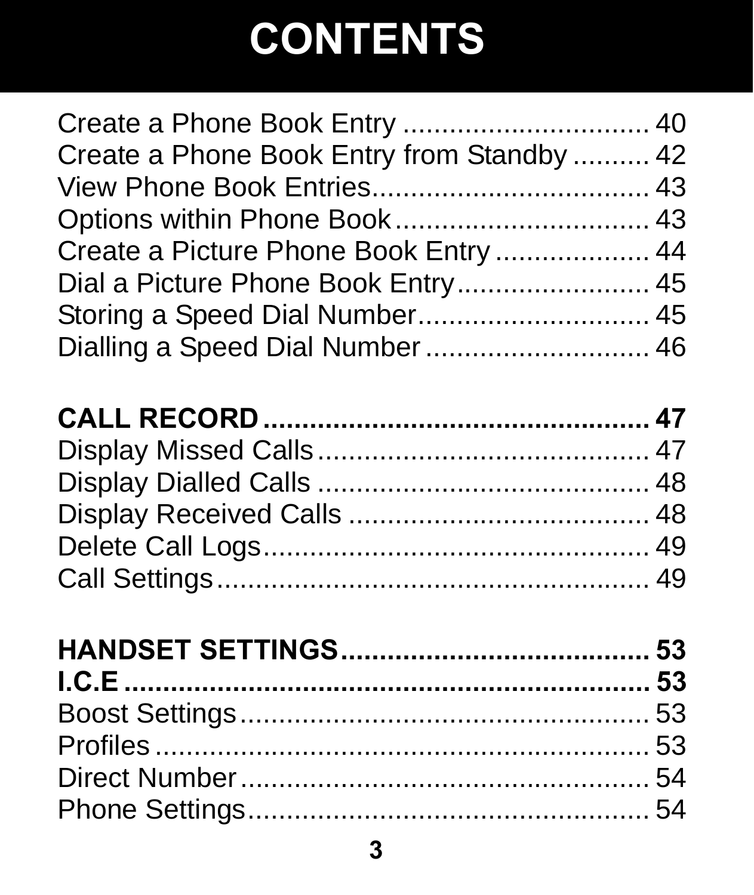# CONTENTS

Create a Phone Book Entry ................................ 40
Create a Phone Book Entry from Standby .......... 42
View Phone Book Entries.................................... 43
Options within Phone Book ................................. 43
Create a Picture Phone Book Entry .................... 44
Dial a Picture Phone Book Entry......................... 45
Storing a Speed Dial Number.............................. 45
Dialling a Speed Dial Number ............................. 46

**CALL RECORD .................................................. 47**
Display Missed Calls ........................................... 47
Display Dialled Calls ........................................... 48
Display Received Calls ....................................... 48
Delete Call Logs.................................................. 49
Call Settings........................................................ 49

**HANDSET SETTINGS ........................................ 53**
**I.C.E ................................................................... 53**
Boost Settings...................................................... 53
Profiles ................................................................ 53
Direct Number ..................................................... 54
Phone Settings..................................................... 54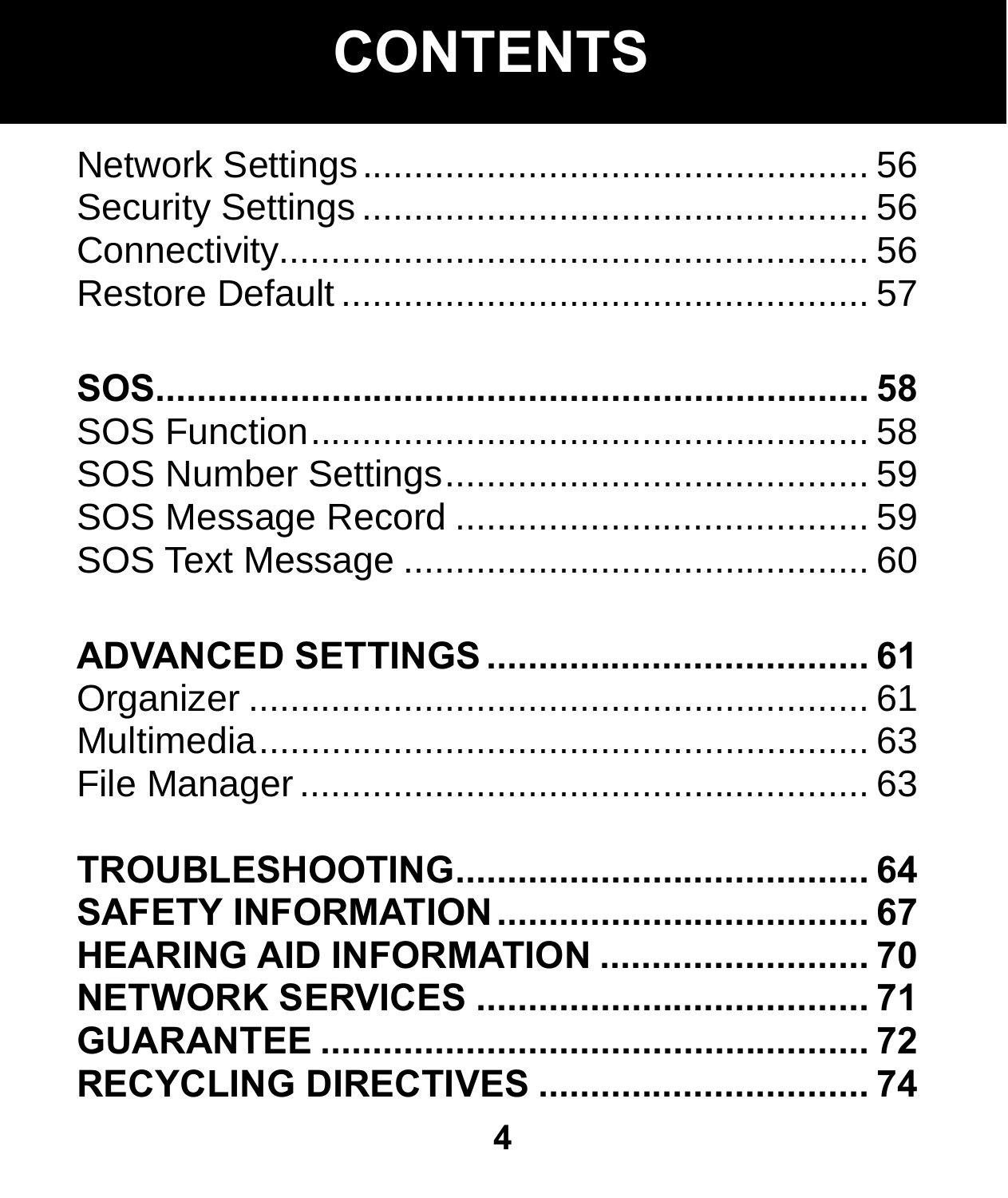# CONTENTS

Network Settings................................................ 56
Security Settings ................................................ 56
Connectivity........................................................ 56
Restore Default .................................................... 57

**SOS...................................................................... 58**
SOS Function..................................................... 58
SOS Number Settings......................................... 59
SOS Message Record ......................................... 59
SOS Text Message ............................................. 60

**ADVANCED SETTINGS ..................................... 61**
Organizer ........................................................... 61
Multimedia........................................................... 63
File Manager ....................................................... 63

**TROUBLESHOOTING........................................ 64**
**SAFETY INFORMATION.................................... 67**
**HEARING AID INFORMATION .......................... 70**
**NETWORK SERVICES ....................................... 71**
**GUARANTEE ...................................................... 72**
**RECYCLING DIRECTIVES ................................ 74**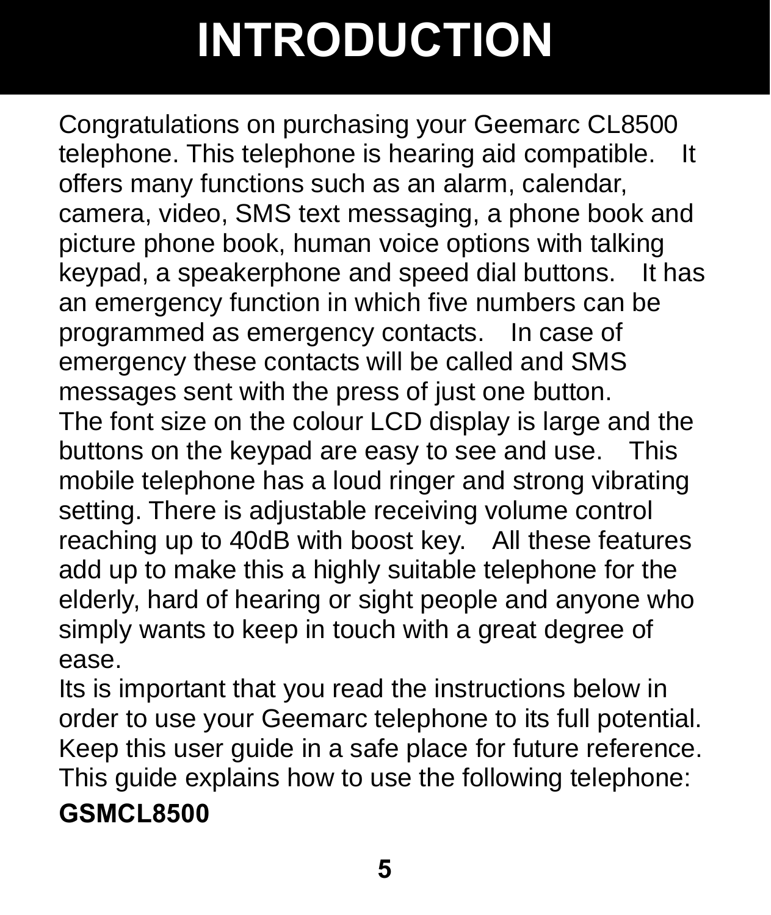# INTRODUCTION

Congratulations on purchasing your Geemarc CL8500 telephone. This telephone is hearing aid compatible. It offers many functions such as an alarm, calendar, camera, video, SMS text messaging, a phone book and picture phone book, human voice options with talking keypad, a speakerphone and speed dial buttons. It has an emergency function in which five numbers can be programmed as emergency contacts. In case of emergency these contacts will be called and SMS messages sent with the press of just one button.
The font size on the colour LCD display is large and the buttons on the keypad are easy to see and use. This mobile telephone has a loud ringer and strong vibrating setting. There is adjustable receiving volume control reaching up to 40dB with boost key. All these features add up to make this a highly suitable telephone for the elderly, hard of hearing or sight people and anyone who simply wants to keep in touch with a great degree of ease.
Its is important that you read the instructions below in order to use your Geemarc telephone to its full potential.
Keep this user guide in a safe place for future reference.
This guide explains how to use the following telephone:

**GSMCL8500**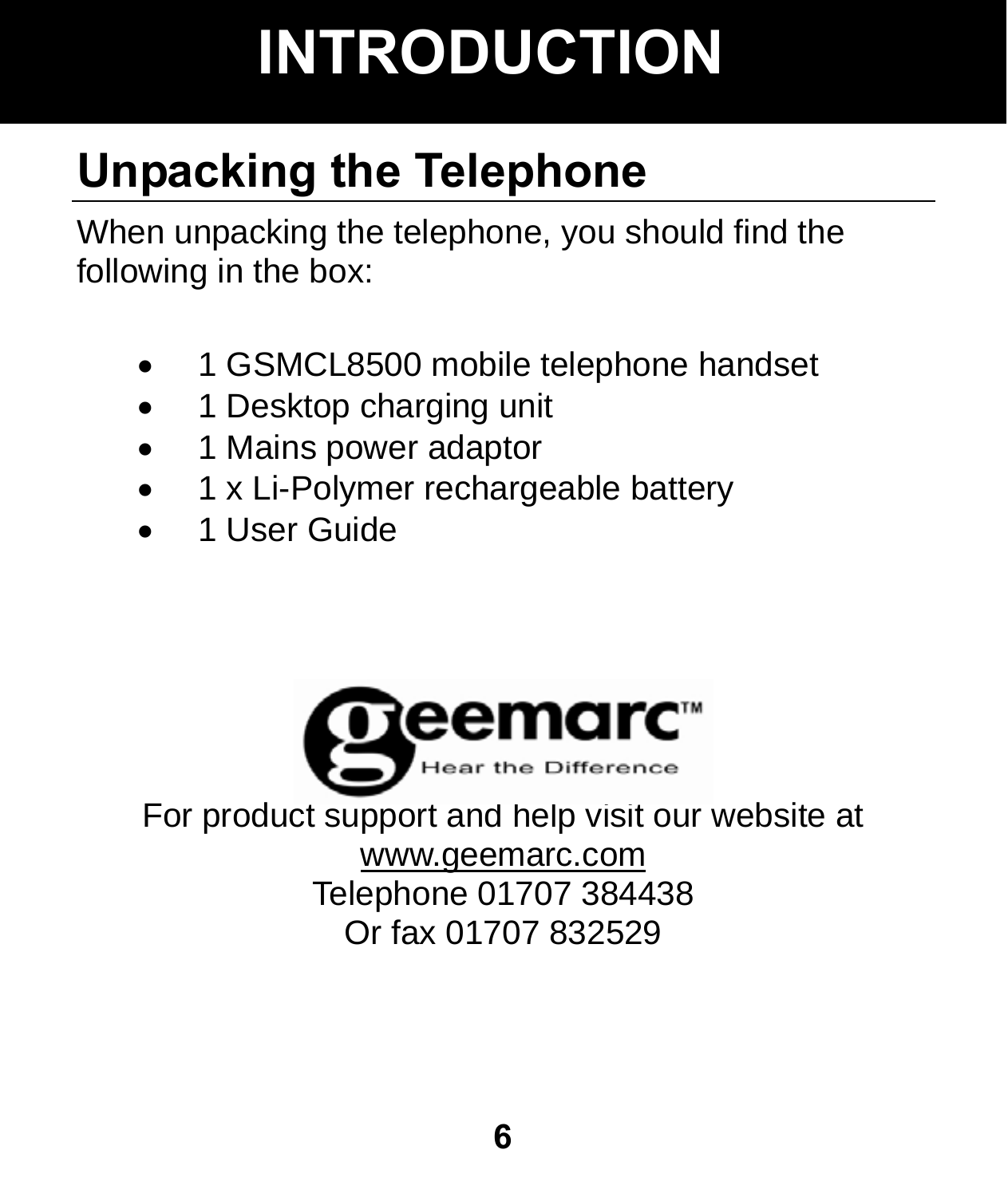# INTRODUCTION

## Unpacking the Telephone

When unpacking the telephone, you should find the following in the box:

- 1 GSMCL8500 mobile telephone handset
- 1 Desktop charging unit
- 1 Mains power adaptor
- 1 x Li-Polymer rechargeable battery
- 1 User Guide

For product support and help visit our website at
www.geemarc.com
Telephone 01707 384438
Or fax 01707 832529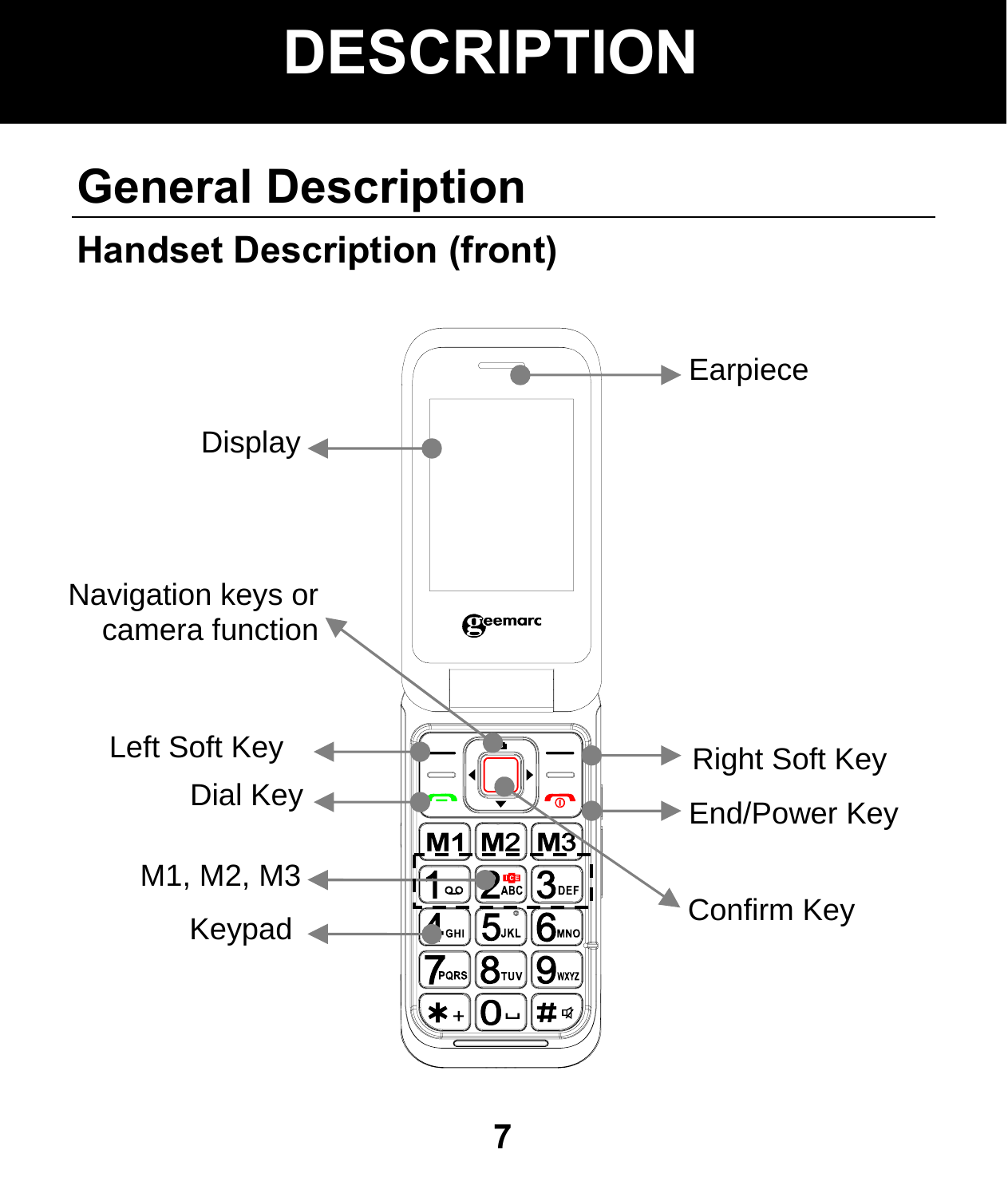# DESCRIPTION

## General Description

### Handset Description (front)

Earpiece

Display

Navigation keys or camera function

Left Soft Key

Dial Key

M1, M2, M3

Keypad

Right Soft Key

End/Power Key

Confirm Key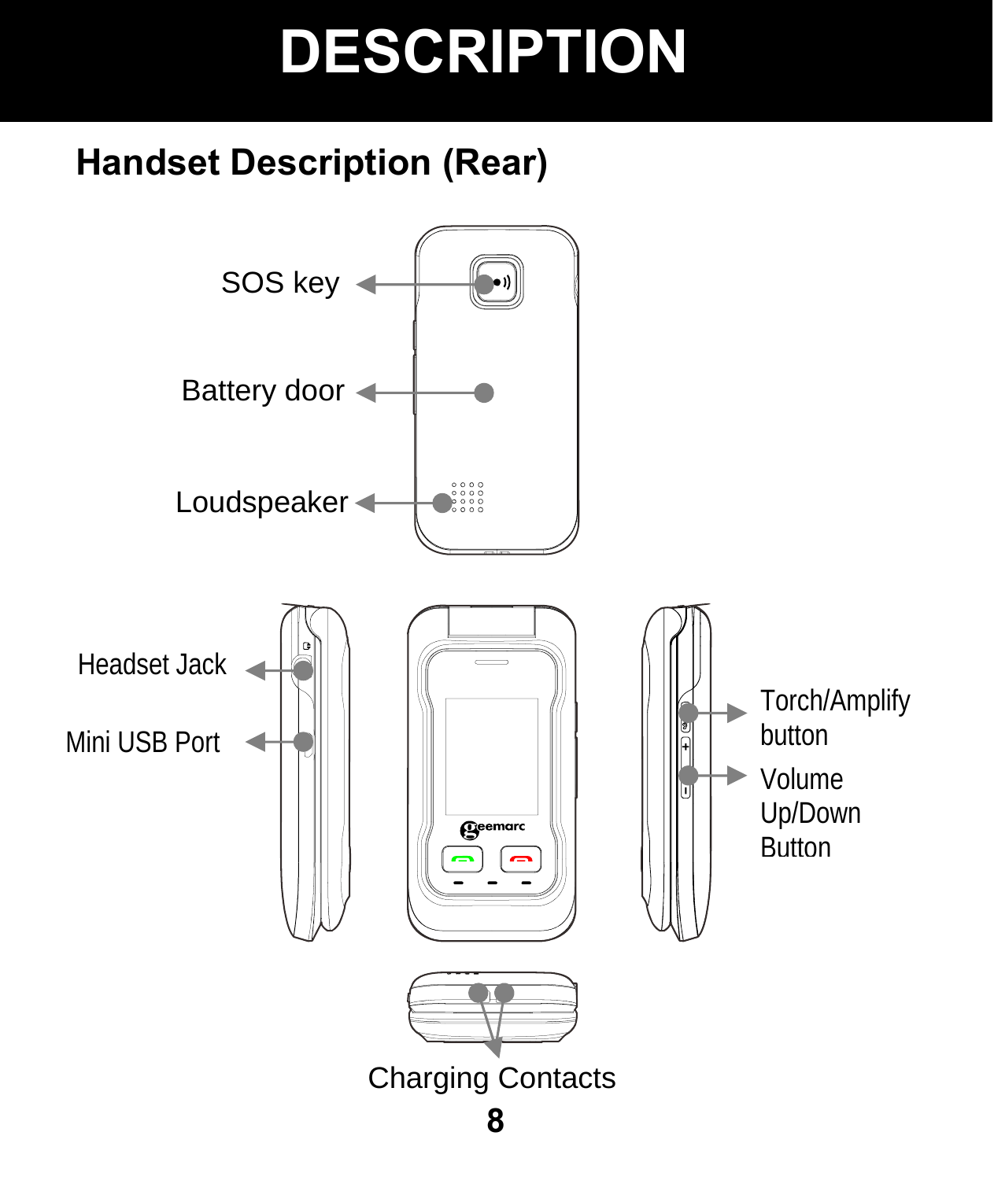# DESCRIPTION

## Handset Description (Rear)

SOS key

Battery door

Loudspeaker

Headset Jack

Mini USB Port

Torch/Amplify button

Volume Up/Down Button

Charging Contacts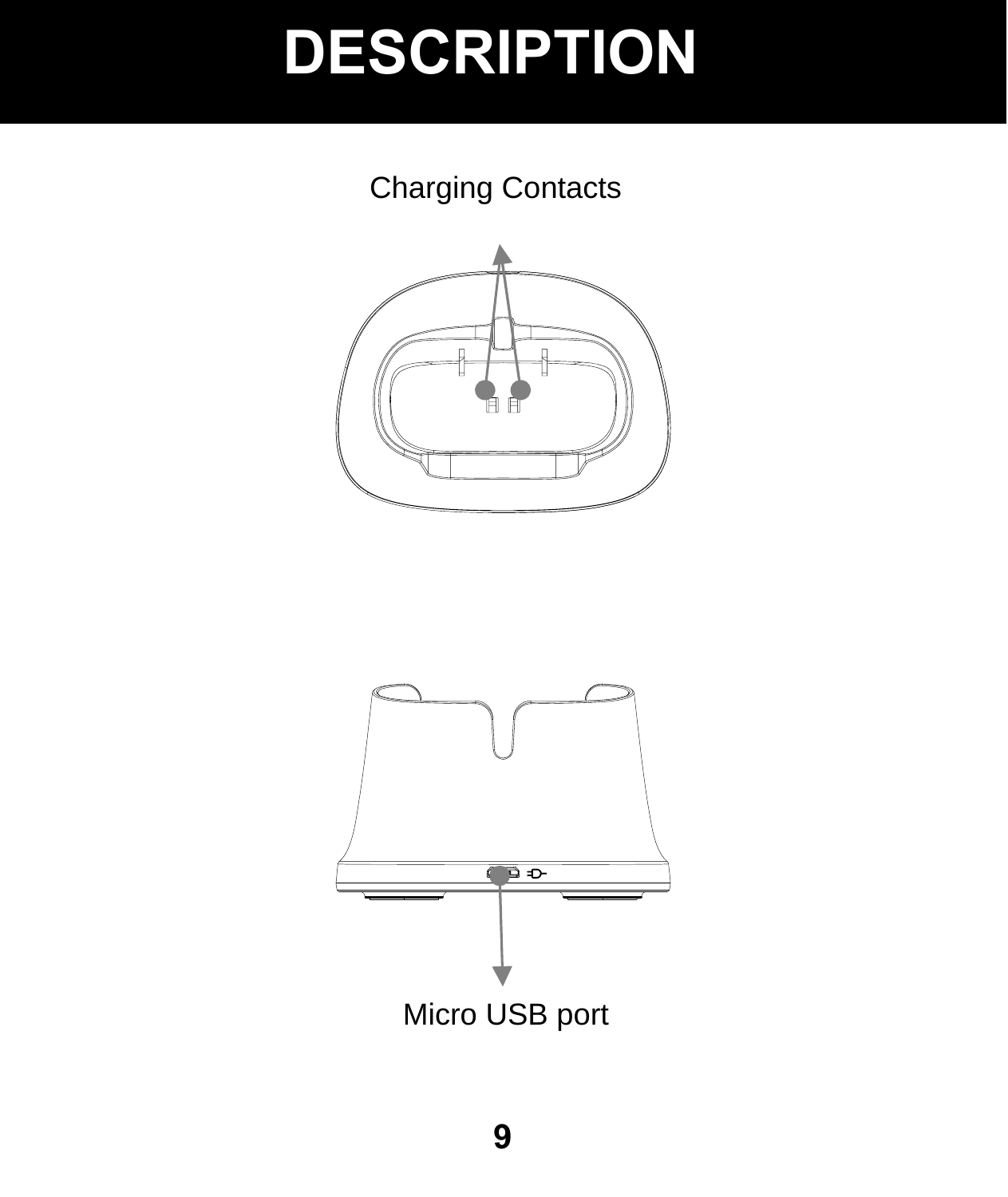# DESCRIPTION

Charging Contacts

Micro USB port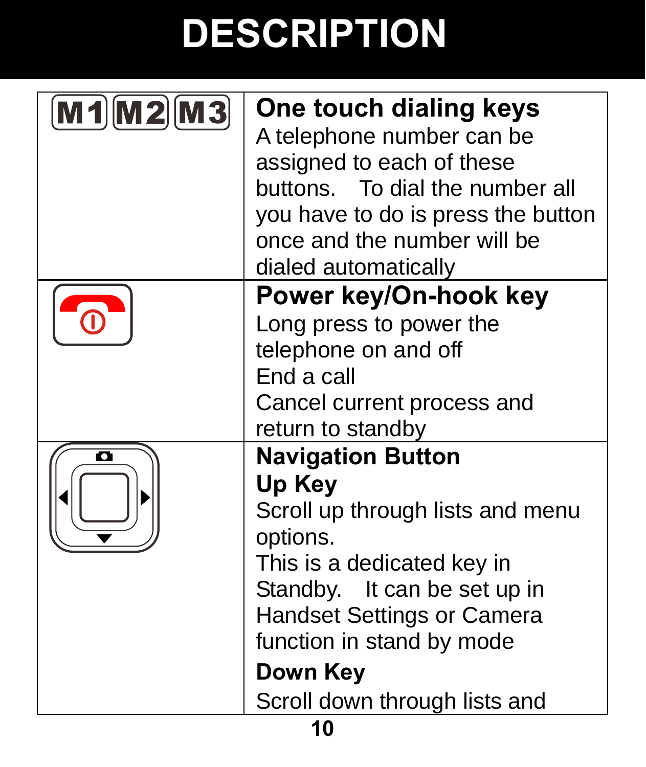# DESCRIPTION

| Key | Description |
|---|---|
| M1 M2 M3 | **One touch dialing keys**<br>A telephone number can be assigned to each of these buttons. To dial the number all you have to do is press the button once and the number will be dialed automatically |
| | **Power key/On-hook key**<br>Long press to power the telephone on and off<br>End a call<br>Cancel current process and return to standby |
| | **Navigation Button**<br>**Up Key**<br>Scroll up through lists and menu options.<br>This is a dedicated key in Standby. It can be set up in Handset Settings or Camera function in stand by mode<br>**Down Key**<br>Scroll down through lists and |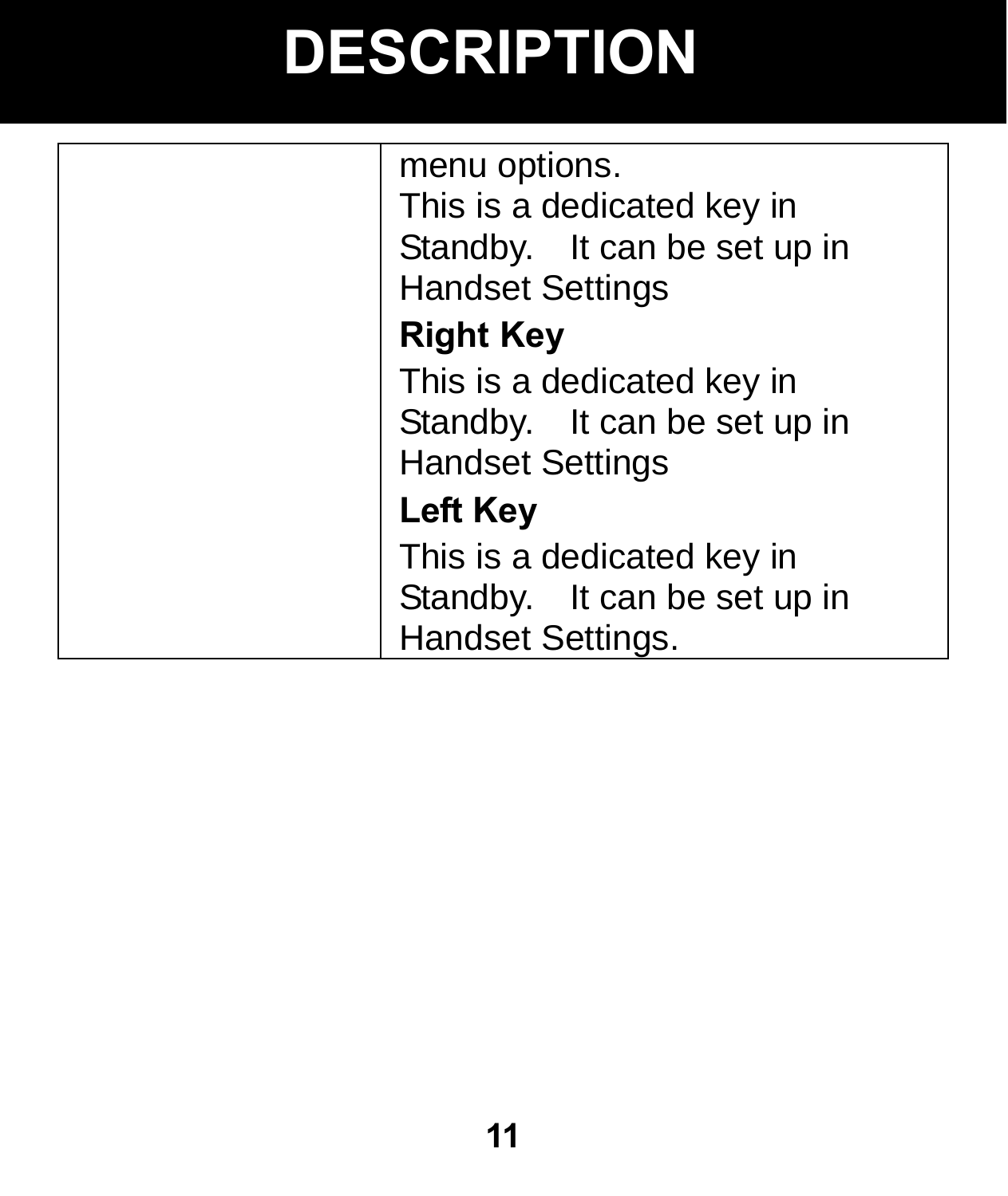# DESCRIPTION

| | |
|---|---|
| | menu options.<br>This is a dedicated key in Standby. It can be set up in Handset Settings<br>**Right Key**<br>This is a dedicated key in Standby. It can be set up in Handset Settings<br>**Left Key**<br>This is a dedicated key in Standby. It can be set up in Handset Settings. |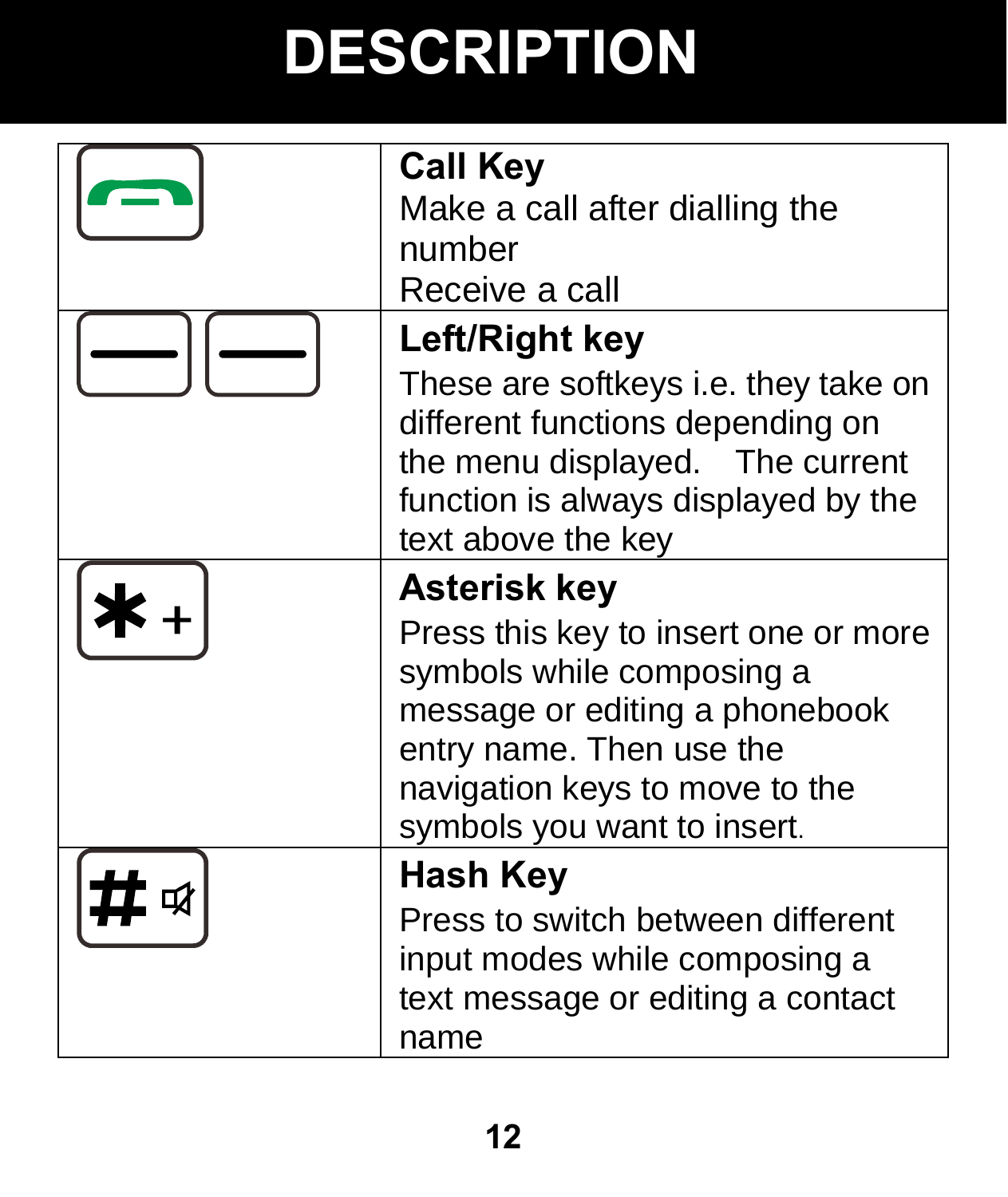# DESCRIPTION

| | |
|---|---|
| | **Call Key**<br>Make a call after dialling the number<br>Receive a call |
| | **Left/Right key**<br>These are softkeys i.e. they take on different functions depending on the menu displayed. The current function is always displayed by the text above the key |
| * + | **Asterisk key**<br>Press this key to insert one or more symbols while composing a message or editing a phonebook entry name. Then use the navigation keys to move to the symbols you want to insert. |
| # | **Hash Key**<br>Press to switch between different input modes while composing a text message or editing a contact name |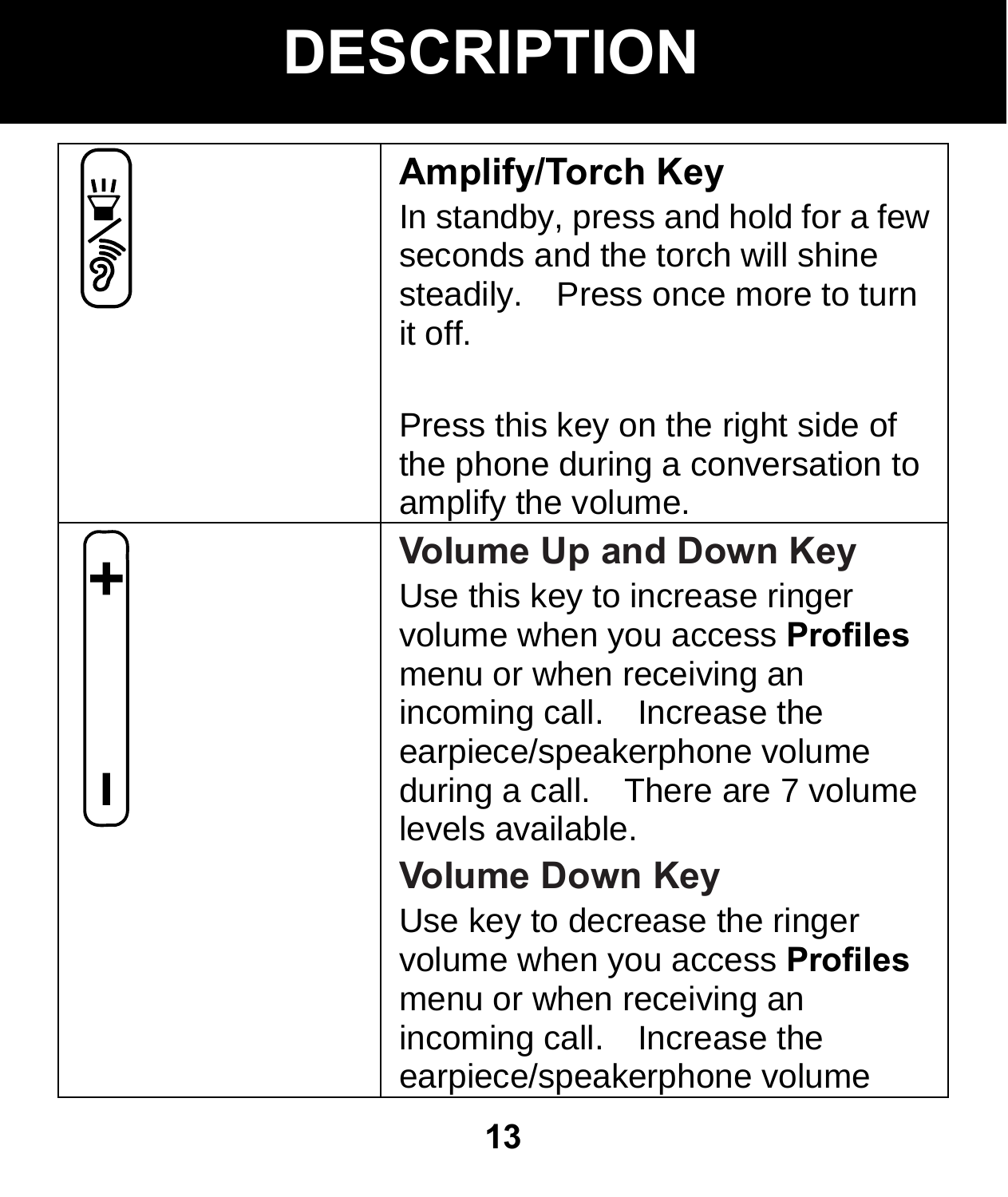# DESCRIPTION

| | |
|---|---|
| | **Amplify/Torch Key**<br>In standby, press and hold for a few seconds and the torch will shine steadily. Press once more to turn it off.<br><br>Press this key on the right side of the phone during a conversation to amplify the volume. |
| + / I | **Volume Up and Down Key**<br>Use this key to increase ringer volume when you access **Profiles** menu or when receiving an incoming call. Increase the earpiece/speakerphone volume during a call. There are 7 volume levels available.<br>**Volume Down Key**<br>Use key to decrease the ringer volume when you access **Profiles** menu or when receiving an incoming call. Increase the earpiece/speakerphone volume |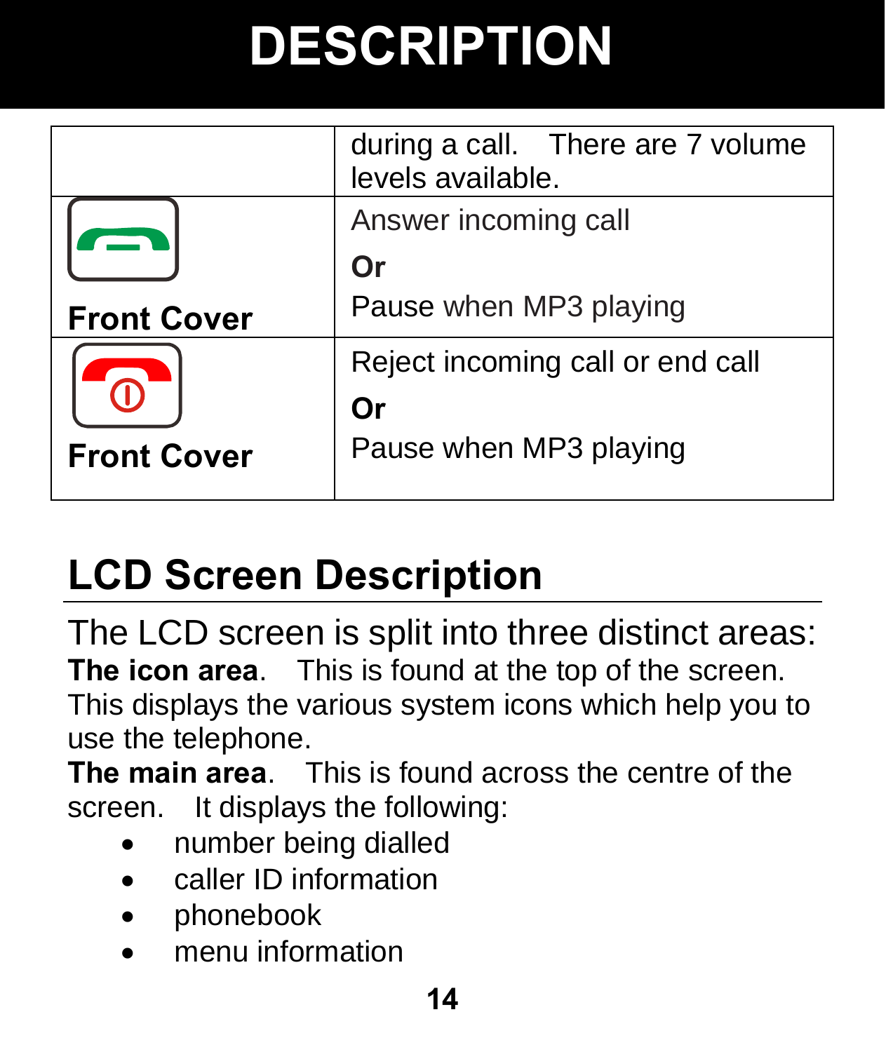# DESCRIPTION

| | |
|---|---|
| | during a call. There are 7 volume levels available. |
| Front Cover | Answer incoming call<br>**Or**<br>Pause when MP3 playing |
| Front Cover | Reject incoming call or end call<br>**Or**<br>Pause when MP3 playing |

## LCD Screen Description

The LCD screen is split into three distinct areas:

**The icon area**. This is found at the top of the screen. This displays the various system icons which help you to use the telephone.

**The main area**. This is found across the centre of the screen. It displays the following:

- number being dialled
- caller ID information
- phonebook
- menu information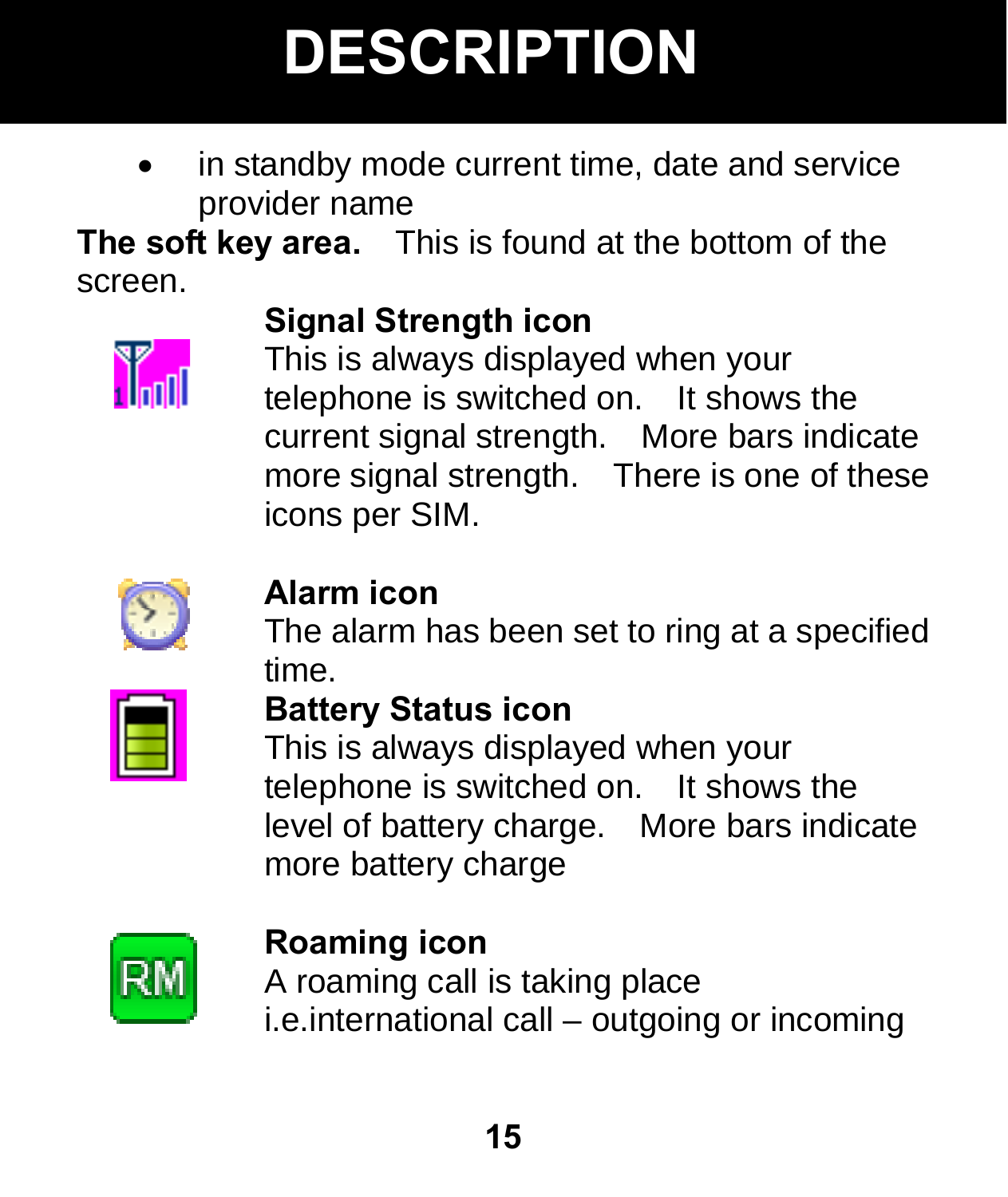# DESCRIPTION

- in standby mode current time, date and service provider name

**The soft key area.** This is found at the bottom of the screen.

**Signal Strength icon**
This is always displayed when your telephone is switched on. It shows the current signal strength. More bars indicate more signal strength. There is one of these icons per SIM.

**Alarm icon**
The alarm has been set to ring at a specified time.

**Battery Status icon**
This is always displayed when your telephone is switched on. It shows the level of battery charge. More bars indicate more battery charge

**Roaming icon**
A roaming call is taking place i.e.international call – outgoing or incoming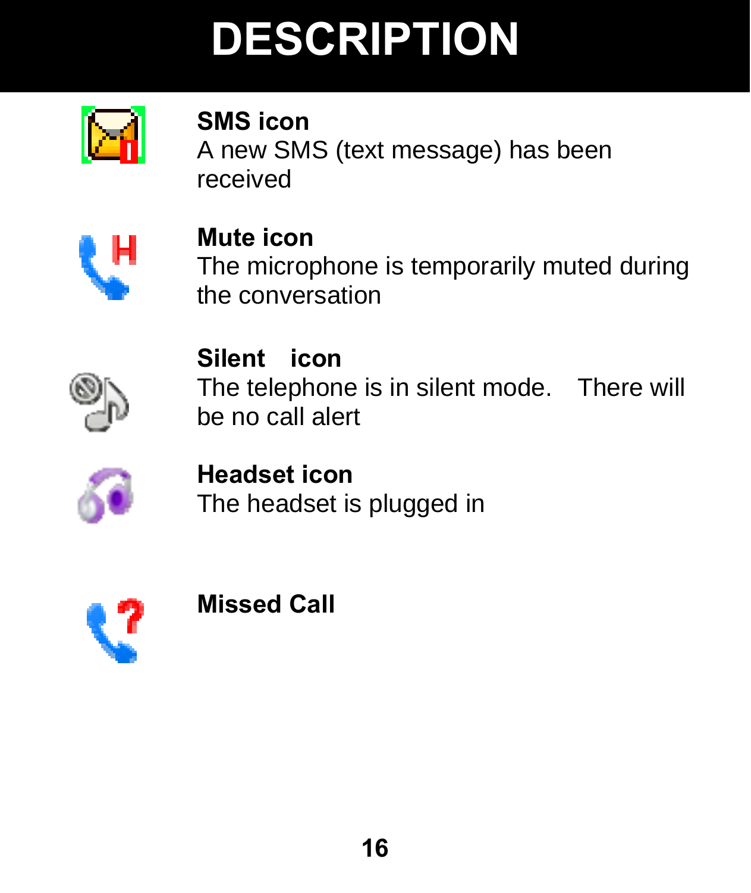# DESCRIPTION

**SMS icon**
A new SMS (text message) has been received

**Mute icon**
The microphone is temporarily muted during the conversation

**Silent icon**
The telephone is in silent mode. There will be no call alert

**Headset icon**
The headset is plugged in

**Missed Call**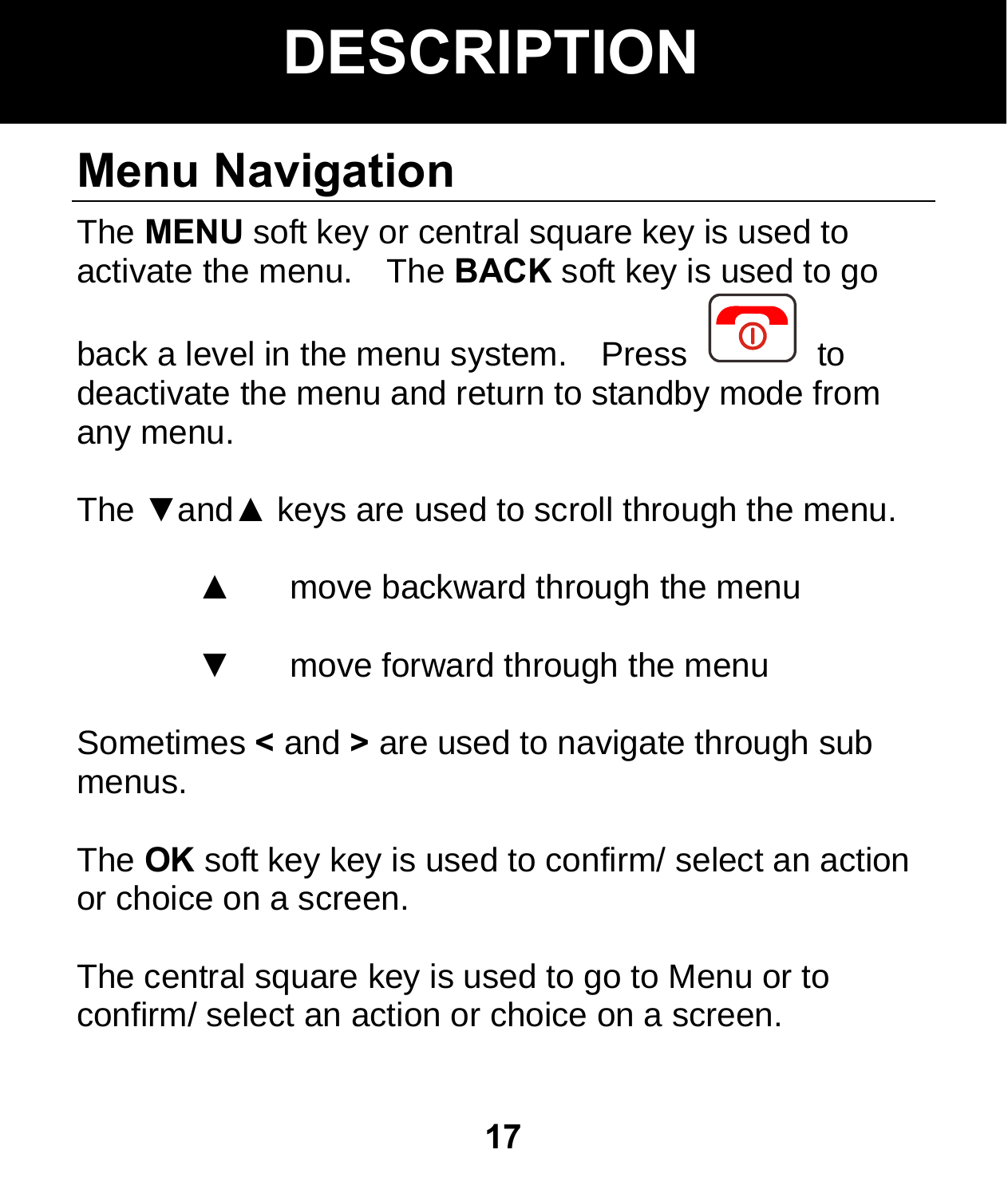# DESCRIPTION

## Menu Navigation

The **MENU** soft key or central square key is used to activate the menu. The **BACK** soft key is used to go back a level in the menu system. Press [end/power key] to deactivate the menu and return to standby mode from any menu.

The ▼and▲ keys are used to scroll through the menu.

▲ move backward through the menu

▼ move forward through the menu

Sometimes **<** and **>** are used to navigate through sub menus.

The **OK** soft key key is used to confirm/ select an action or choice on a screen.

The central square key is used to go to Menu or to confirm/ select an action or choice on a screen.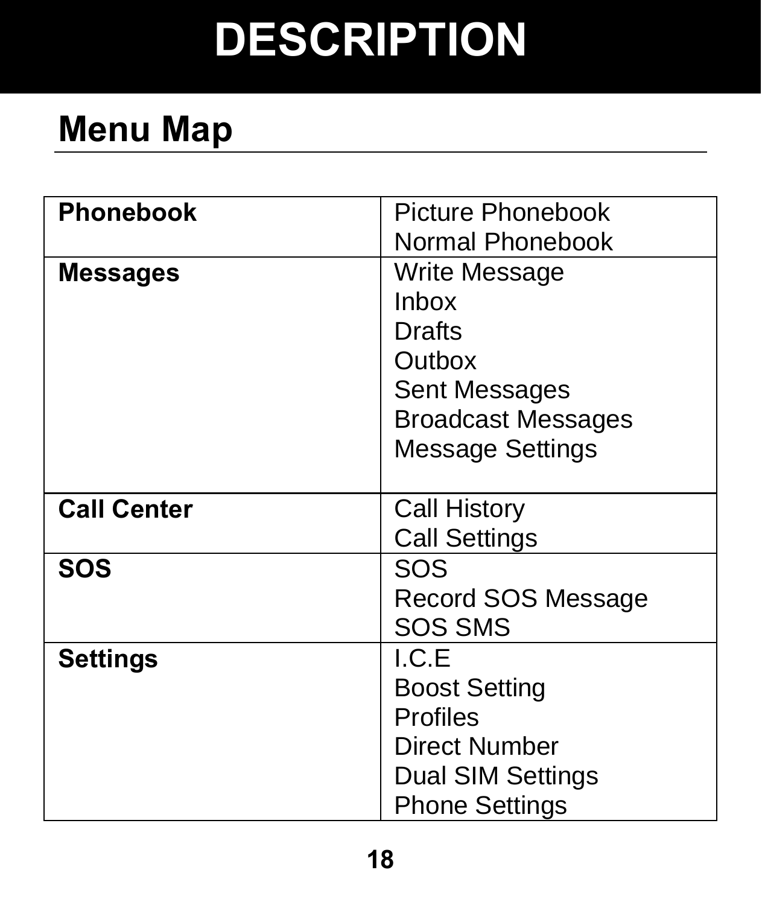# DESCRIPTION

## Menu Map

| | |
|---|---|
| **Phonebook** | Picture Phonebook<br>Normal Phonebook |
| **Messages** | Write Message<br>Inbox<br>Drafts<br>Outbox<br>Sent Messages<br>Broadcast Messages<br>Message Settings |
| **Call Center** | Call History<br>Call Settings |
| **SOS** | SOS<br>Record SOS Message<br>SOS SMS |
| **Settings** | I.C.E<br>Boost Setting<br>Profiles<br>Direct Number<br>Dual SIM Settings<br>Phone Settings |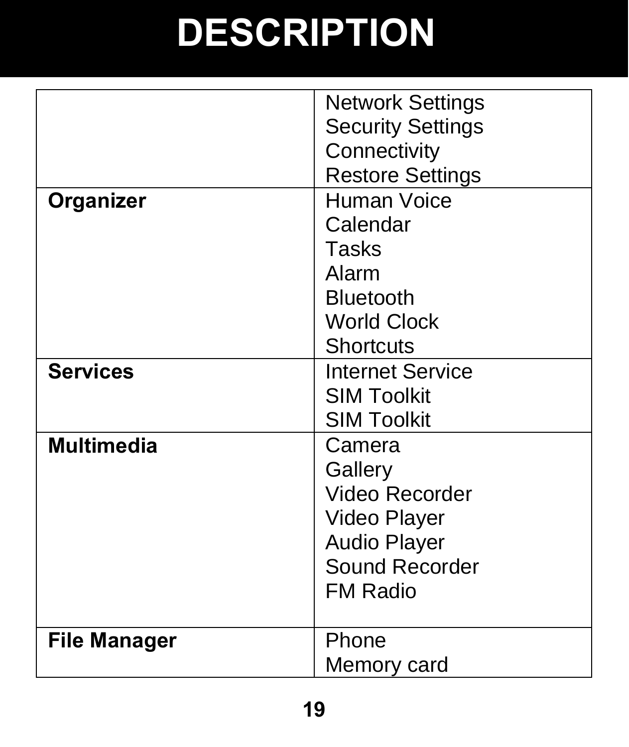# DESCRIPTION

| | |
|---|---|
| | Network Settings<br>Security Settings<br>Connectivity<br>Restore Settings |
| **Organizer** | Human Voice<br>Calendar<br>Tasks<br>Alarm<br>Bluetooth<br>World Clock<br>Shortcuts |
| **Services** | Internet Service<br>SIM Toolkit<br>SIM Toolkit |
| **Multimedia** | Camera<br>Gallery<br>Video Recorder<br>Video Player<br>Audio Player<br>Sound Recorder<br>FM Radio |
| **File Manager** | Phone<br>Memory card |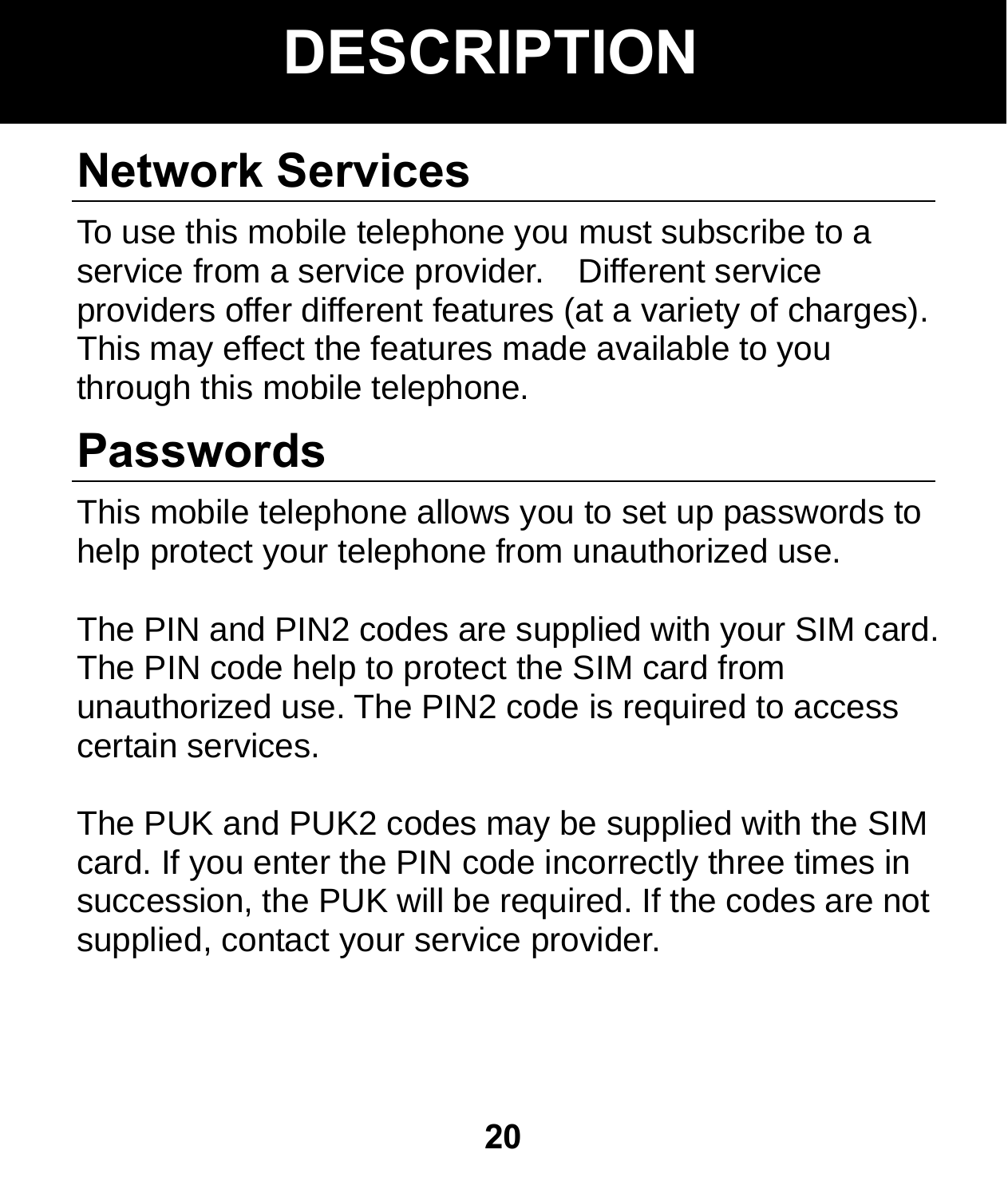# DESCRIPTION

## Network Services

To use this mobile telephone you must subscribe to a service from a service provider. Different service providers offer different features (at a variety of charges). This may effect the features made available to you through this mobile telephone.

## Passwords

This mobile telephone allows you to set up passwords to help protect your telephone from unauthorized use.

The PIN and PIN2 codes are supplied with your SIM card. The PIN code help to protect the SIM card from unauthorized use. The PIN2 code is required to access certain services.

The PUK and PUK2 codes may be supplied with the SIM card. If you enter the PIN code incorrectly three times in succession, the PUK will be required. If the codes are not supplied, contact your service provider.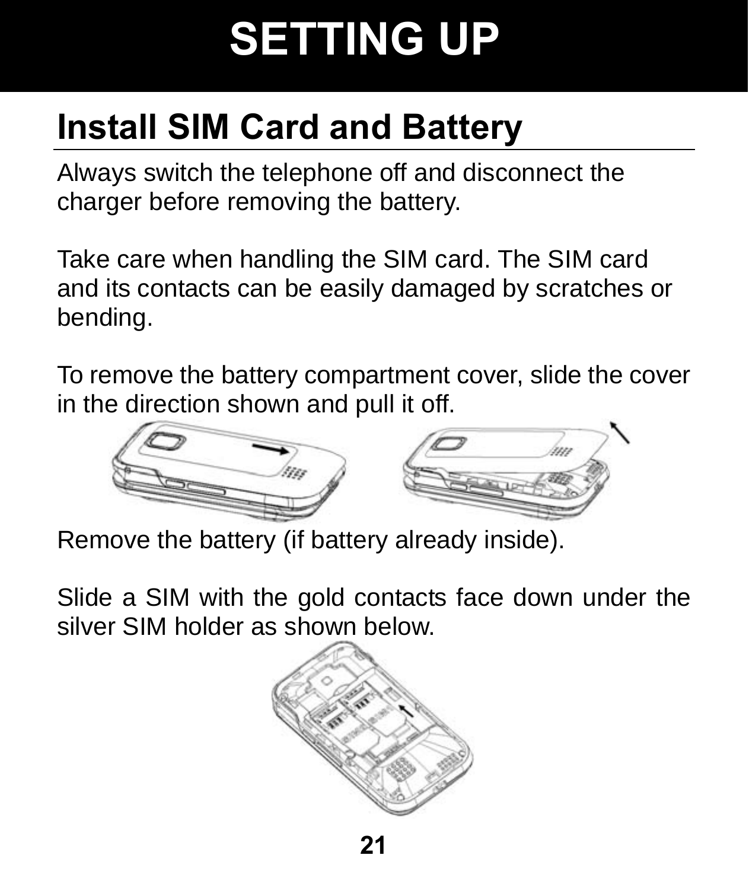# SETTING UP

## Install SIM Card and Battery

Always switch the telephone off and disconnect the charger before removing the battery.

Take care when handling the SIM card. The SIM card and its contacts can be easily damaged by scratches or bending.

To remove the battery compartment cover, slide the cover in the direction shown and pull it off.

Remove the battery (if battery already inside).

Slide a SIM with the gold contacts face down under the silver SIM holder as shown below.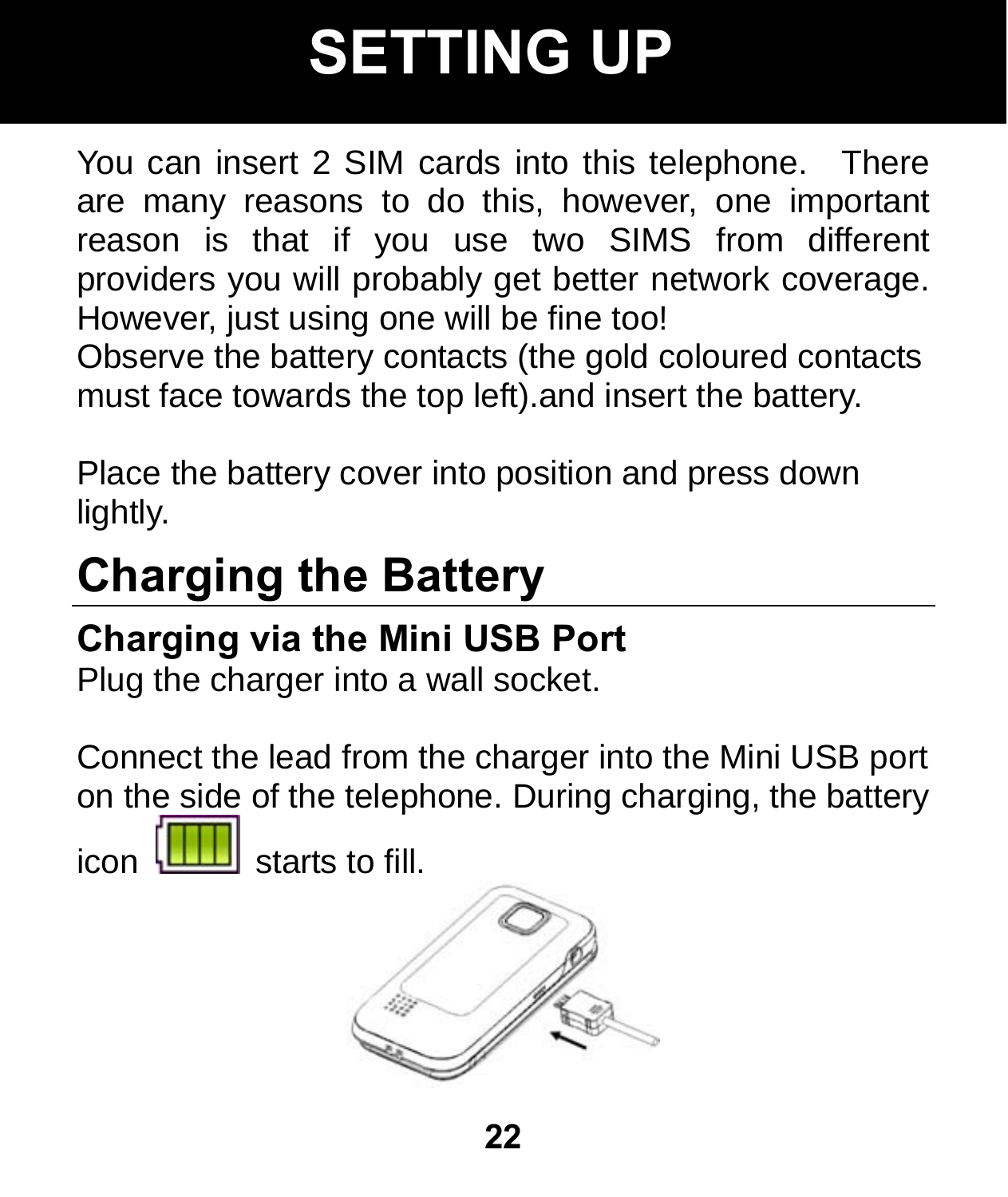# SETTING UP

You can insert 2 SIM cards into this telephone. There are many reasons to do this, however, one important reason is that if you use two SIMS from different providers you will probably get better network coverage. However, just using one will be fine too!
Observe the battery contacts (the gold coloured contacts must face towards the top left).and insert the battery.

Place the battery cover into position and press down lightly.

## Charging the Battery

### Charging via the Mini USB Port

Plug the charger into a wall socket.

Connect the lead from the charger into the Mini USB port on the side of the telephone. During charging, the battery icon starts to fill.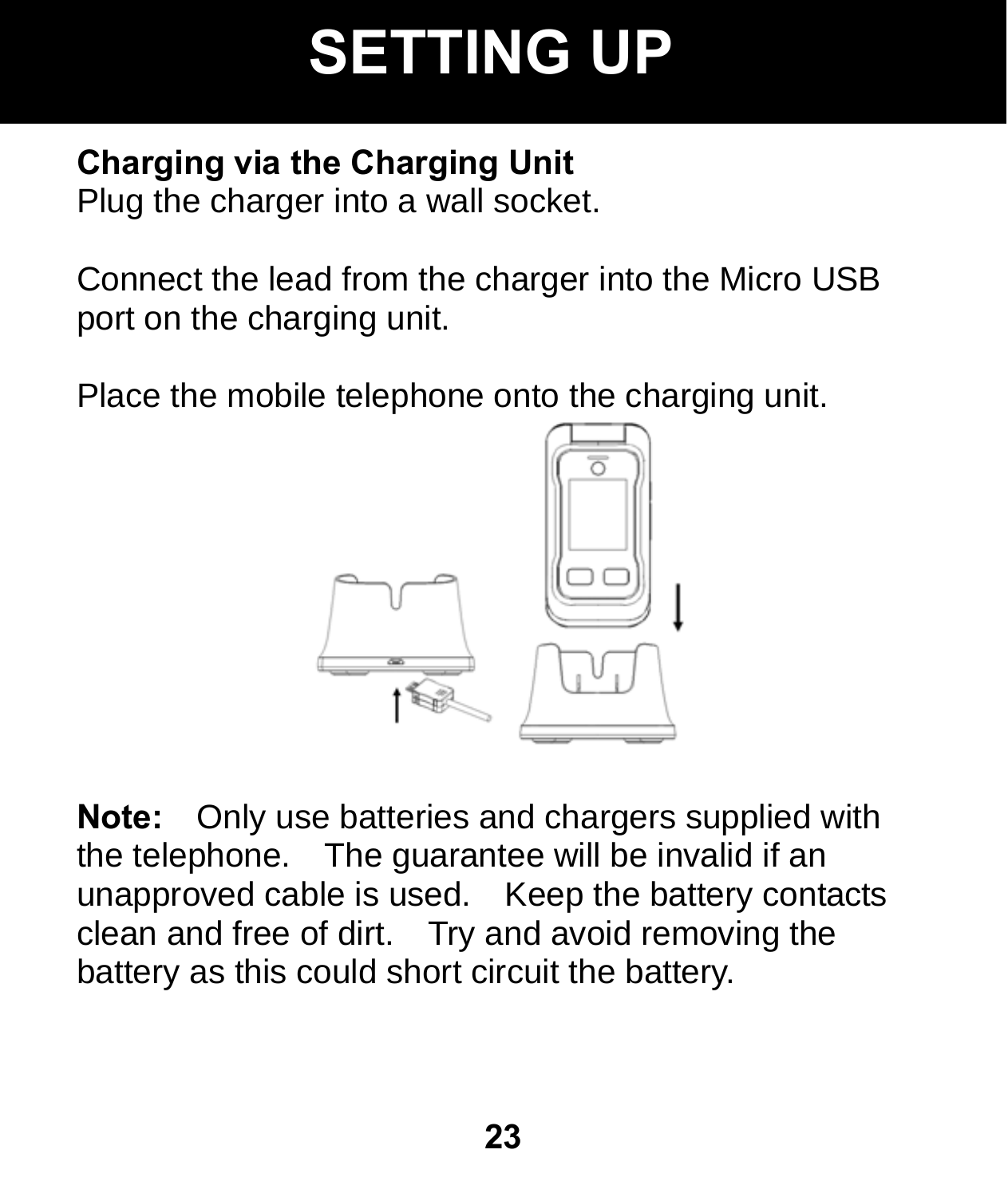# SETTING UP

**Charging via the Charging Unit**
Plug the charger into a wall socket.

Connect the lead from the charger into the Micro USB port on the charging unit.

Place the mobile telephone onto the charging unit.

**Note:** Only use batteries and chargers supplied with the telephone. The guarantee will be invalid if an unapproved cable is used. Keep the battery contacts clean and free of dirt. Try and avoid removing the battery as this could short circuit the battery.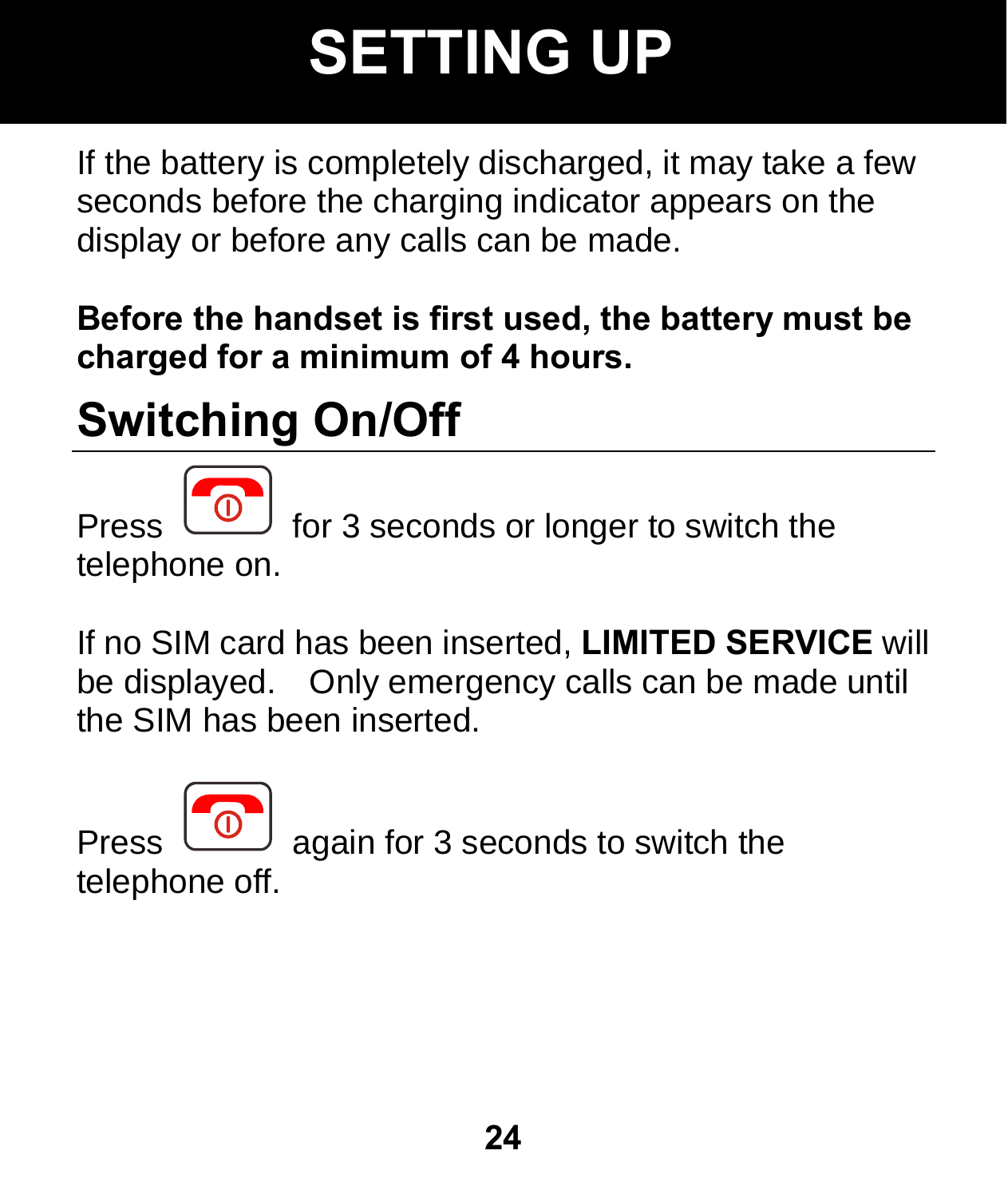# SETTING UP

If the battery is completely discharged, it may take a few seconds before the charging indicator appears on the display or before any calls can be made.

**Before the handset is first used, the battery must be charged for a minimum of 4 hours.**

## Switching On/Off

Press for 3 seconds or longer to switch the telephone on.

If no SIM card has been inserted, **LIMITED SERVICE** will be displayed. Only emergency calls can be made until the SIM has been inserted.

Press again for 3 seconds to switch the telephone off.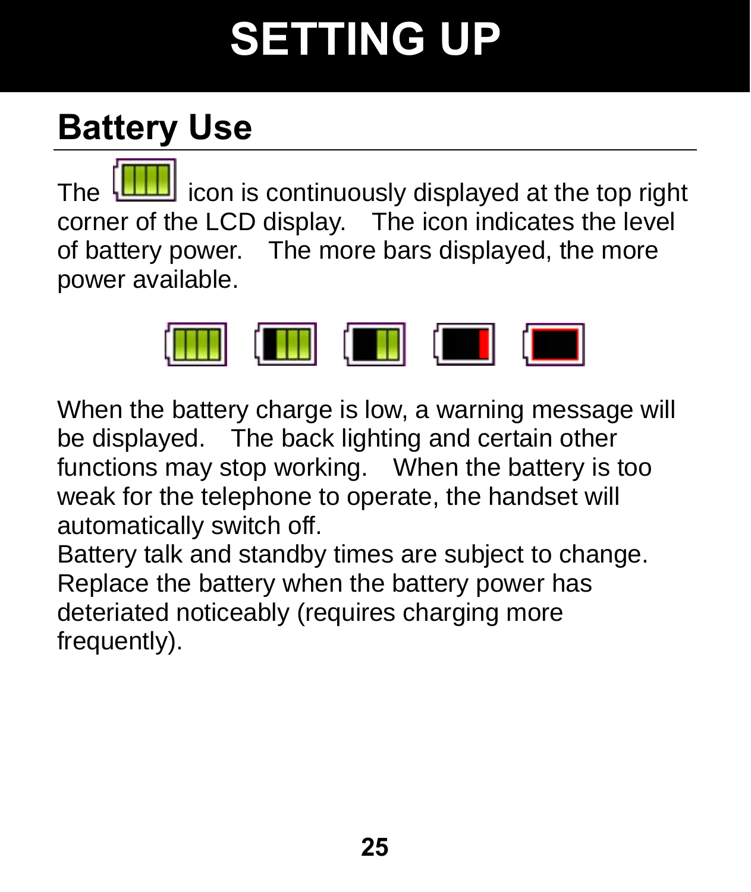# SETTING UP

## Battery Use

The icon is continuously displayed at the top right corner of the LCD display. The icon indicates the level of battery power. The more bars displayed, the more power available.

When the battery charge is low, a warning message will be displayed. The back lighting and certain other functions may stop working. When the battery is too weak for the telephone to operate, the handset will automatically switch off.

Battery talk and standby times are subject to change. Replace the battery when the battery power has deteriated noticeably (requires charging more frequently).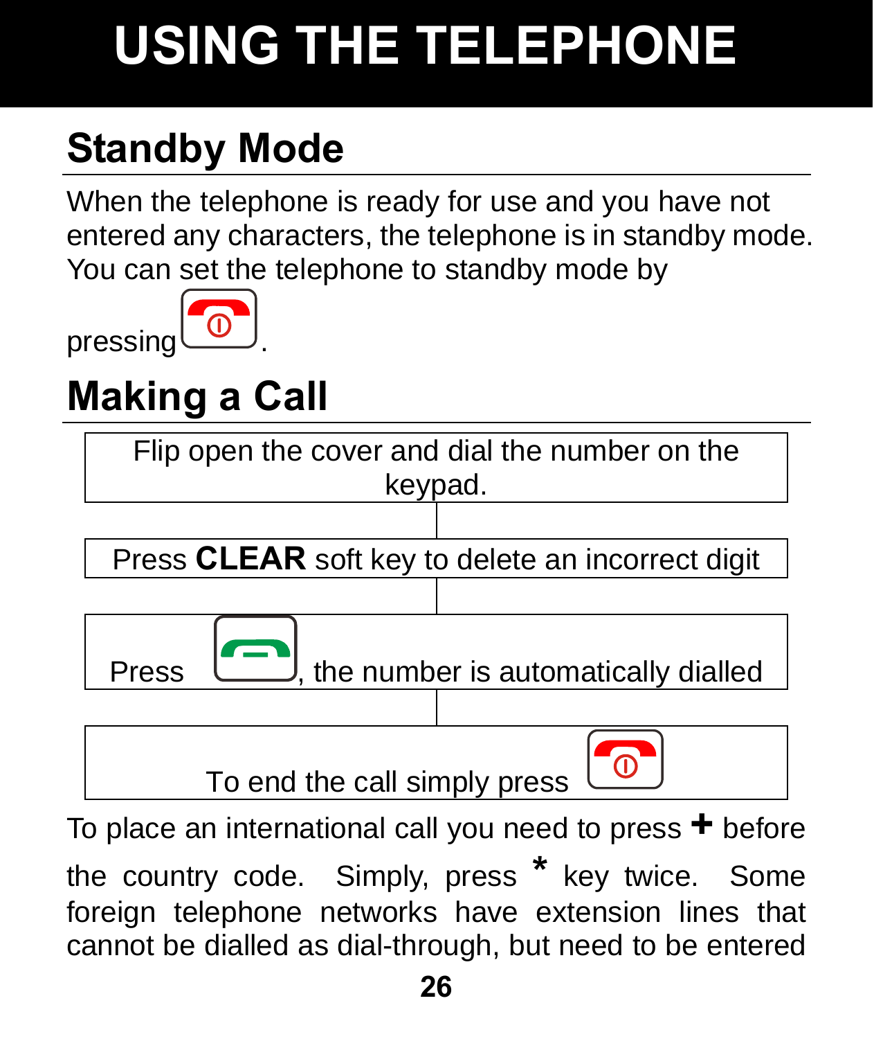# USING THE TELEPHONE

## Standby Mode

When the telephone is ready for use and you have not entered any characters, the telephone is in standby mode. You can set the telephone to standby mode by pressing .

## Making a Call

Flip open the cover and dial the number on the keypad.

Press **CLEAR** soft key to delete an incorrect digit

Press , the number is automatically dialled

To end the call simply press

To place an international call you need to press **+** before the country code. Simply, press * key twice. Some foreign telephone networks have extension lines that cannot be dialled as dial-through, but need to be entered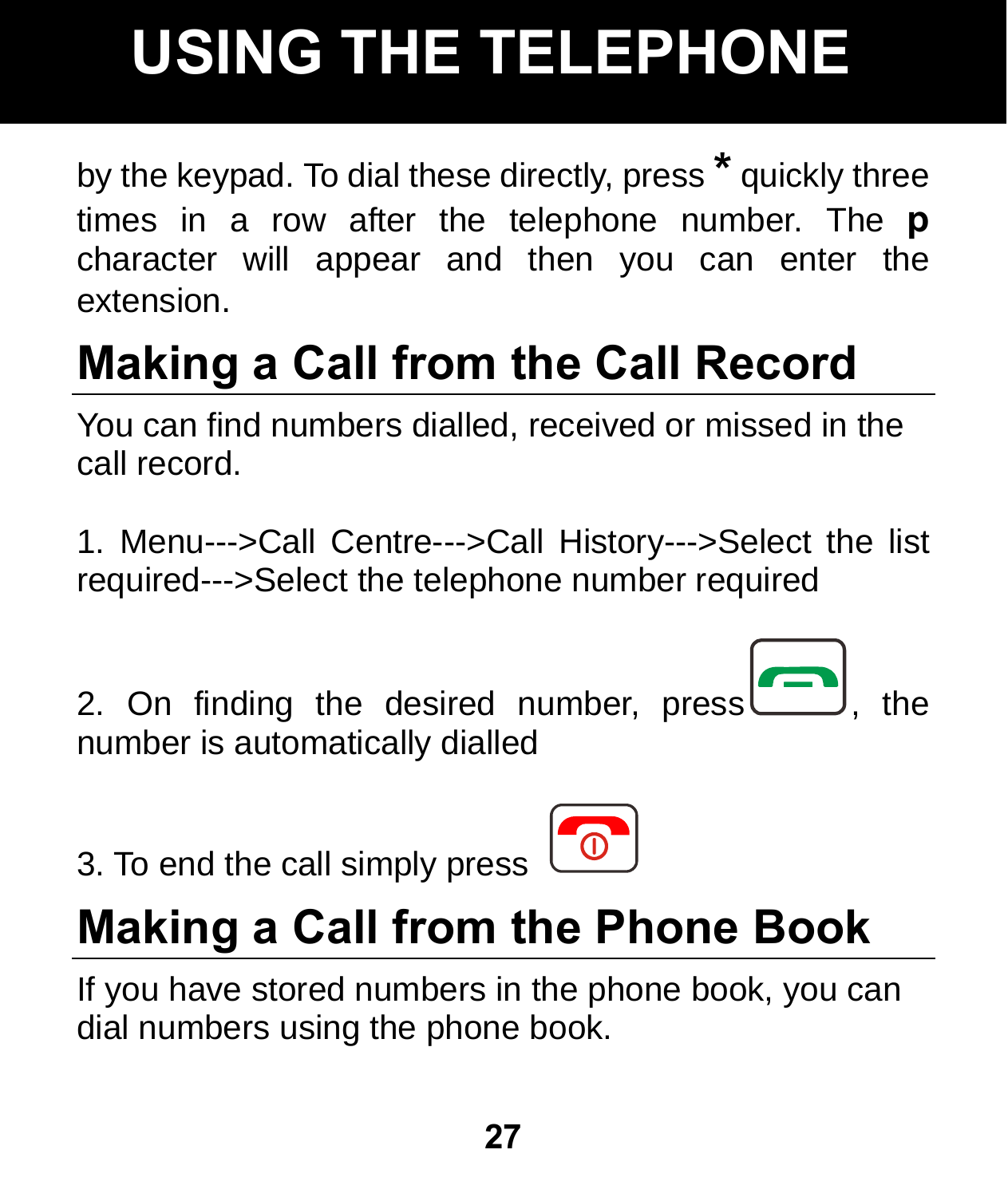by the keypad. To dial these directly, press * quickly three times in a row after the telephone number. The **p** character will appear and then you can enter the extension.

## Making a Call from the Call Record

You can find numbers dialled, received or missed in the call record.

1. Menu--->Call Centre--->Call History--->Select the list required--->Select the telephone number required

2. On finding the desired number, press , the number is automatically dialled

3. To end the call simply press

## Making a Call from the Phone Book

If you have stored numbers in the phone book, you can dial numbers using the phone book.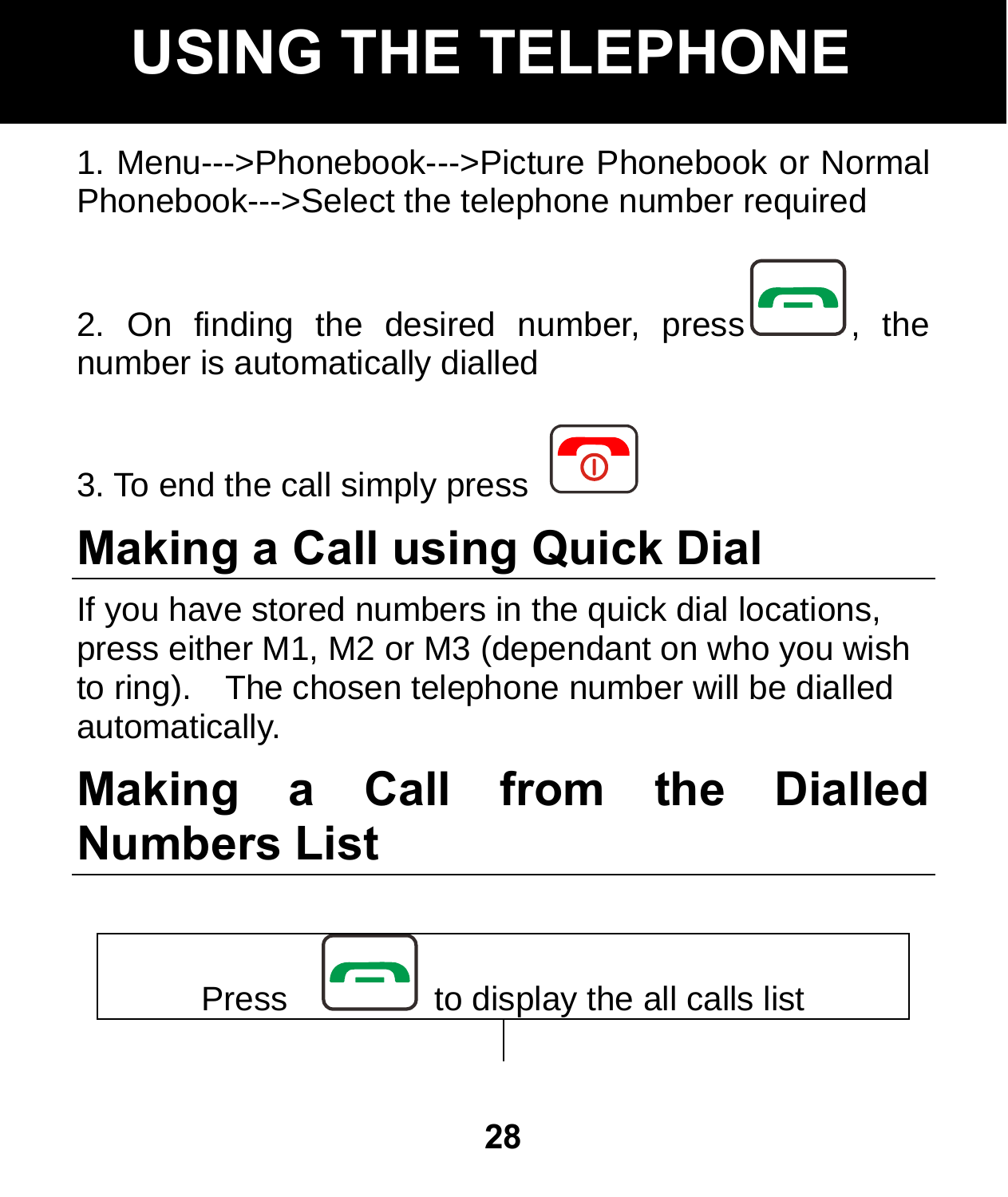# USING THE TELEPHONE

1. Menu--->Phonebook--->Picture Phonebook or Normal Phonebook--->Select the telephone number required

2. On finding the desired number, press , the number is automatically dialled

3. To end the call simply press

## Making a Call using Quick Dial

If you have stored numbers in the quick dial locations, press either M1, M2 or M3 (dependant on who you wish to ring). The chosen telephone number will be dialled automatically.

## Making a Call from the Dialled Numbers List

Press to display the all calls list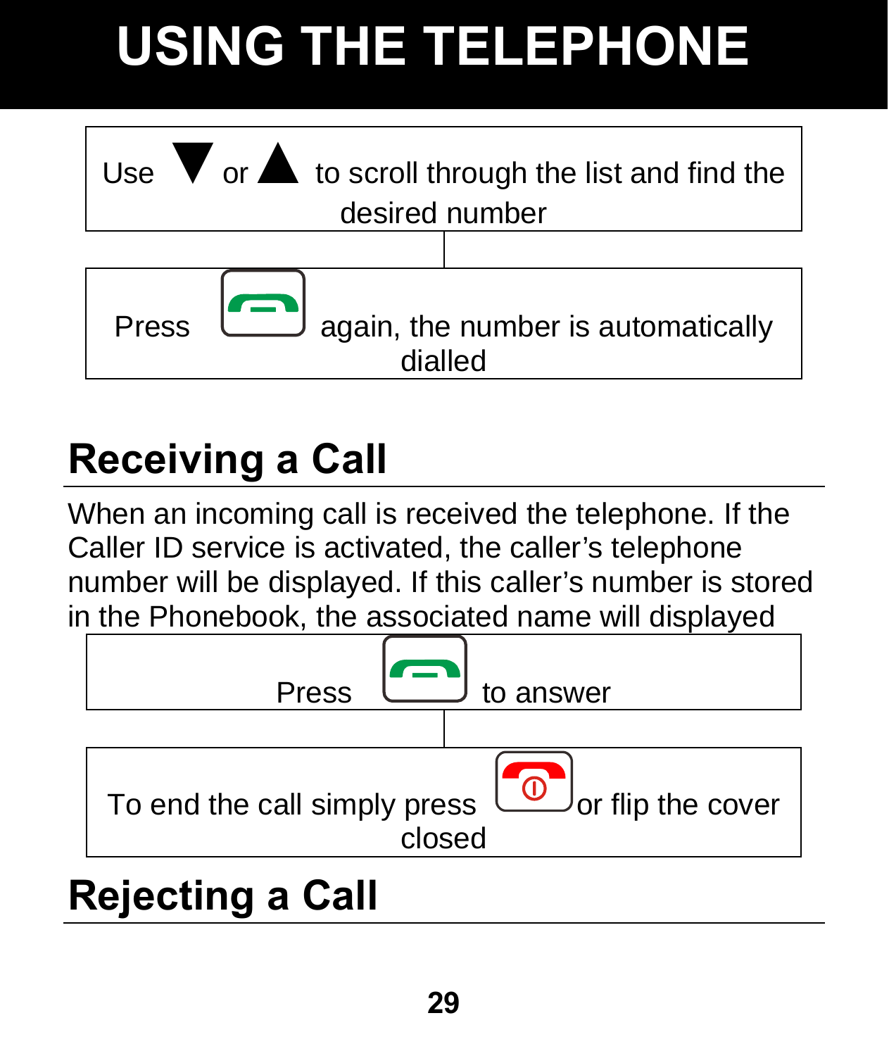# USING THE TELEPHONE

Use ▼ or ▲ to scroll through the list and find the desired number

Press [call key] again, the number is automatically dialled

## Receiving a Call

When an incoming call is received the telephone. If the Caller ID service is activated, the caller's telephone number will be displayed. If this caller's number is stored in the Phonebook, the associated name will displayed

Press [call key] to answer

To end the call simply press [end key] or flip the cover closed

## Rejecting a Call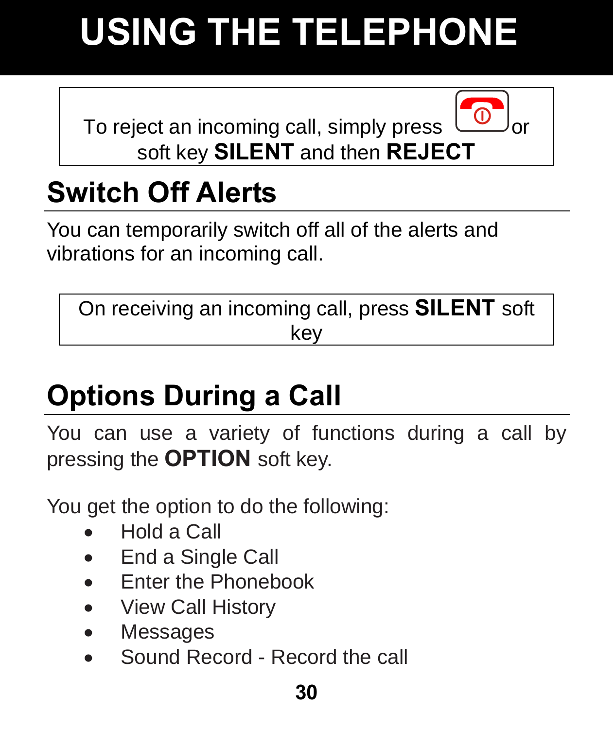# USING THE TELEPHONE

To reject an incoming call, simply press [end call key] or soft key **SILENT** and then **REJECT**

## Switch Off Alerts

You can temporarily switch off all of the alerts and vibrations for an incoming call.

On receiving an incoming call, press **SILENT** soft key

## Options During a Call

You can use a variety of functions during a call by pressing the **OPTION** soft key.

You get the option to do the following:

- Hold a Call
- End a Single Call
- Enter the Phonebook
- View Call History
- Messages
- Sound Record - Record the call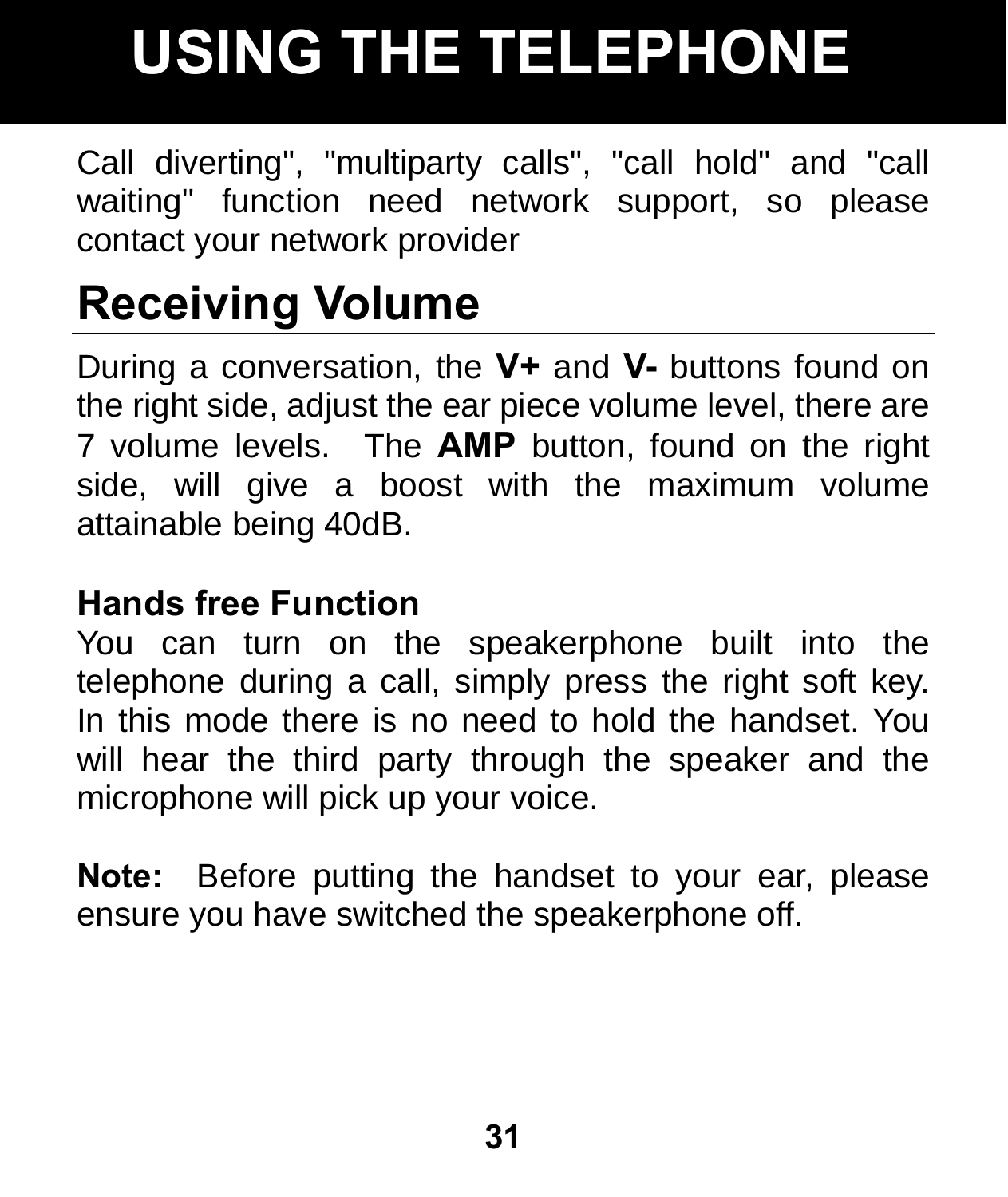# USING THE TELEPHONE

Call diverting", "multiparty calls", "call hold" and "call waiting" function need network support, so please contact your network provider

## Receiving Volume

During a conversation, the **V+** and **V-** buttons found on the right side, adjust the ear piece volume level, there are 7 volume levels. The **AMP** button, found on the right side, will give a boost with the maximum volume attainable being 40dB.

### Hands free Function

You can turn on the speakerphone built into the telephone during a call, simply press the right soft key. In this mode there is no need to hold the handset. You will hear the third party through the speaker and the microphone will pick up your voice.

**Note:** Before putting the handset to your ear, please ensure you have switched the speakerphone off.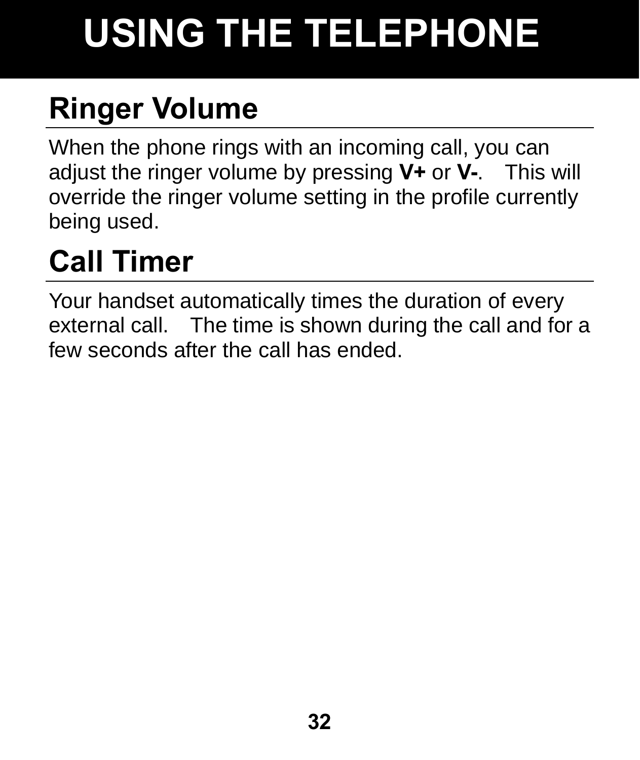# USING THE TELEPHONE

## Ringer Volume

When the phone rings with an incoming call, you can adjust the ringer volume by pressing **V+** or **V-**. This will override the ringer volume setting in the profile currently being used.

## Call Timer

Your handset automatically times the duration of every external call. The time is shown during the call and for a few seconds after the call has ended.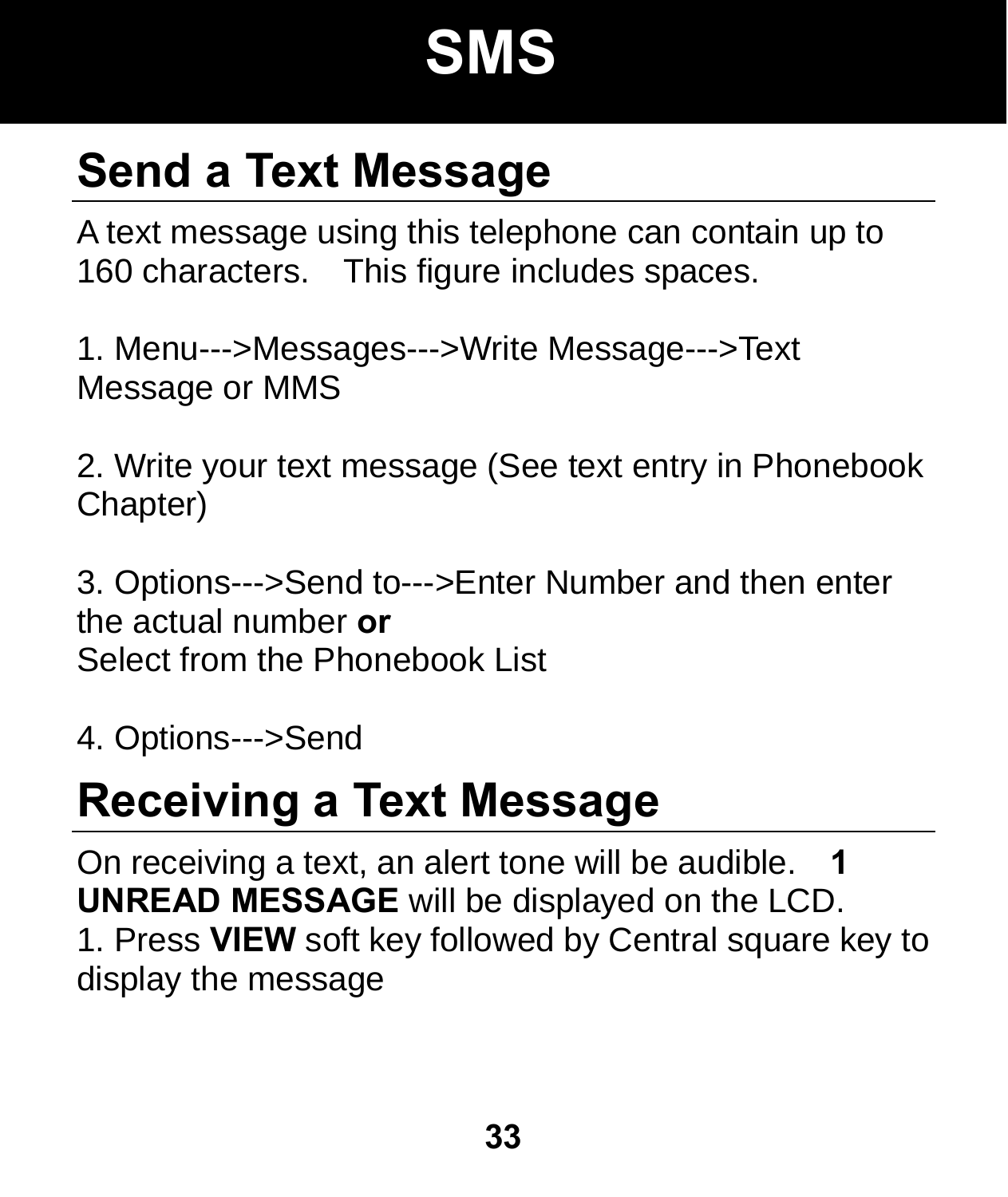# SMS

## Send a Text Message

A text message using this telephone can contain up to 160 characters. This figure includes spaces.

1. Menu--->Messages--->Write Message--->Text Message or MMS

2. Write your text message (See text entry in Phonebook Chapter)

3. Options--->Send to--->Enter Number and then enter the actual number **or**
Select from the Phonebook List

4. Options--->Send

## Receiving a Text Message

On receiving a text, an alert tone will be audible. **1 UNREAD MESSAGE** will be displayed on the LCD.
1. Press **VIEW** soft key followed by Central square key to display the message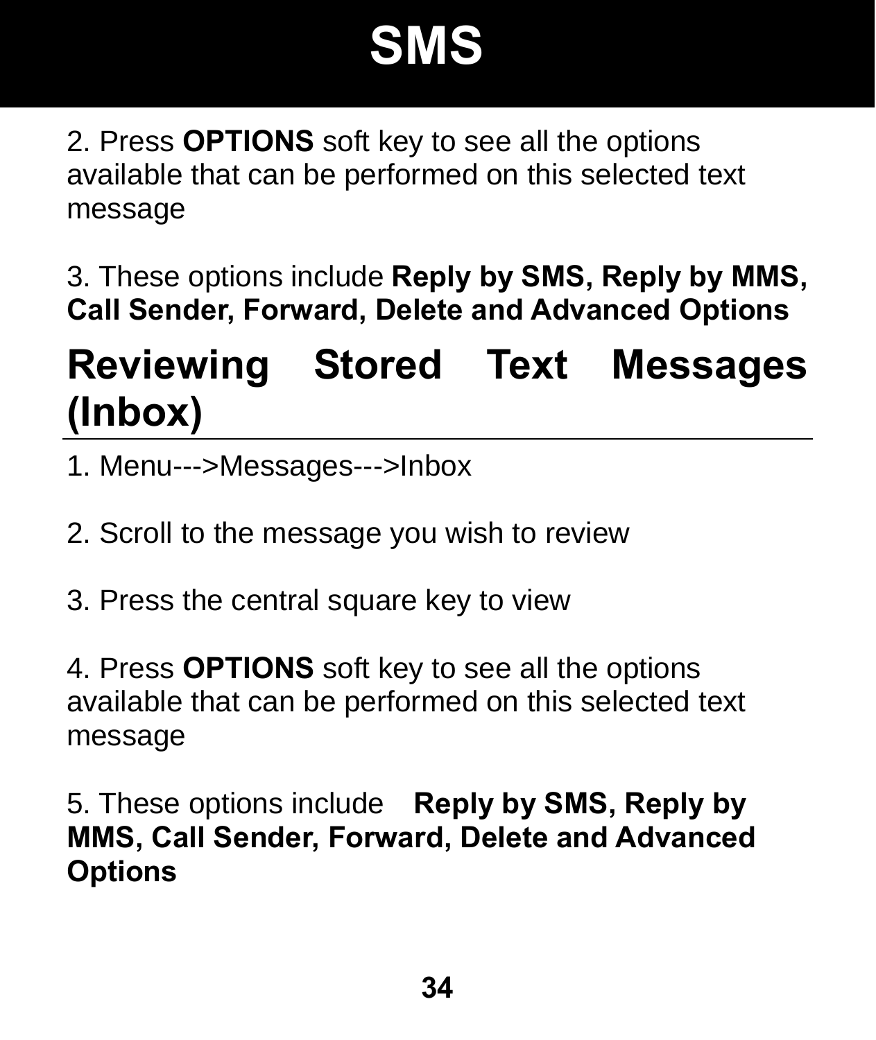# SMS

2. Press **OPTIONS** soft key to see all the options available that can be performed on this selected text message

3. These options include **Reply by SMS, Reply by MMS, Call Sender, Forward, Delete and Advanced Options**

## Reviewing Stored Text Messages (Inbox)

1. Menu--->Messages--->Inbox

2. Scroll to the message you wish to review

3. Press the central square key to view

4. Press **OPTIONS** soft key to see all the options available that can be performed on this selected text message

5. These options include **Reply by SMS, Reply by MMS, Call Sender, Forward, Delete and Advanced Options**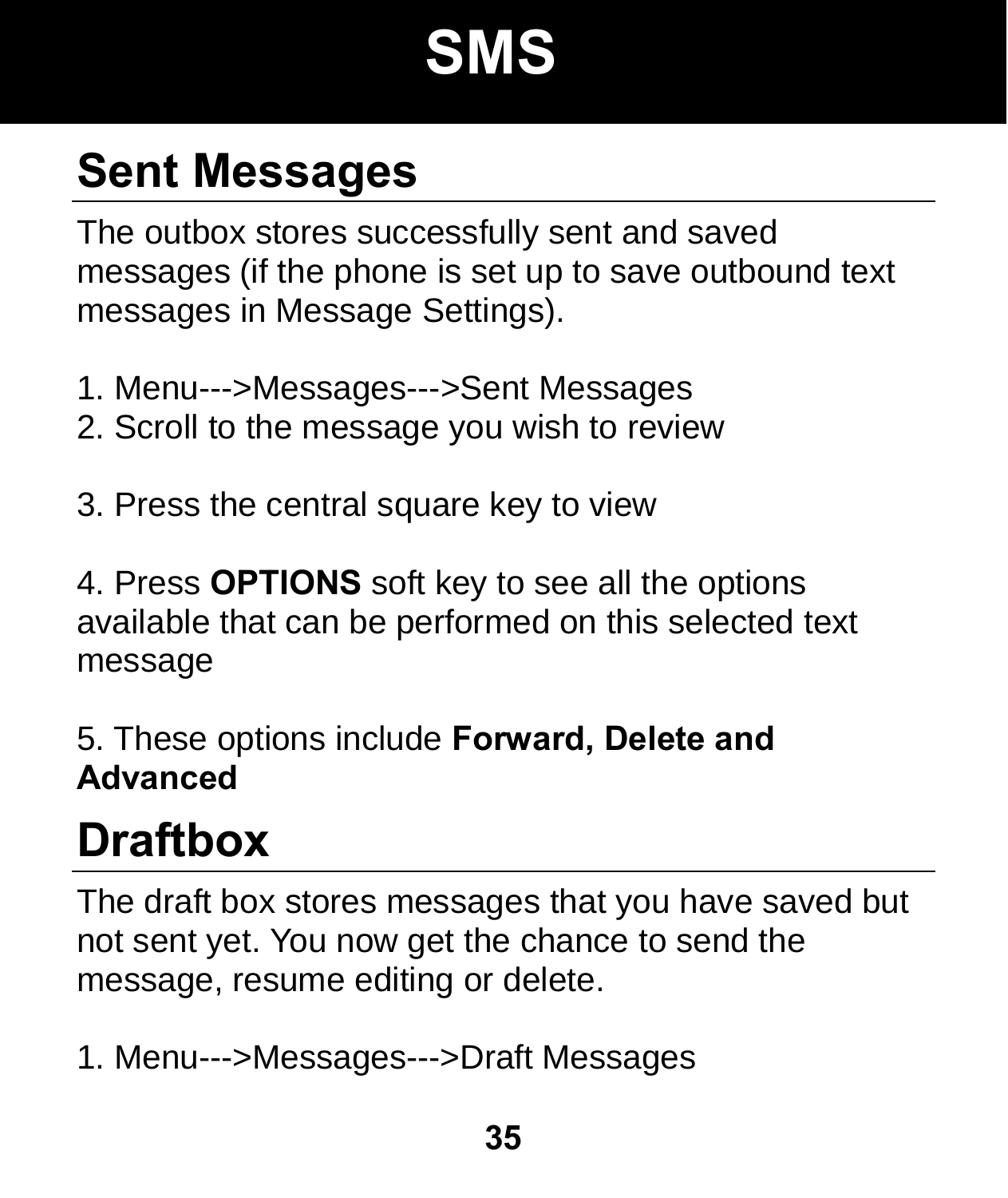# SMS

## Sent Messages

The outbox stores successfully sent and saved messages (if the phone is set up to save outbound text messages in Message Settings).

1. Menu--->Messages--->Sent Messages
2. Scroll to the message you wish to review

3. Press the central square key to view

4. Press **OPTIONS** soft key to see all the options available that can be performed on this selected text message

5. These options include **Forward, Delete and Advanced**

## Draftbox

The draft box stores messages that you have saved but not sent yet. You now get the chance to send the message, resume editing or delete.

1. Menu--->Messages--->Draft Messages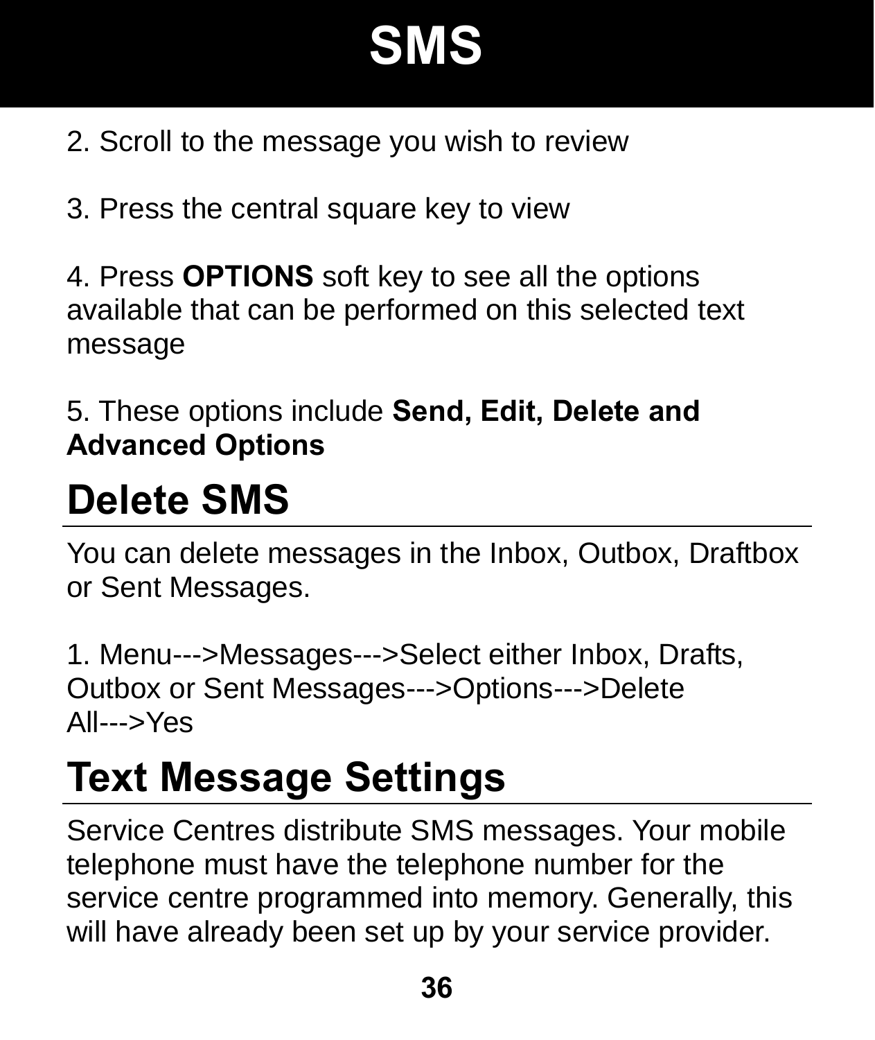# SMS

2. Scroll to the message you wish to review

3. Press the central square key to view

4. Press **OPTIONS** soft key to see all the options available that can be performed on this selected text message

5. These options include **Send, Edit, Delete and Advanced Options**

## Delete SMS

You can delete messages in the Inbox, Outbox, Draftbox or Sent Messages.

1. Menu--->Messages--->Select either Inbox, Drafts, Outbox or Sent Messages--->Options--->Delete All--->Yes

## Text Message Settings

Service Centres distribute SMS messages. Your mobile telephone must have the telephone number for the service centre programmed into memory. Generally, this will have already been set up by your service provider.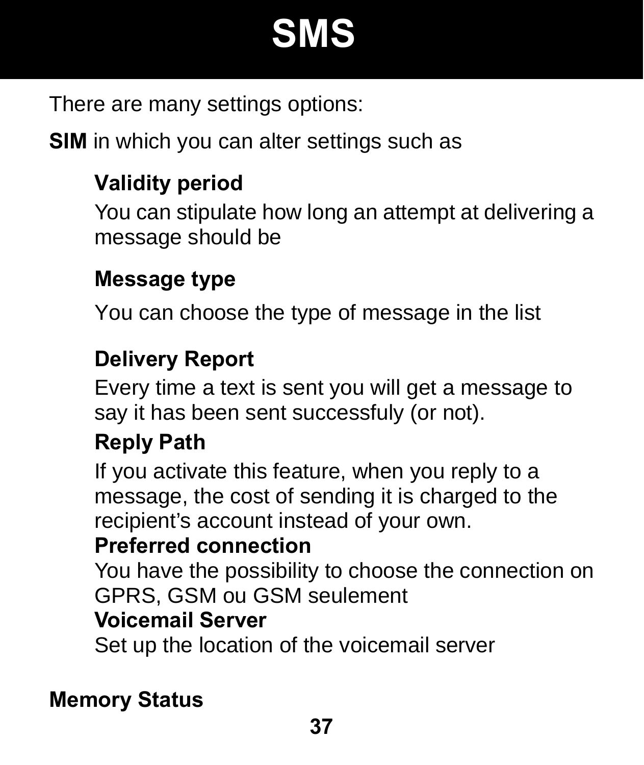# SMS

There are many settings options:

**SIM** in which you can alter settings such as

**Validity period**

You can stipulate how long an attempt at delivering a message should be

**Message type**

You can choose the type of message in the list

**Delivery Report**

Every time a text is sent you will get a message to say it has been sent successfuly (or not).

**Reply Path**

If you activate this feature, when you reply to a message, the cost of sending it is charged to the recipient’s account instead of your own.

**Preferred connection**

You have the possibility to choose the connection on GPRS, GSM ou GSM seulement

**Voicemail Server**

Set up the location of the voicemail server

**Memory Status**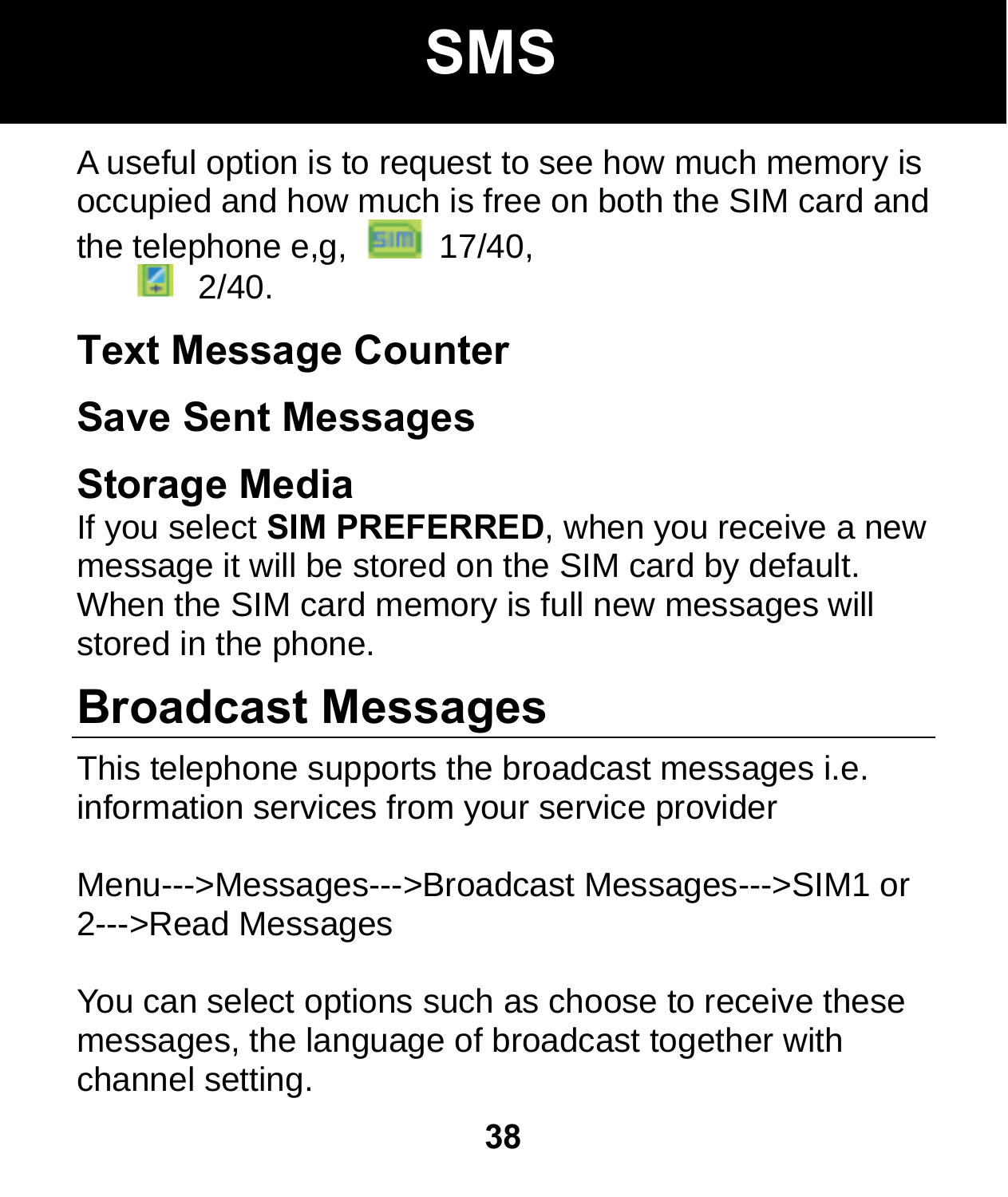# SMS

A useful option is to request to see how much memory is occupied and how much is free on both the SIM card and the telephone e,g, 17/40,
2/40.

### Text Message Counter

### Save Sent Messages

### Storage Media

If you select **SIM PREFERRED**, when you receive a new message it will be stored on the SIM card by default. When the SIM card memory is full new messages will stored in the phone.

## Broadcast Messages

This telephone supports the broadcast messages i.e. information services from your service provider

Menu--->Messages--->Broadcast Messages--->SIM1 or 2--->Read Messages

You can select options such as choose to receive these messages, the language of broadcast together with channel setting.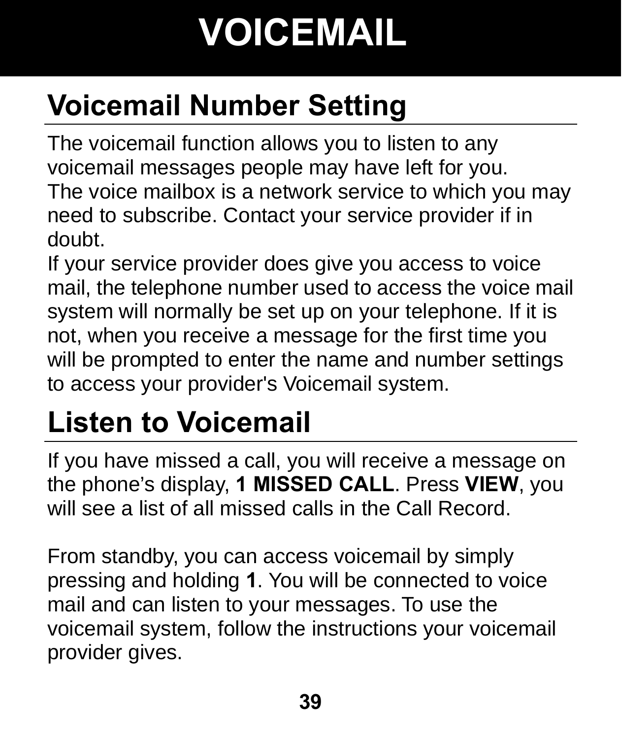# VOICEMAIL

## Voicemail Number Setting

The voicemail function allows you to listen to any voicemail messages people may have left for you.
The voice mailbox is a network service to which you may need to subscribe. Contact your service provider if in doubt.
If your service provider does give you access to voice mail, the telephone number used to access the voice mail system will normally be set up on your telephone. If it is not, when you receive a message for the first time you will be prompted to enter the name and number settings to access your provider's Voicemail system.

## Listen to Voicemail

If you have missed a call, you will receive a message on the phone's display, **1 MISSED CALL**. Press **VIEW**, you will see a list of all missed calls in the Call Record.

From standby, you can access voicemail by simply pressing and holding **1**. You will be connected to voice mail and can listen to your messages. To use the voicemail system, follow the instructions your voicemail provider gives.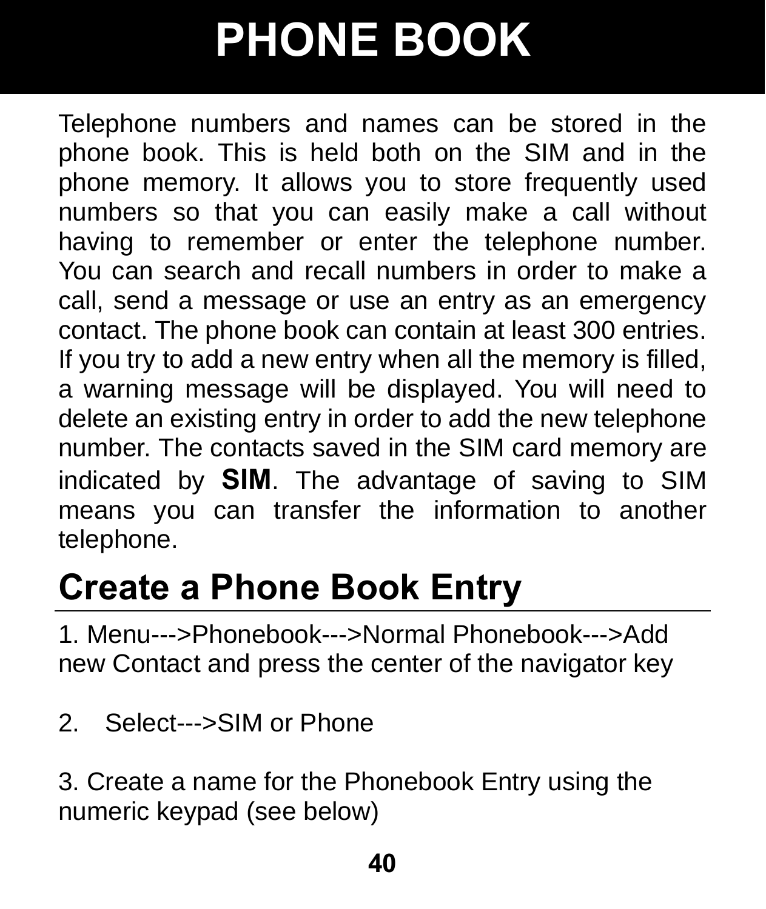# PHONE BOOK

Telephone numbers and names can be stored in the phone book. This is held both on the SIM and in the phone memory. It allows you to store frequently used numbers so that you can easily make a call without having to remember or enter the telephone number. You can search and recall numbers in order to make a call, send a message or use an entry as an emergency contact. The phone book can contain at least 300 entries. If you try to add a new entry when all the memory is filled, a warning message will be displayed. You will need to delete an existing entry in order to add the new telephone number. The contacts saved in the SIM card memory are indicated by **SIM**. The advantage of saving to SIM means you can transfer the information to another telephone.

## Create a Phone Book Entry

1. Menu--->Phonebook--->Normal Phonebook--->Add new Contact and press the center of the navigator key

2. Select--->SIM or Phone

3. Create a name for the Phonebook Entry using the numeric keypad (see below)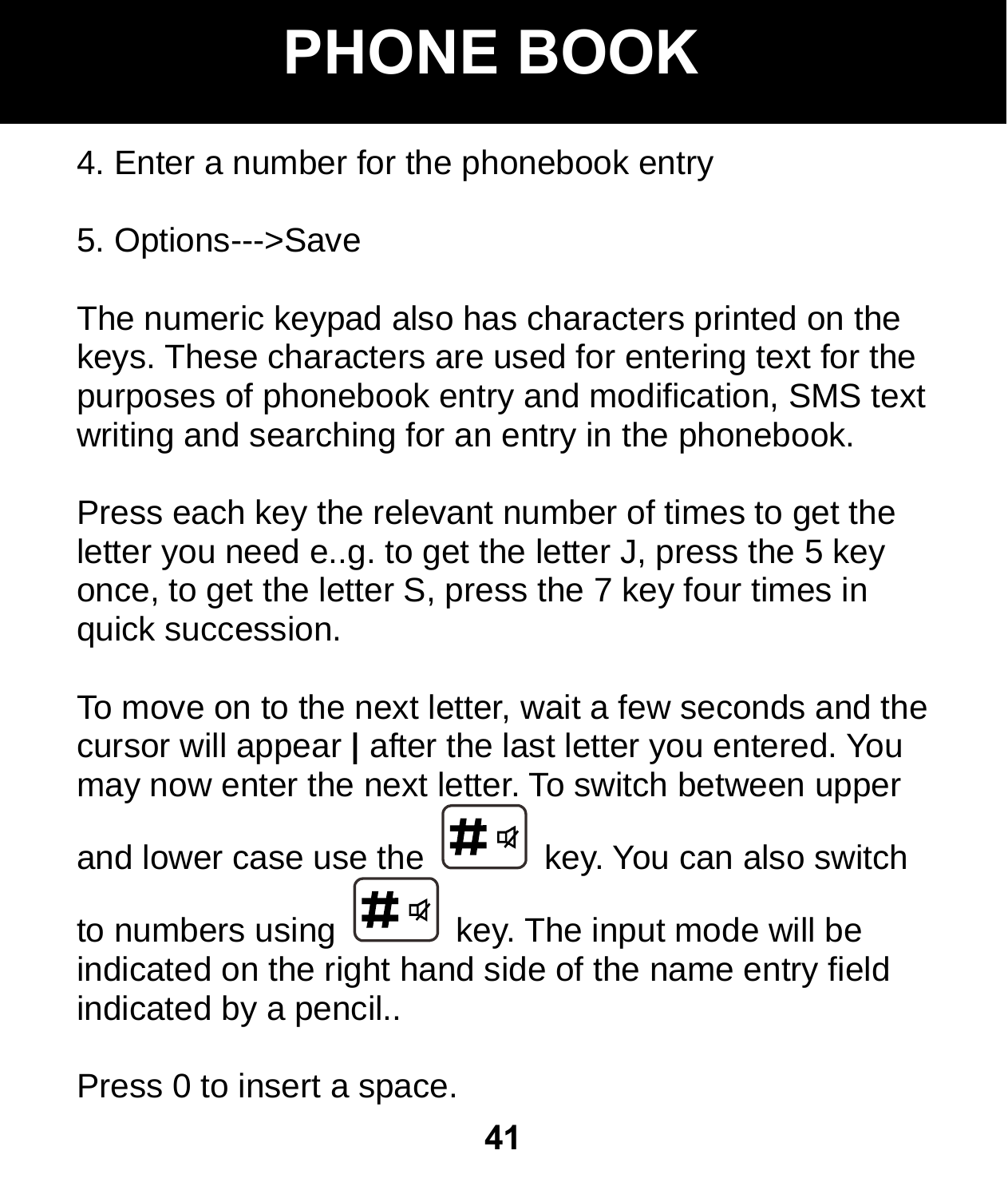# PHONE BOOK

4. Enter a number for the phonebook entry

5. Options--->Save

The numeric keypad also has characters printed on the keys. These characters are used for entering text for the purposes of phonebook entry and modification, SMS text writing and searching for an entry in the phonebook.

Press each key the relevant number of times to get the letter you need e..g. to get the letter J, press the 5 key once, to get the letter S, press the 7 key four times in quick succession.

To move on to the next letter, wait a few seconds and the cursor will appear **|** after the last letter you entered. You may now enter the next letter. To switch between upper and lower case use the # key. You can also switch to numbers using # key. The input mode will be indicated on the right hand side of the name entry field indicated by a pencil..

Press 0 to insert a space.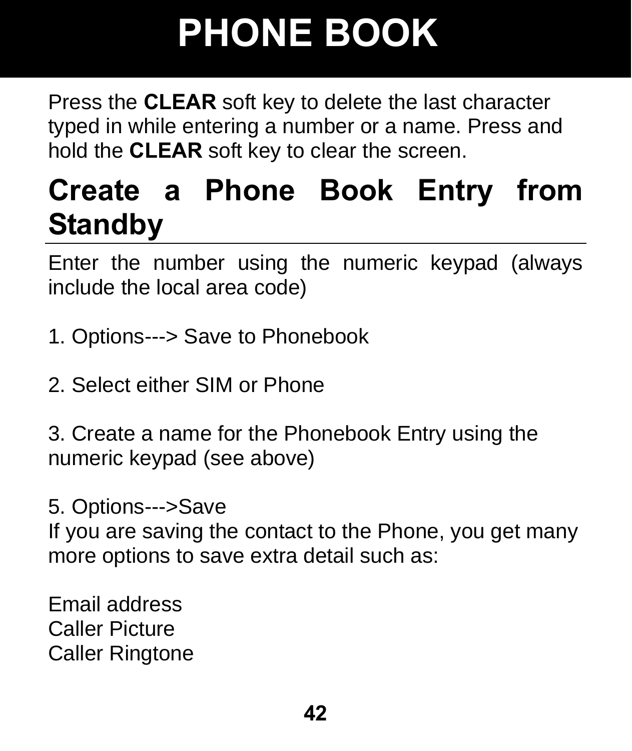# PHONE BOOK

Press the **CLEAR** soft key to delete the last character typed in while entering a number or a name. Press and hold the **CLEAR** soft key to clear the screen.

## Create a Phone Book Entry from Standby

Enter the number using the numeric keypad (always include the local area code)

1. Options---> Save to Phonebook

2. Select either SIM or Phone

3. Create a name for the Phonebook Entry using the numeric keypad (see above)

5. Options--->Save

If you are saving the contact to the Phone, you get many more options to save extra detail such as:

Email address
Caller Picture
Caller Ringtone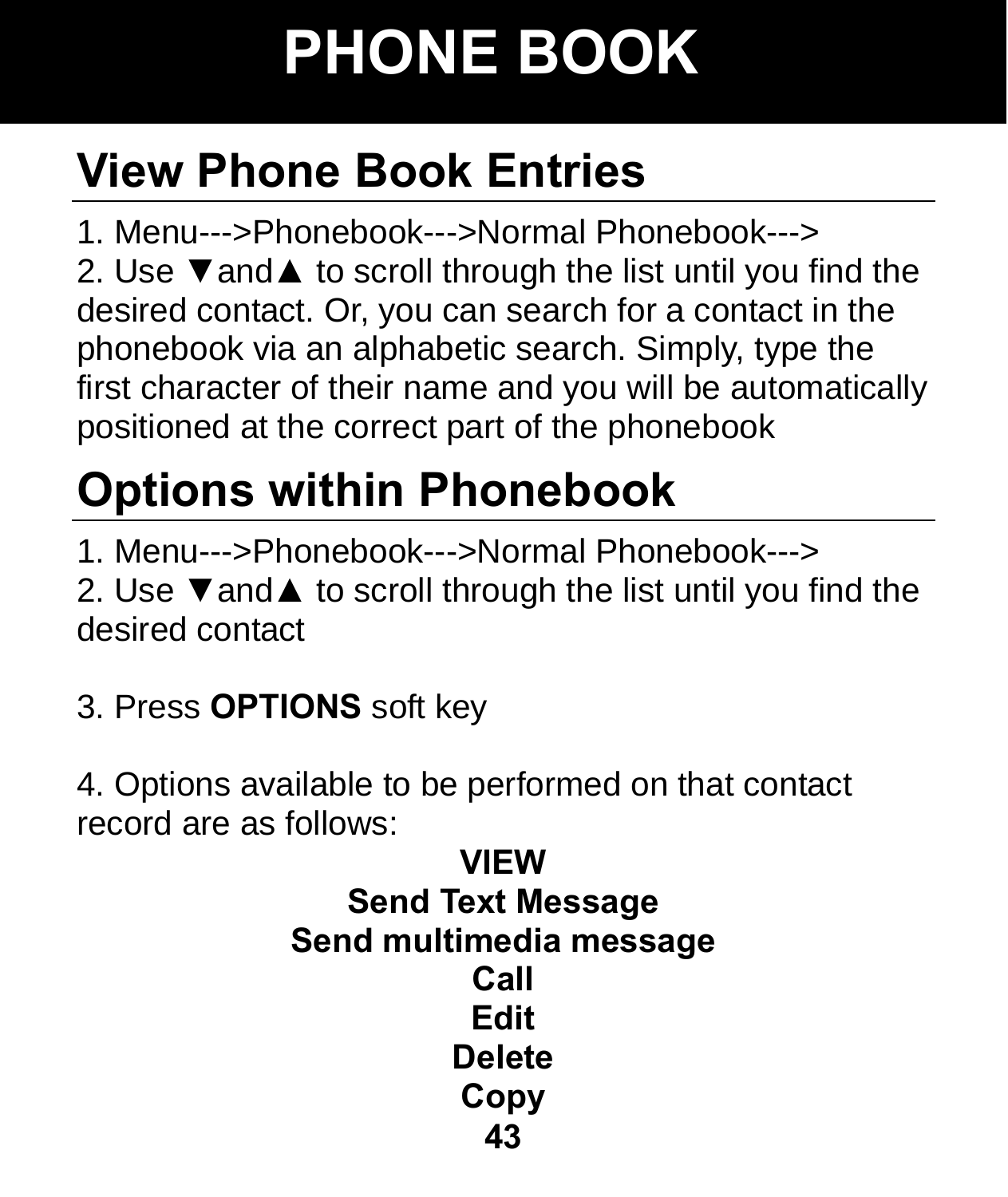# PHONE BOOK

## View Phone Book Entries

1. Menu--->Phonebook--->Normal Phonebook--->
2. Use ▼and▲ to scroll through the list until you find the desired contact. Or, you can search for a contact in the phonebook via an alphabetic search. Simply, type the first character of their name and you will be automatically positioned at the correct part of the phonebook

## Options within Phonebook

1. Menu--->Phonebook--->Normal Phonebook--->
2. Use ▼and▲ to scroll through the list until you find the desired contact

3. Press **OPTIONS** soft key

4. Options available to be performed on that contact record are as follows:

**VIEW**
**Send Text Message**
**Send multimedia message**
**Call**
**Edit**
**Delete**
**Copy**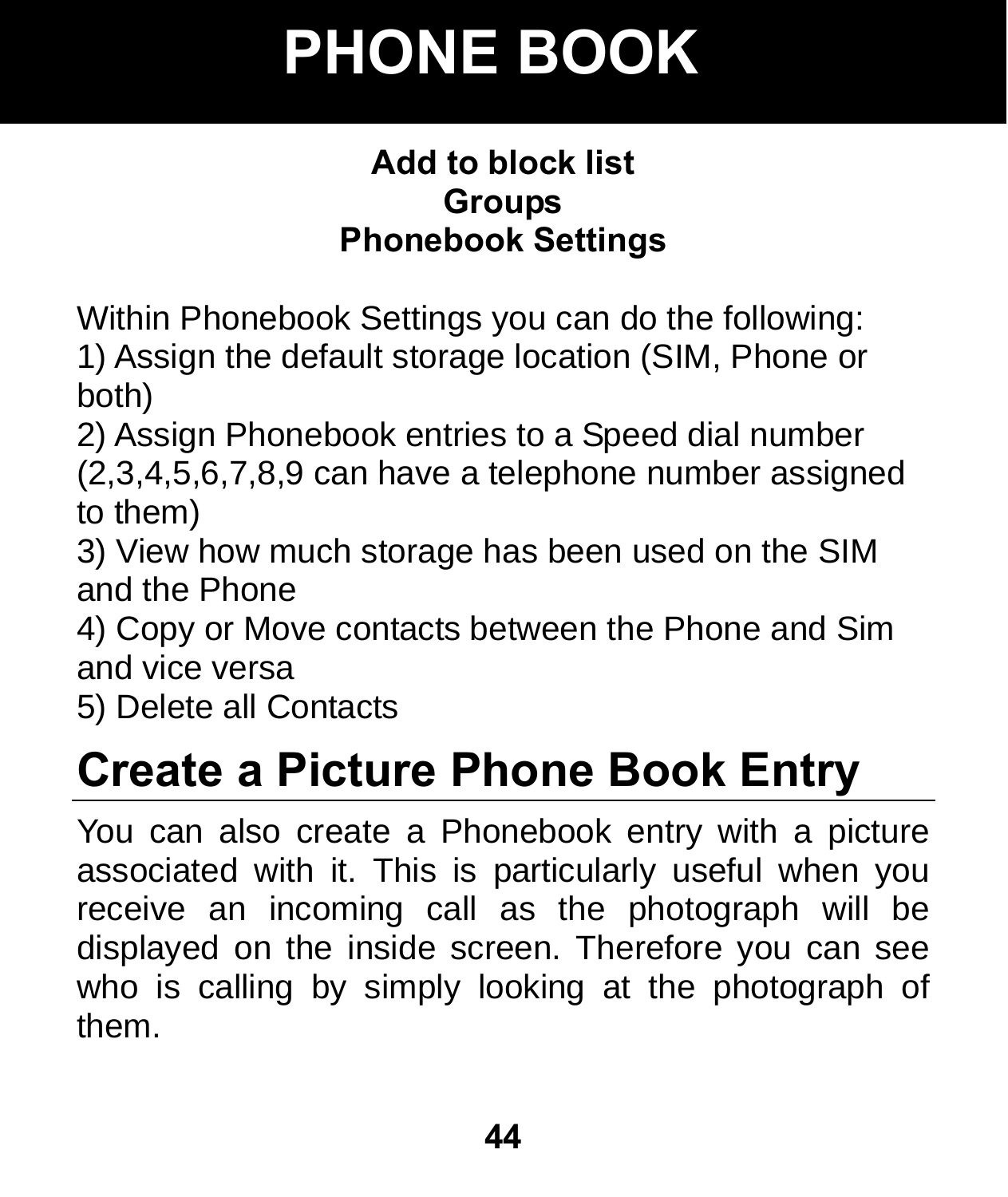# PHONE BOOK

**Add to block list**
**Groups**
**Phonebook Settings**

Within Phonebook Settings you can do the following:
1) Assign the default storage location (SIM, Phone or both)
2) Assign Phonebook entries to a Speed dial number (2,3,4,5,6,7,8,9 can have a telephone number assigned to them)
3) View how much storage has been used on the SIM and the Phone
4) Copy or Move contacts between the Phone and Sim and vice versa
5) Delete all Contacts

## Create a Picture Phone Book Entry

You can also create a Phonebook entry with a picture associated with it. This is particularly useful when you receive an incoming call as the photograph will be displayed on the inside screen. Therefore you can see who is calling by simply looking at the photograph of them.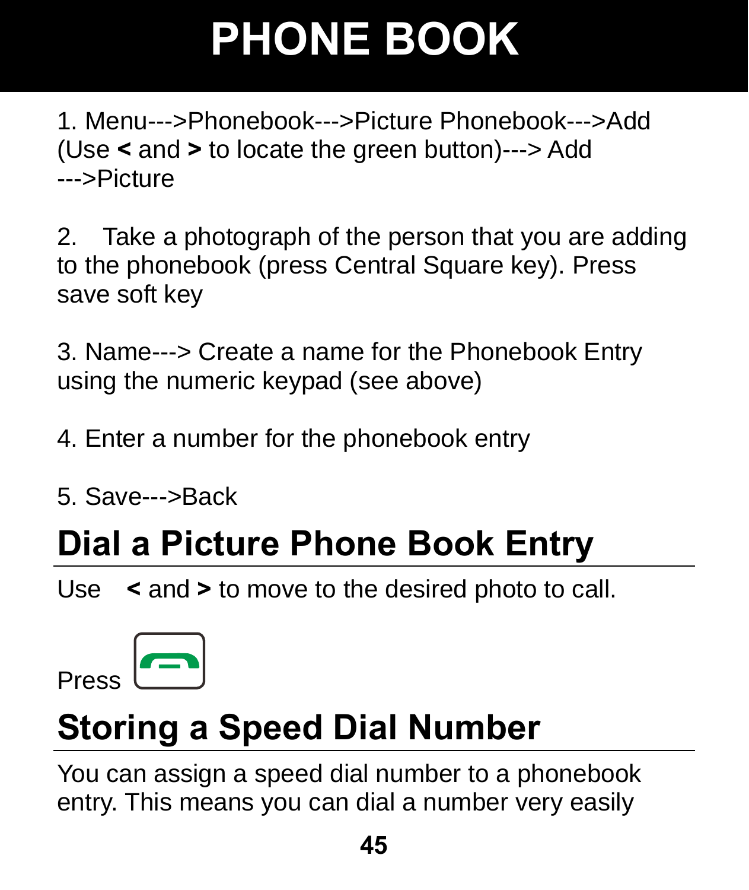# PHONE BOOK

1. Menu--->Phonebook--->Picture Phonebook--->Add (Use **<** and **>** to locate the green button)---> Add --->Picture

2. Take a photograph of the person that you are adding to the phonebook (press Central Square key). Press save soft key

3. Name---> Create a name for the Phonebook Entry using the numeric keypad (see above)

4. Enter a number for the phonebook entry

5. Save--->Back

## Dial a Picture Phone Book Entry

Use **<** and **>** to move to the desired photo to call.

Press

## Storing a Speed Dial Number

You can assign a speed dial number to a phonebook entry. This means you can dial a number very easily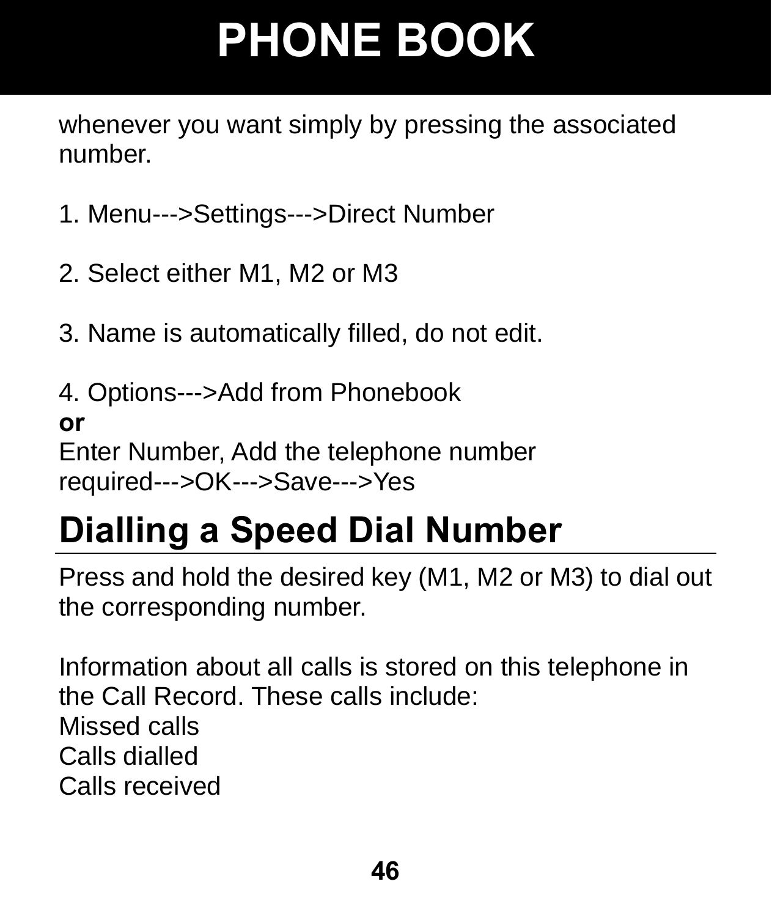whenever you want simply by pressing the associated number.

1. Menu--->Settings--->Direct Number

2. Select either M1, M2 or M3

3. Name is automatically filled, do not edit.

4. Options--->Add from Phonebook
**or**
Enter Number, Add the telephone number required--->OK--->Save--->Yes

## Dialling a Speed Dial Number

Press and hold the desired key (M1, M2 or M3) to dial out the corresponding number.

Information about all calls is stored on this telephone in the Call Record. These calls include:
Missed calls
Calls dialled
Calls received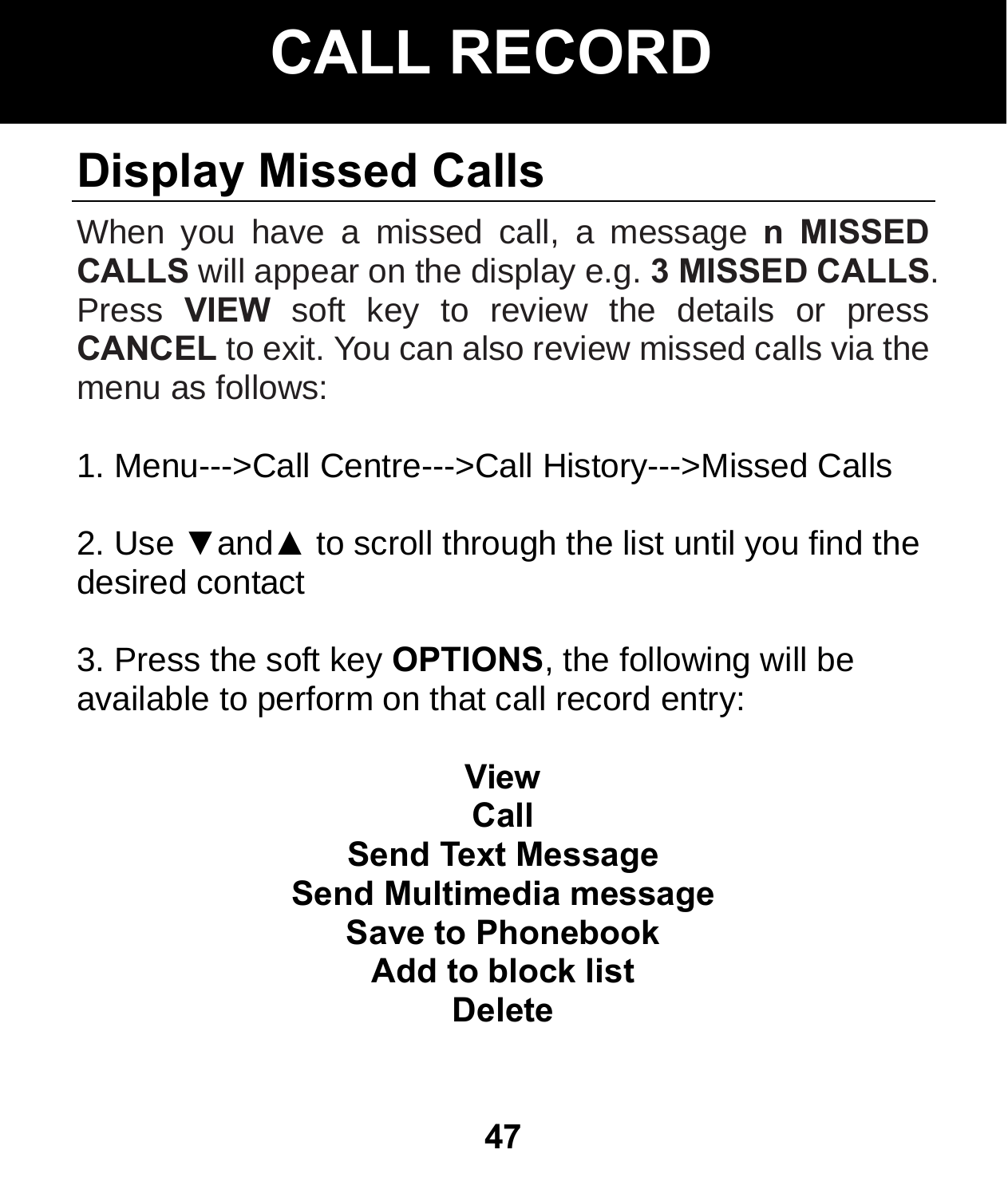# CALL RECORD

## Display Missed Calls

When you have a missed call, a message **n MISSED CALLS** will appear on the display e.g. **3 MISSED CALLS**. Press **VIEW** soft key to review the details or press **CANCEL** to exit. You can also review missed calls via the menu as follows:

1. Menu--->Call Centre--->Call History--->Missed Calls

2. Use ▼and▲ to scroll through the list until you find the desired contact

3. Press the soft key **OPTIONS**, the following will be available to perform on that call record entry:

**View**
**Call**
**Send Text Message**
**Send Multimedia message**
**Save to Phonebook**
**Add to block list**
**Delete**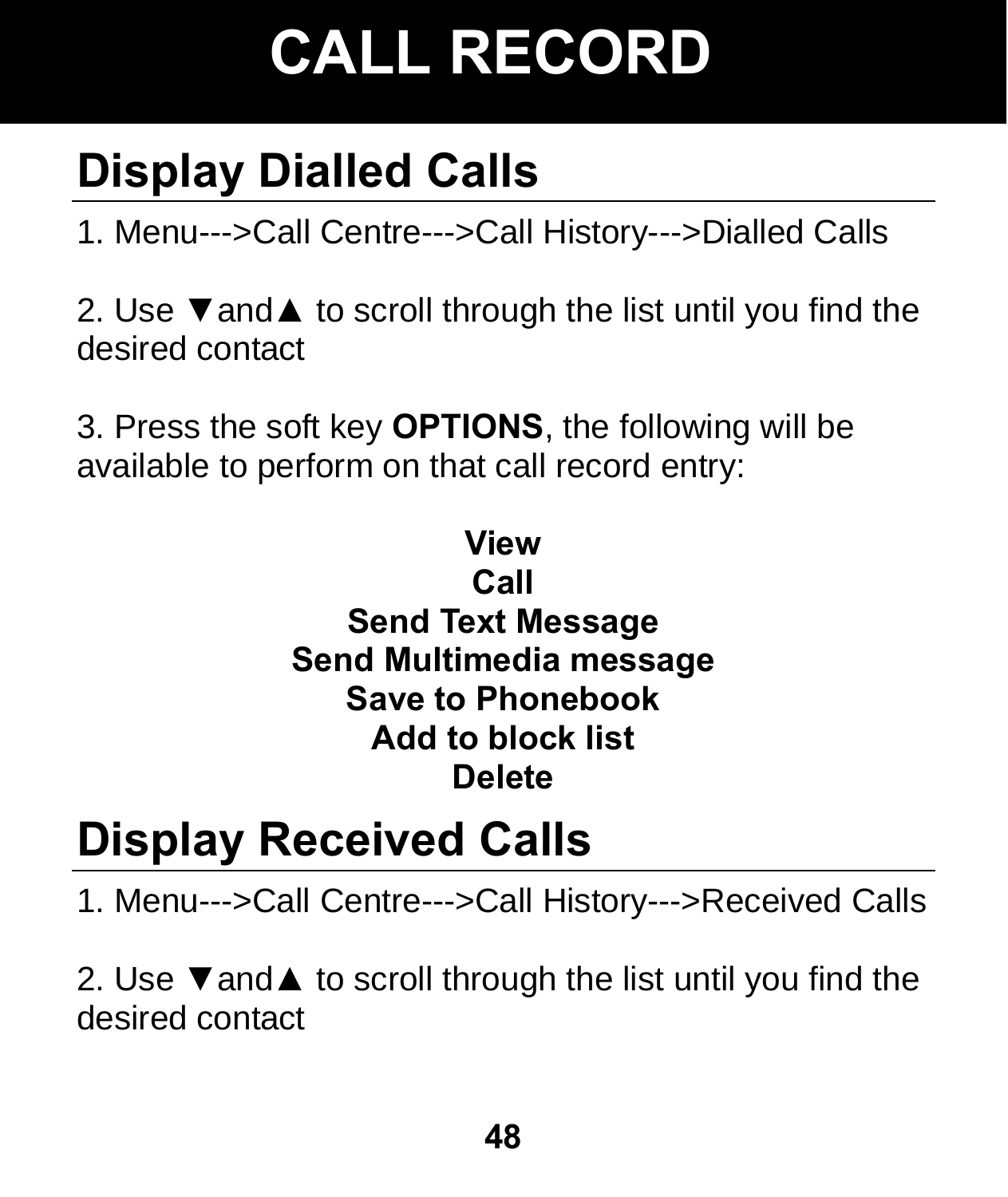# CALL RECORD

## Display Dialled Calls

1. Menu--->Call Centre--->Call History--->Dialled Calls

2. Use ▼and▲ to scroll through the list until you find the desired contact

3. Press the soft key **OPTIONS**, the following will be available to perform on that call record entry:

**View**
**Call**
**Send Text Message**
**Send Multimedia message**
**Save to Phonebook**
**Add to block list**
**Delete**

## Display Received Calls

1. Menu--->Call Centre--->Call History--->Received Calls

2. Use ▼and▲ to scroll through the list until you find the desired contact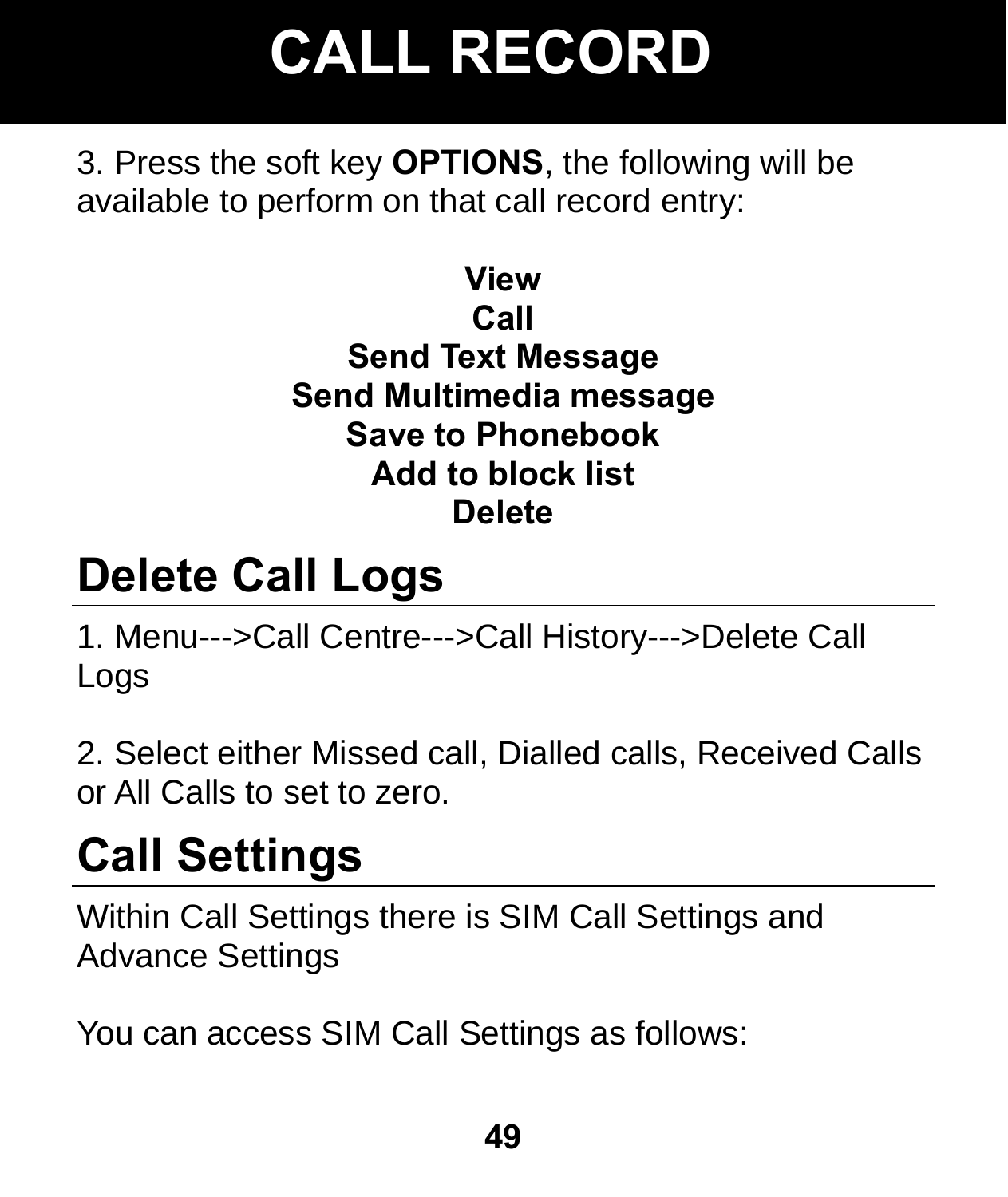# CALL RECORD

3. Press the soft key **OPTIONS**, the following will be available to perform on that call record entry:

**View**
**Call**
**Send Text Message**
**Send Multimedia message**
**Save to Phonebook**
**Add to block list**
**Delete**

## Delete Call Logs

1. Menu--->Call Centre--->Call History--->Delete Call Logs

2. Select either Missed call, Dialled calls, Received Calls or All Calls to set to zero.

## Call Settings

Within Call Settings there is SIM Call Settings and Advance Settings

You can access SIM Call Settings as follows: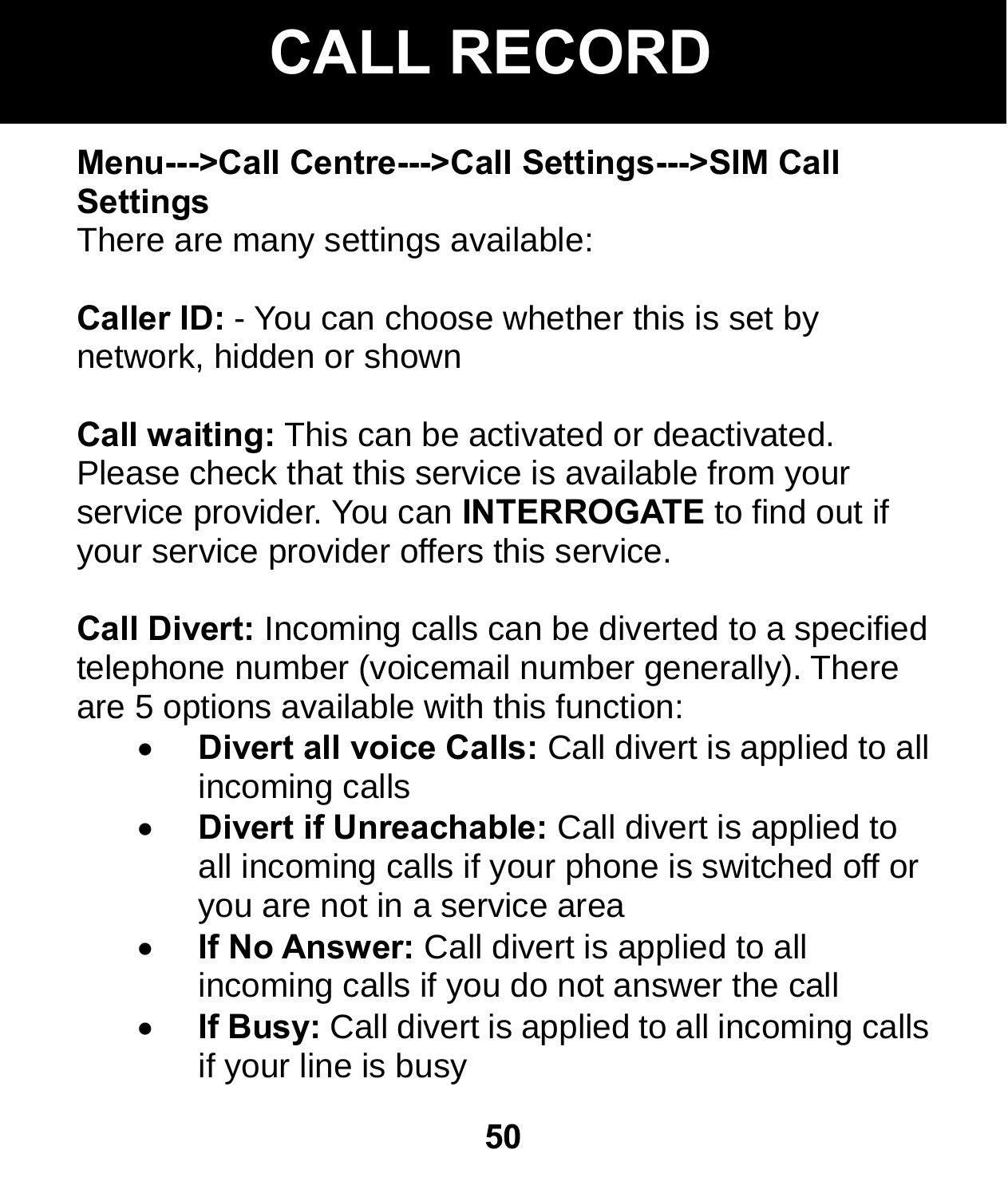# CALL RECORD

**Menu--->Call Centre--->Call Settings--->SIM Call Settings**

There are many settings available:

**Caller ID:** - You can choose whether this is set by network, hidden or shown

**Call waiting:** This can be activated or deactivated. Please check that this service is available from your service provider. You can **INTERROGATE** to find out if your service provider offers this service.

**Call Divert:** Incoming calls can be diverted to a specified telephone number (voicemail number generally). There are 5 options available with this function:

- **Divert all voice Calls:** Call divert is applied to all incoming calls
- **Divert if Unreachable:** Call divert is applied to all incoming calls if your phone is switched off or you are not in a service area
- **If No Answer:** Call divert is applied to all incoming calls if you do not answer the call
- **If Busy:** Call divert is applied to all incoming calls if your line is busy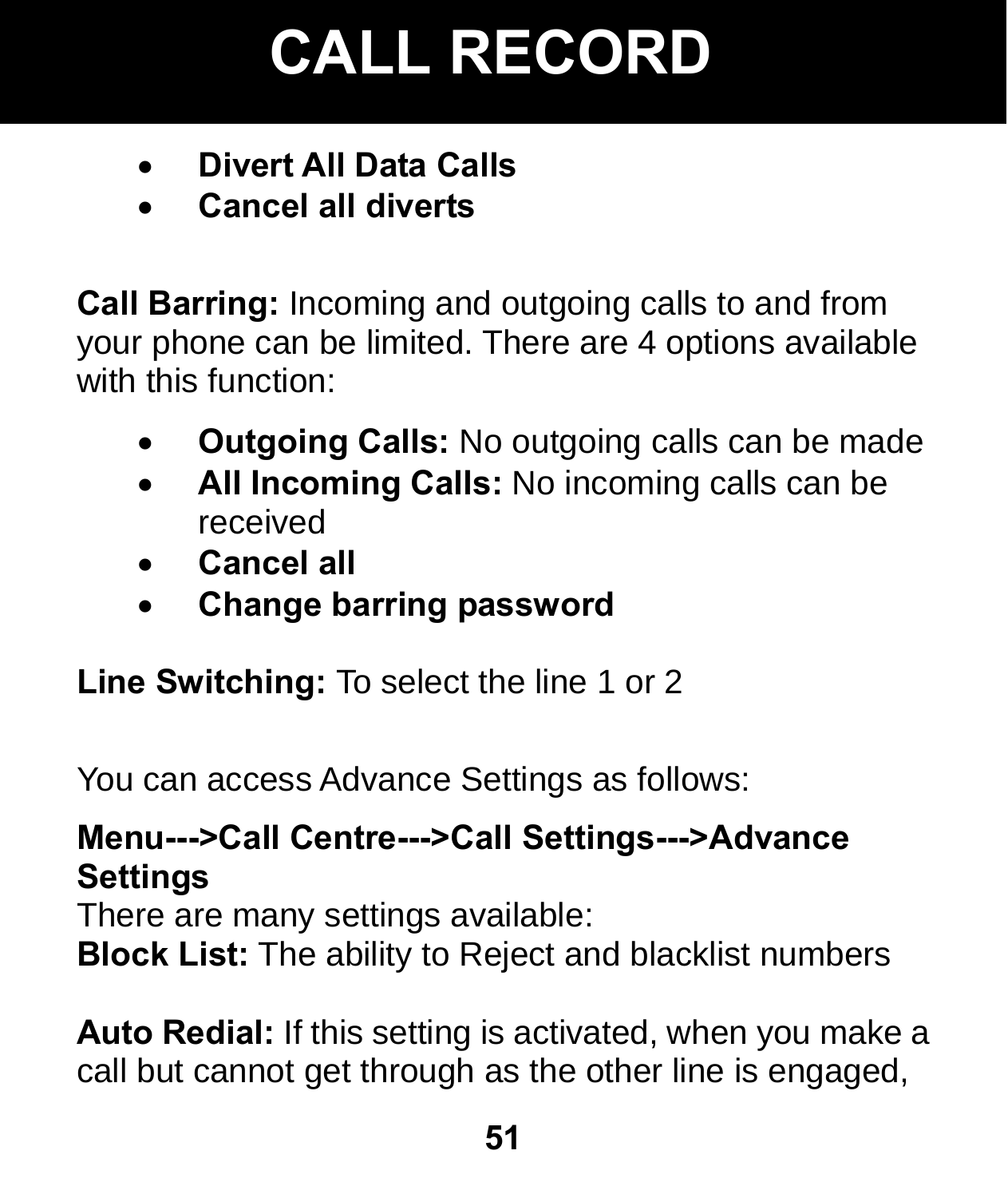# CALL RECORD

- **Divert All Data Calls**
- **Cancel all diverts**

**Call Barring:** Incoming and outgoing calls to and from your phone can be limited. There are 4 options available with this function:

- **Outgoing Calls:** No outgoing calls can be made
- **All Incoming Calls:** No incoming calls can be received
- **Cancel all**
- **Change barring password**

**Line Switching:** To select the line 1 or 2

You can access Advance Settings as follows:

**Menu--->Call Centre--->Call Settings--->Advance Settings**
There are many settings available:
**Block List:** The ability to Reject and blacklist numbers

**Auto Redial:** If this setting is activated, when you make a call but cannot get through as the other line is engaged,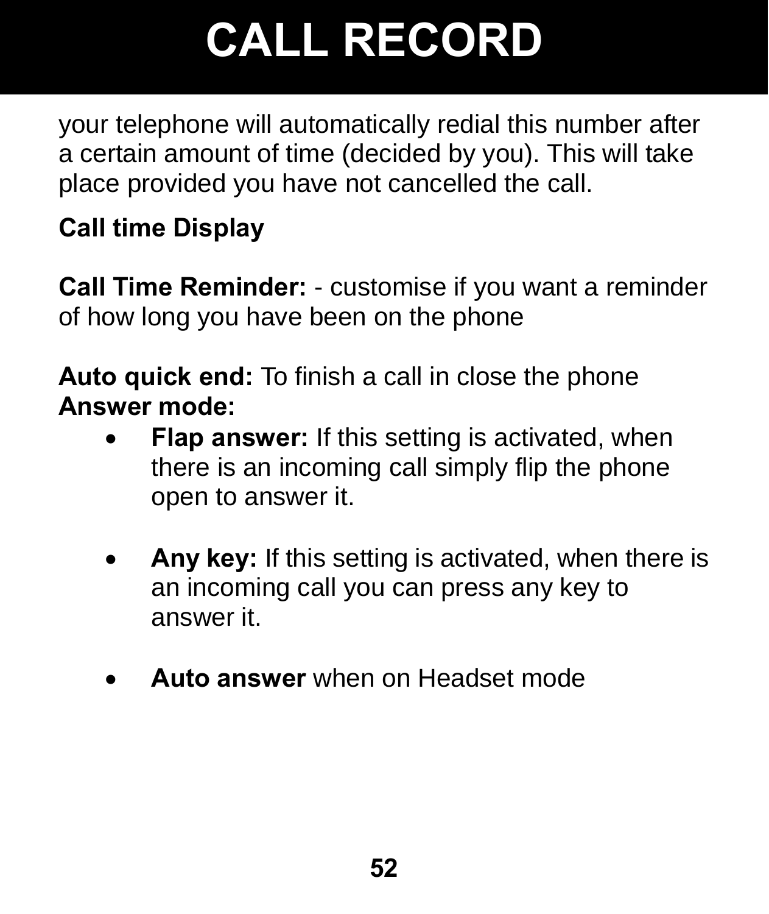# CALL RECORD

your telephone will automatically redial this number after a certain amount of time (decided by you). This will take place provided you have not cancelled the call.

**Call time Display**

**Call Time Reminder:** - customise if you want a reminder of how long you have been on the phone

**Auto quick end:** To finish a call in close the phone
**Answer mode:**

- **Flap answer:** If this setting is activated, when there is an incoming call simply flip the phone open to answer it.

- **Any key:** If this setting is activated, when there is an incoming call you can press any key to answer it.

- **Auto answer** when on Headset mode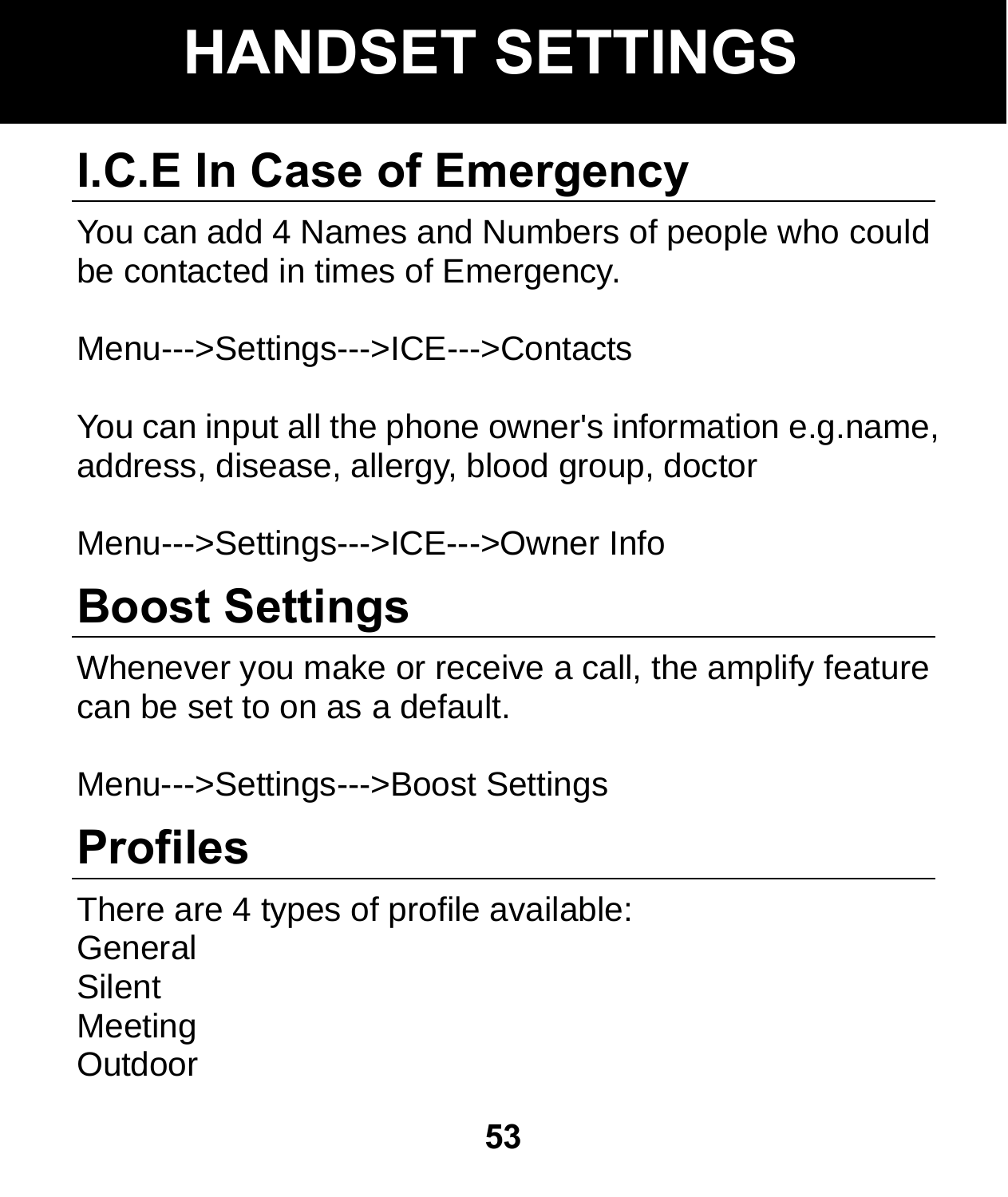# HANDSET SETTINGS

## I.C.E In Case of Emergency

You can add 4 Names and Numbers of people who could be contacted in times of Emergency.

Menu--->Settings--->ICE--->Contacts

You can input all the phone owner's information e.g.name, address, disease, allergy, blood group, doctor

Menu--->Settings--->ICE--->Owner Info

## Boost Settings

Whenever you make or receive a call, the amplify feature can be set to on as a default.

Menu--->Settings--->Boost Settings

## Profiles

There are 4 types of profile available:
General
Silent
Meeting
Outdoor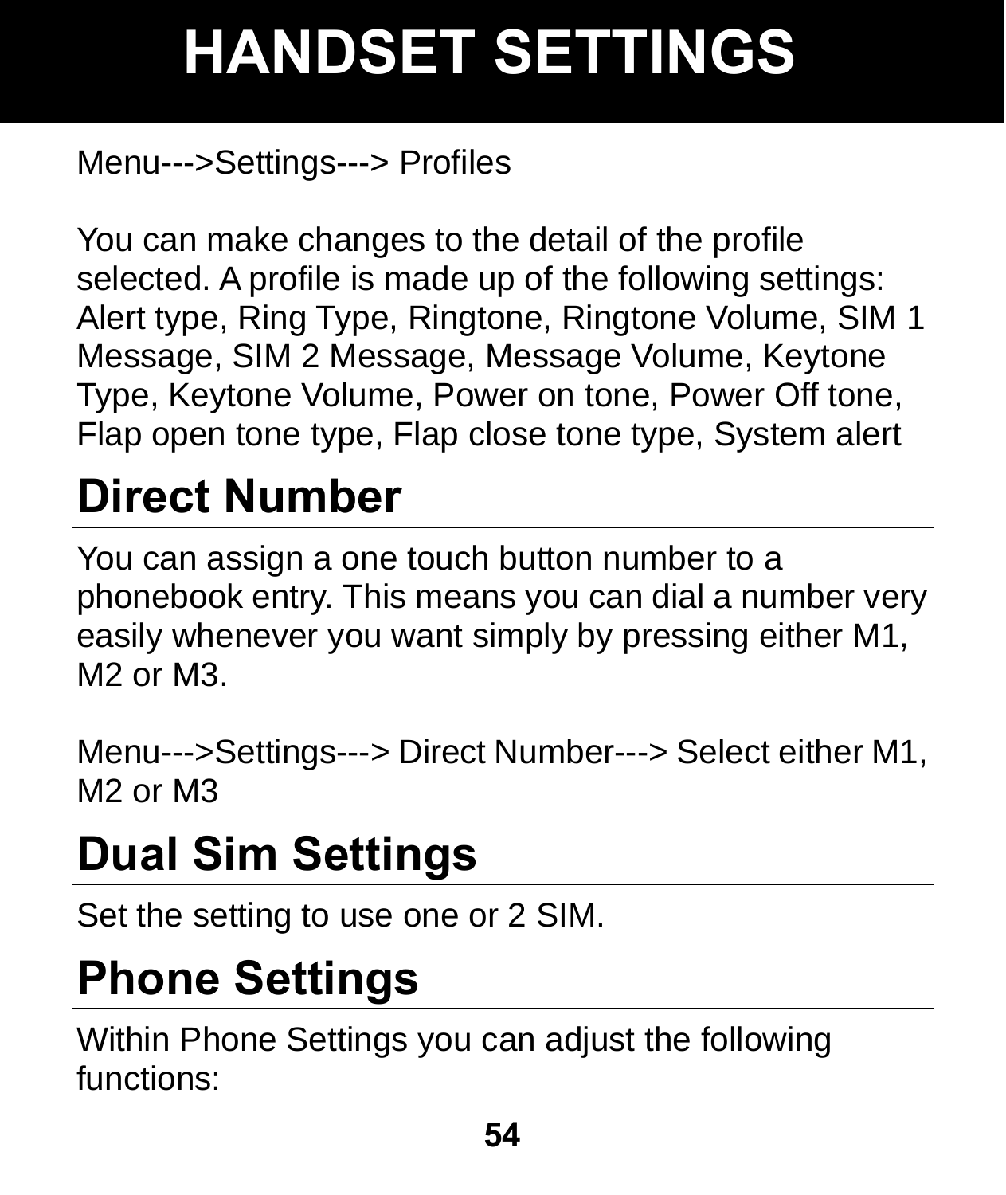# HANDSET SETTINGS

Menu--->Settings---> Profiles

You can make changes to the detail of the profile selected. A profile is made up of the following settings: Alert type, Ring Type, Ringtone, Ringtone Volume, SIM 1 Message, SIM 2 Message, Message Volume, Keytone Type, Keytone Volume, Power on tone, Power Off tone, Flap open tone type, Flap close tone type, System alert

## Direct Number

You can assign a one touch button number to a phonebook entry. This means you can dial a number very easily whenever you want simply by pressing either M1, M2 or M3.

Menu--->Settings---> Direct Number---> Select either M1, M2 or M3

## Dual Sim Settings

Set the setting to use one or 2 SIM.

## Phone Settings

Within Phone Settings you can adjust the following functions: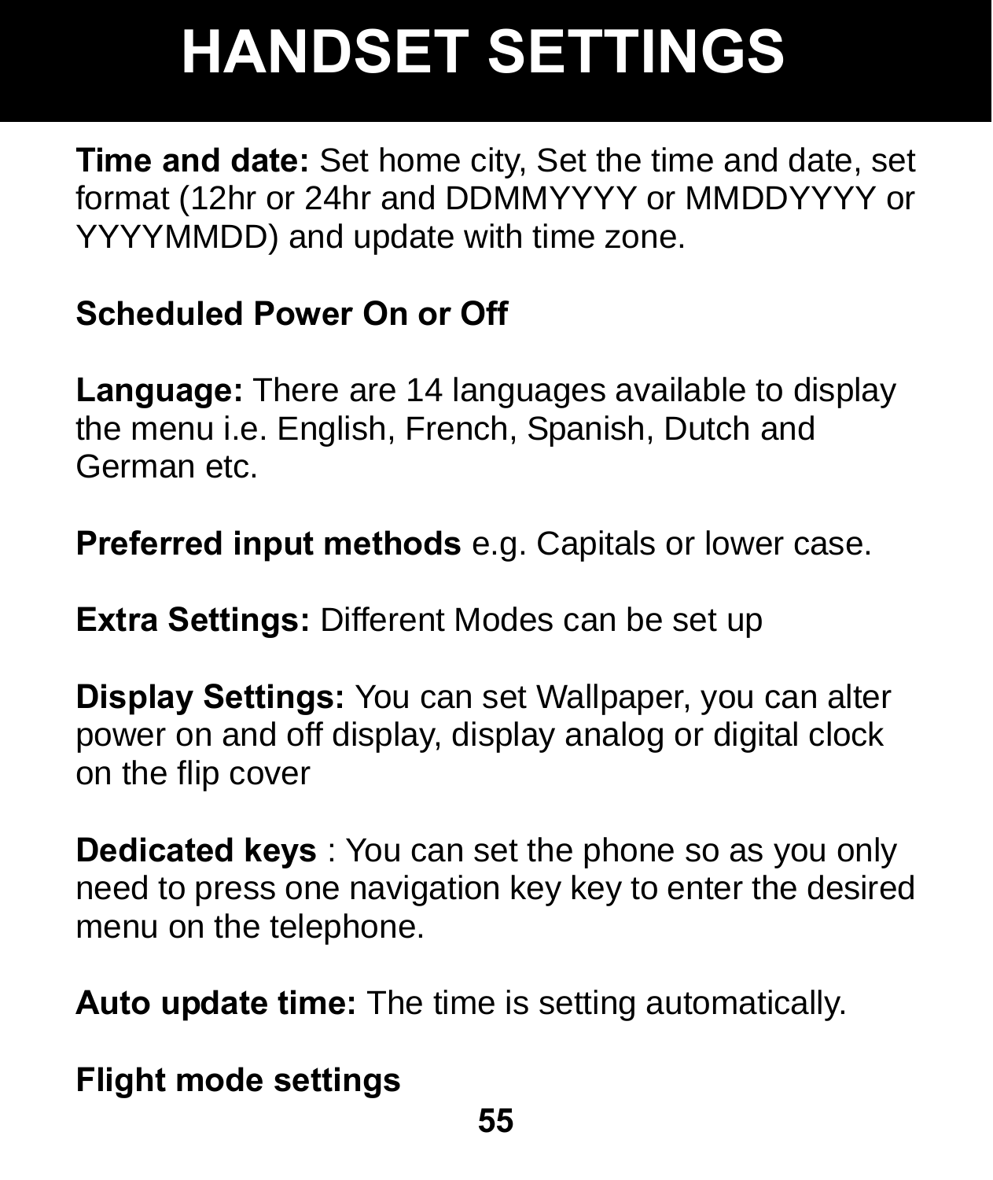# HANDSET SETTINGS

**Time and date:** Set home city, Set the time and date, set format (12hr or 24hr and DDMMYYYY or MMDDYYYY or YYYYMMDD) and update with time zone.

**Scheduled Power On or Off**

**Language:** There are 14 languages available to display the menu i.e. English, French, Spanish, Dutch and German etc.

**Preferred input methods** e.g. Capitals or lower case.

**Extra Settings:** Different Modes can be set up

**Display Settings:** You can set Wallpaper, you can alter power on and off display, display analog or digital clock on the flip cover

**Dedicated keys** : You can set the phone so as you only need to press one navigation key key to enter the desired menu on the telephone.

**Auto update time:** The time is setting automatically.

**Flight mode settings**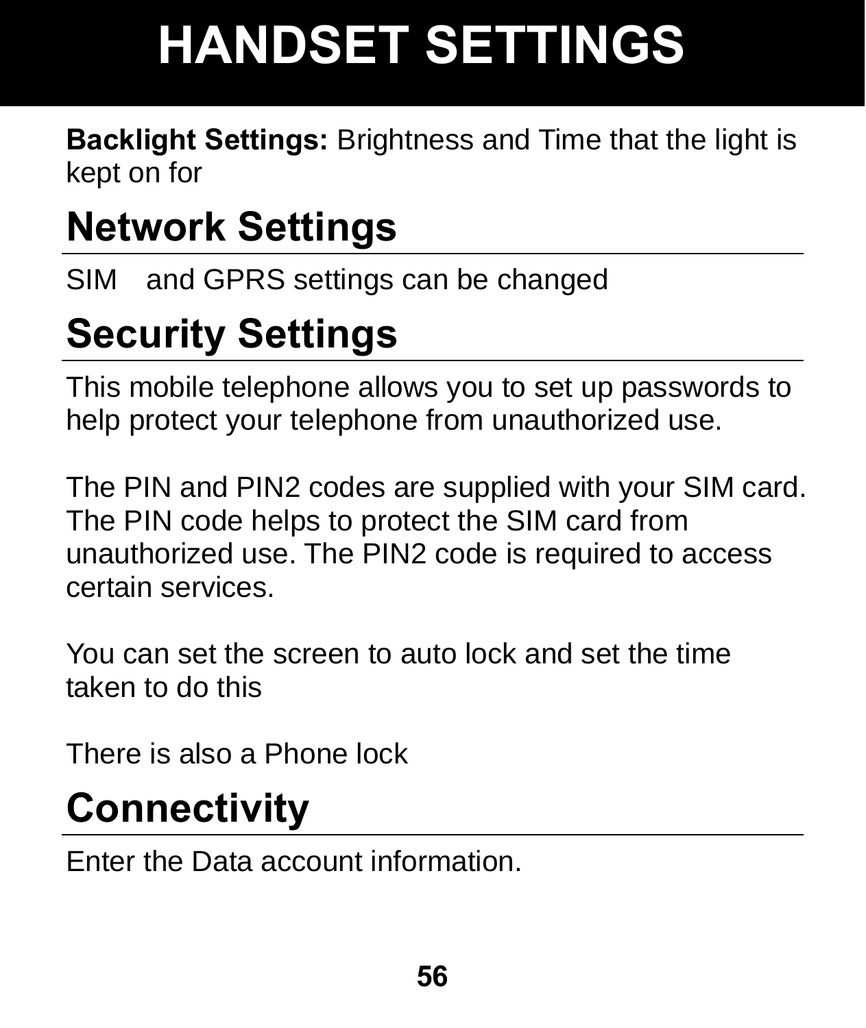# HANDSET SETTINGS

**Backlight Settings:** Brightness and Time that the light is kept on for

## Network Settings

SIM and GPRS settings can be changed

## Security Settings

This mobile telephone allows you to set up passwords to help protect your telephone from unauthorized use.

The PIN and PIN2 codes are supplied with your SIM card. The PIN code helps to protect the SIM card from unauthorized use. The PIN2 code is required to access certain services.

You can set the screen to auto lock and set the time taken to do this

There is also a Phone lock

## Connectivity

Enter the Data account information.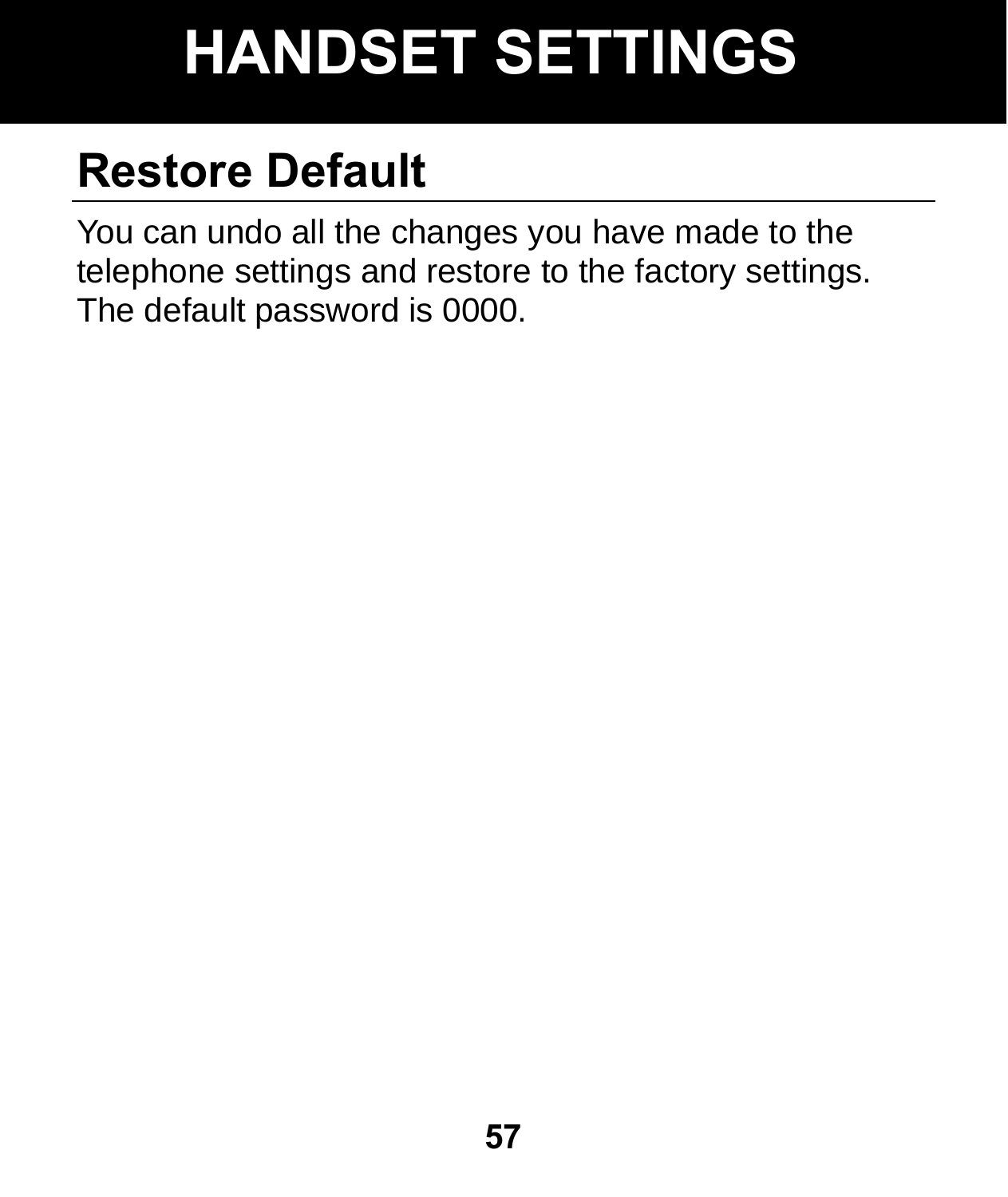# HANDSET SETTINGS

## Restore Default

You can undo all the changes you have made to the telephone settings and restore to the factory settings. The default password is 0000.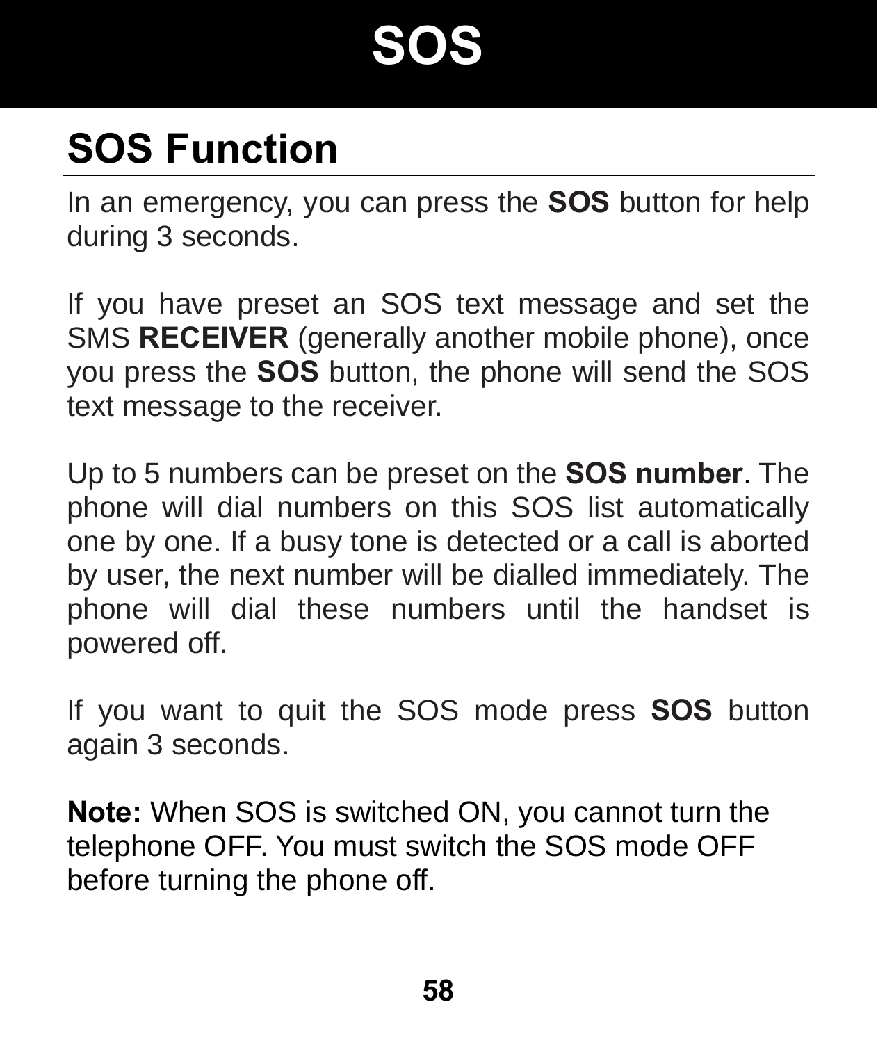# SOS

## SOS Function

In an emergency, you can press the **SOS** button for help during 3 seconds.

If you have preset an SOS text message and set the SMS **RECEIVER** (generally another mobile phone), once you press the **SOS** button, the phone will send the SOS text message to the receiver.

Up to 5 numbers can be preset on the **SOS number**. The phone will dial numbers on this SOS list automatically one by one. If a busy tone is detected or a call is aborted by user, the next number will be dialled immediately. The phone will dial these numbers until the handset is powered off.

If you want to quit the SOS mode press **SOS** button again 3 seconds.

**Note:** When SOS is switched ON, you cannot turn the telephone OFF. You must switch the SOS mode OFF before turning the phone off.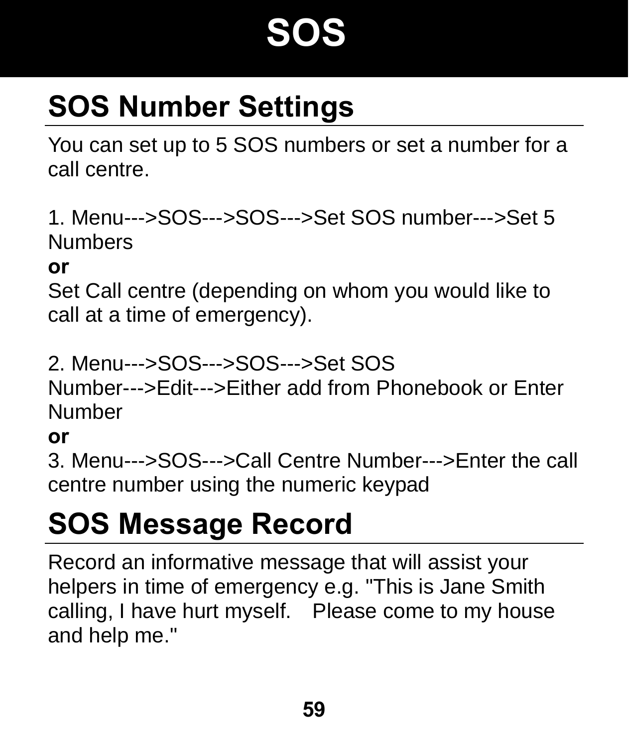# SOS

## SOS Number Settings

You can set up to 5 SOS numbers or set a number for a call centre.

1. Menu--->SOS--->SOS--->Set SOS number--->Set 5 Numbers

**or**

Set Call centre (depending on whom you would like to call at a time of emergency).

2. Menu--->SOS--->SOS--->Set SOS Number--->Edit--->Either add from Phonebook or Enter Number

**or**

3. Menu--->SOS--->Call Centre Number--->Enter the call centre number using the numeric keypad

## SOS Message Record

Record an informative message that will assist your helpers in time of emergency e.g. "This is Jane Smith calling, I have hurt myself. Please come to my house and help me."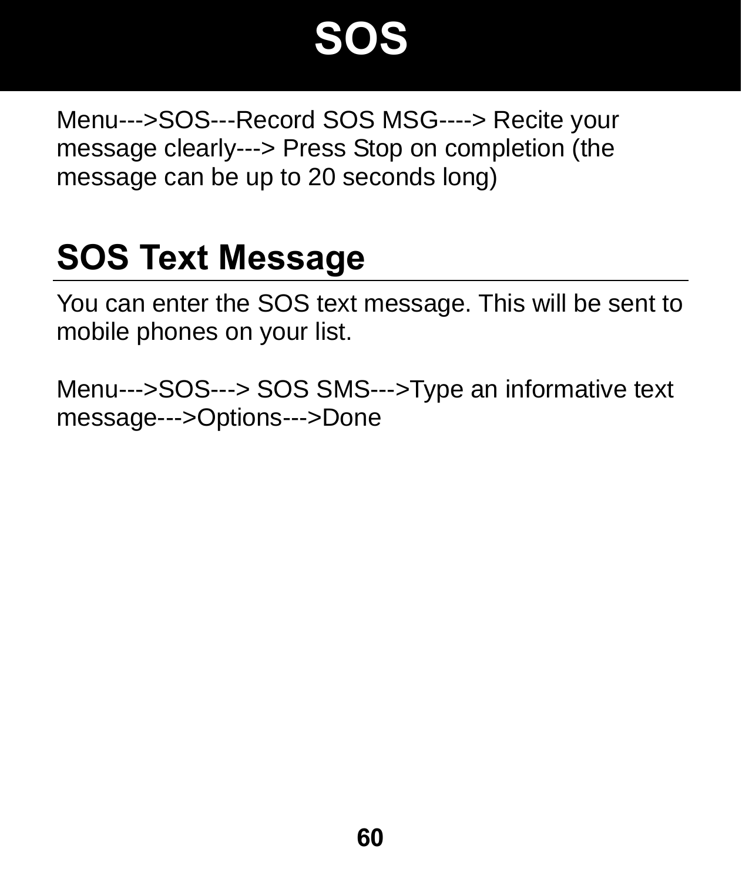# SOS

Menu--->SOS---Record SOS MSG----> Recite your message clearly---> Press Stop on completion (the message can be up to 20 seconds long)

## SOS Text Message

You can enter the SOS text message. This will be sent to mobile phones on your list.

Menu--->SOS---> SOS SMS--->Type an informative text message--->Options--->Done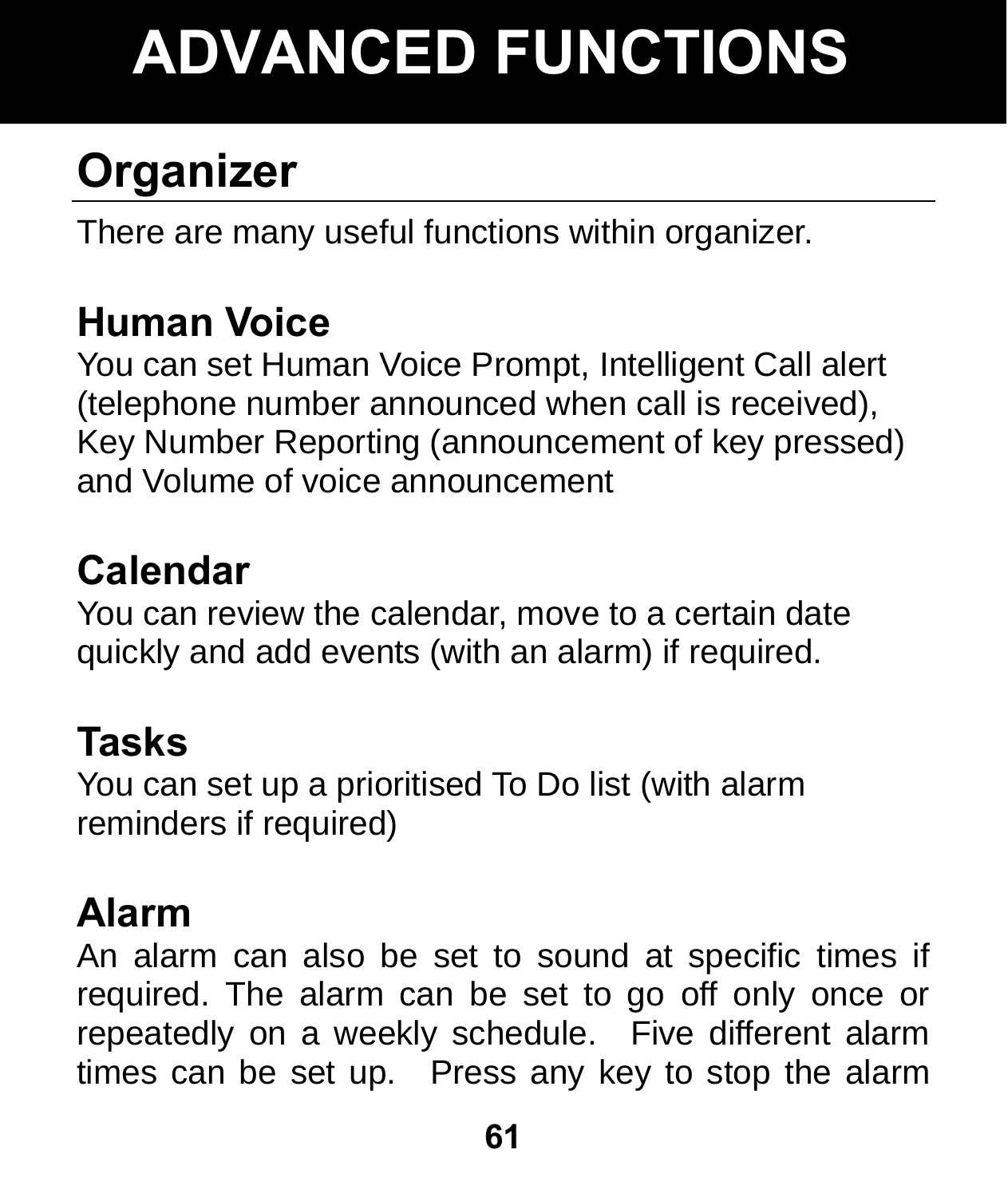# ADVANCED FUNCTIONS

## Organizer

There are many useful functions within organizer.

### Human Voice

You can set Human Voice Prompt, Intelligent Call alert (telephone number announced when call is received), Key Number Reporting (announcement of key pressed) and Volume of voice announcement

### Calendar

You can review the calendar, move to a certain date quickly and add events (with an alarm) if required.

### Tasks

You can set up a prioritised To Do list (with alarm reminders if required)

### Alarm

An alarm can also be set to sound at specific times if required. The alarm can be set to go off only once or repeatedly on a weekly schedule. Five different alarm times can be set up. Press any key to stop the alarm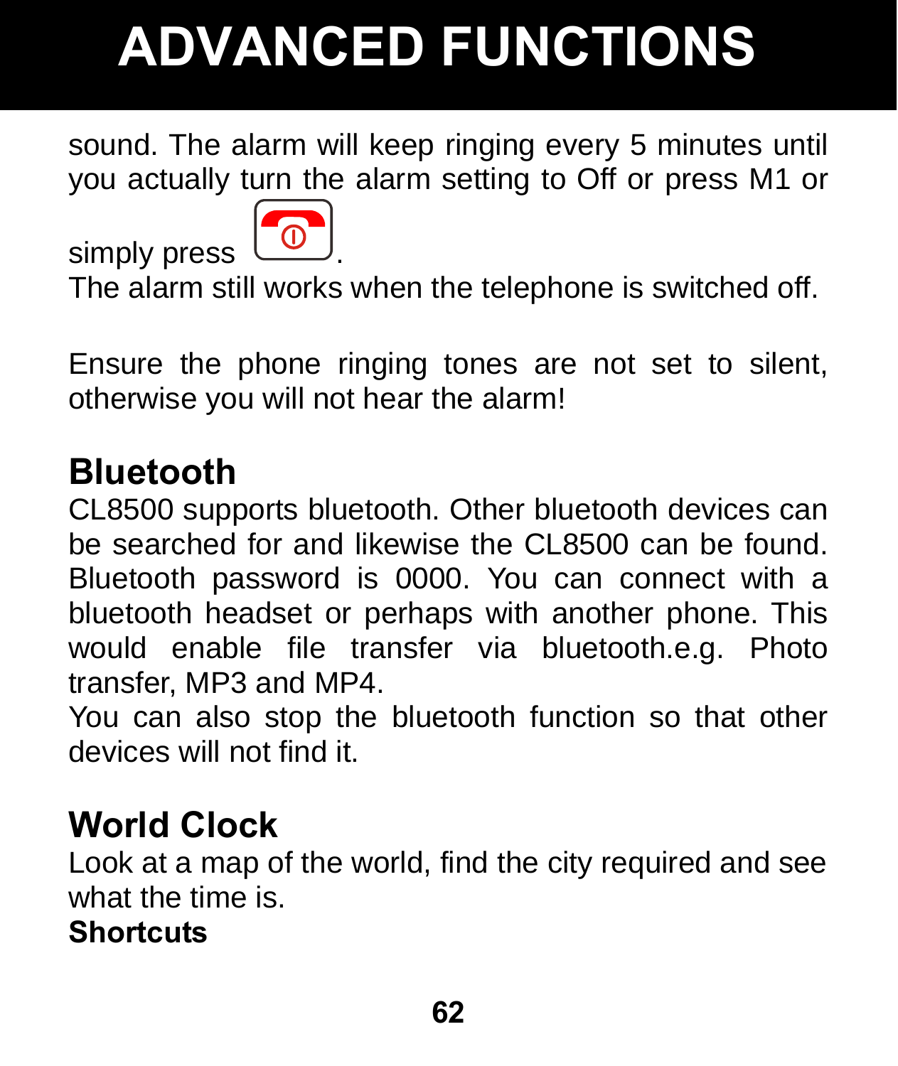# ADVANCED FUNCTIONS

sound. The alarm will keep ringing every 5 minutes until you actually turn the alarm setting to Off or press M1 or simply press [end call button].
The alarm still works when the telephone is switched off.

Ensure the phone ringing tones are not set to silent, otherwise you will not hear the alarm!

## Bluetooth

CL8500 supports bluetooth. Other bluetooth devices can be searched for and likewise the CL8500 can be found. Bluetooth password is 0000. You can connect with a bluetooth headset or perhaps with another phone. This would enable file transfer via bluetooth.e.g. Photo transfer, MP3 and MP4.
You can also stop the bluetooth function so that other devices will not find it.

## World Clock

Look at a map of the world, find the city required and see what the time is.

**Shortcuts**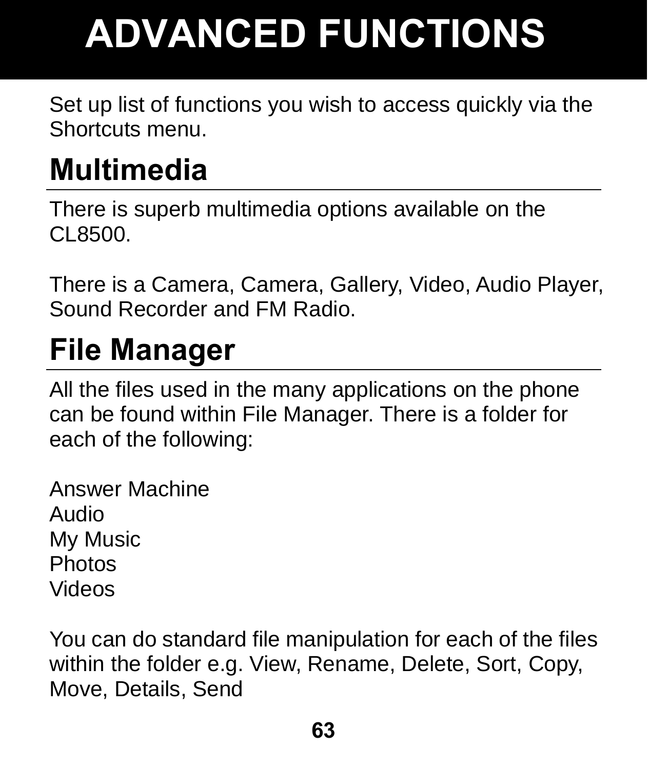# ADVANCED FUNCTIONS

Set up list of functions you wish to access quickly via the Shortcuts menu.

## Multimedia

There is superb multimedia options available on the CL8500.

There is a Camera, Camera, Gallery, Video, Audio Player, Sound Recorder and FM Radio.

## File Manager

All the files used in the many applications on the phone can be found within File Manager. There is a folder for each of the following:

Answer Machine  
Audio  
My Music  
Photos  
Videos

You can do standard file manipulation for each of the files within the folder e.g. View, Rename, Delete, Sort, Copy, Move, Details, Send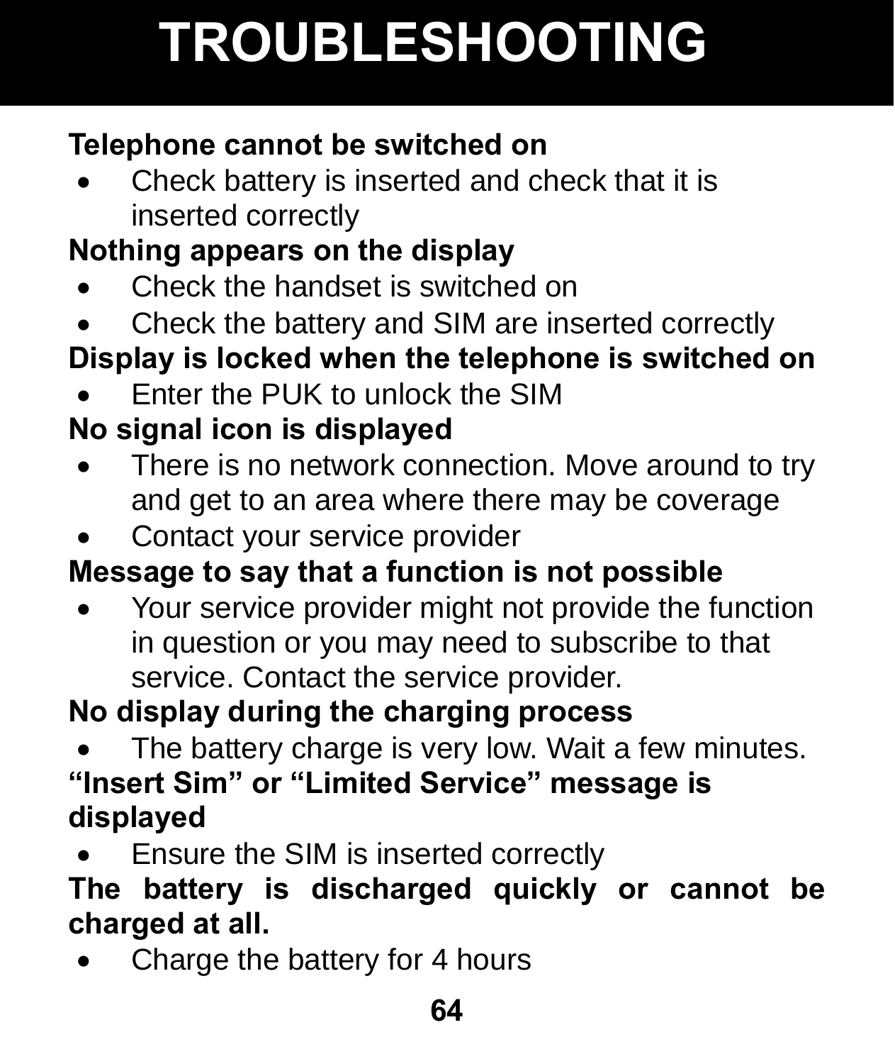# TROUBLESHOOTING

**Telephone cannot be switched on**

- Check battery is inserted and check that it is inserted correctly

**Nothing appears on the display**

- Check the handset is switched on
- Check the battery and SIM are inserted correctly

**Display is locked when the telephone is switched on**

- Enter the PUK to unlock the SIM

**No signal icon is displayed**

- There is no network connection. Move around to try and get to an area where there may be coverage
- Contact your service provider

**Message to say that a function is not possible**

- Your service provider might not provide the function in question or you may need to subscribe to that service. Contact the service provider.

**No display during the charging process**

- The battery charge is very low. Wait a few minutes.

**“Insert Sim” or “Limited Service” message is displayed**

- Ensure the SIM is inserted correctly

**The battery is discharged quickly or cannot be charged at all.**

- Charge the battery for 4 hours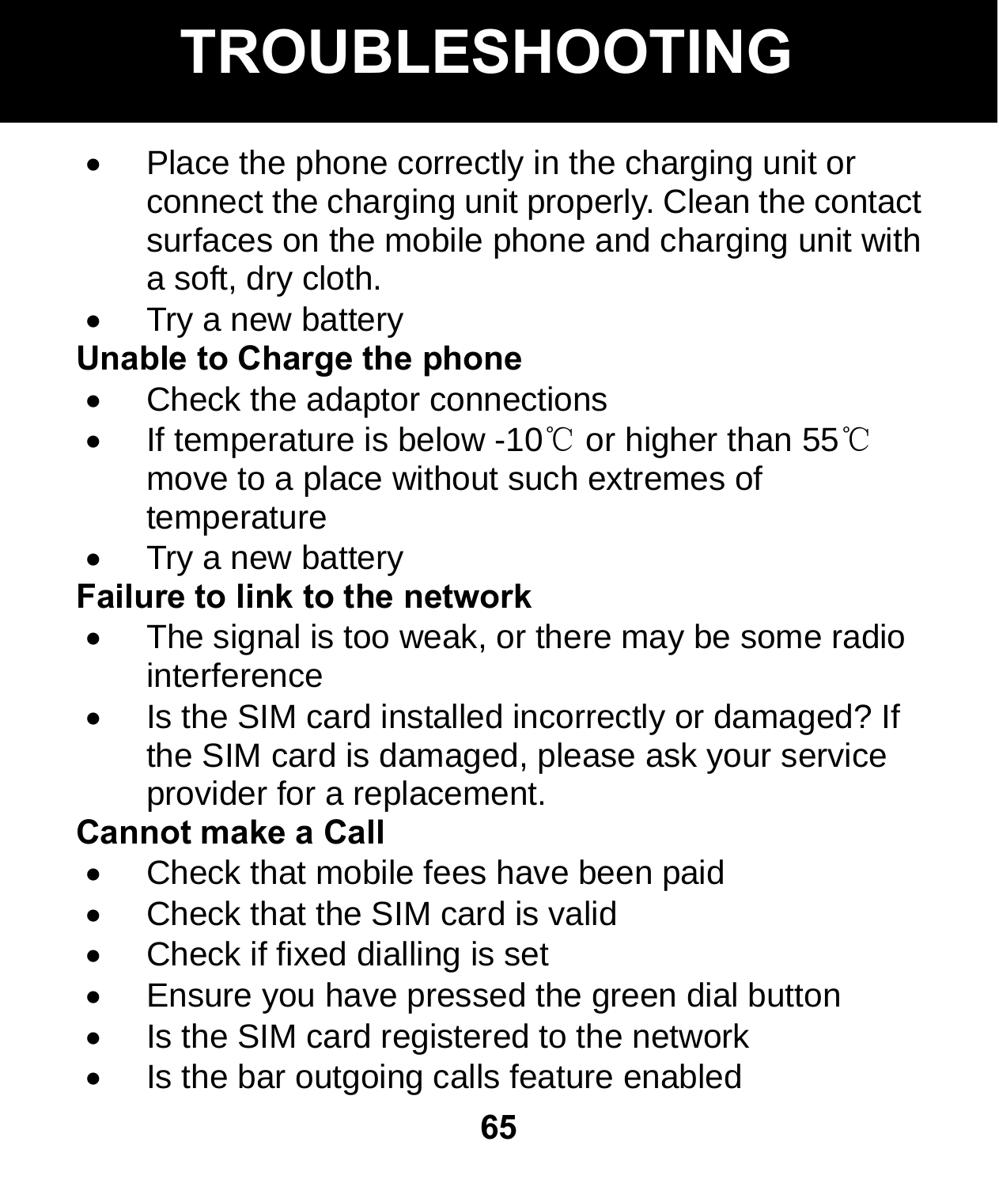# TROUBLESHOOTING

- Place the phone correctly in the charging unit or connect the charging unit properly. Clean the contact surfaces on the mobile phone and charging unit with a soft, dry cloth.
- Try a new battery

**Unable to Charge the phone**

- Check the adaptor connections
- If temperature is below -10℃ or higher than 55℃ move to a place without such extremes of temperature
- Try a new battery

**Failure to link to the network**

- The signal is too weak, or there may be some radio interference
- Is the SIM card installed incorrectly or damaged? If the SIM card is damaged, please ask your service provider for a replacement.

**Cannot make a Call**

- Check that mobile fees have been paid
- Check that the SIM card is valid
- Check if fixed dialling is set
- Ensure you have pressed the green dial button
- Is the SIM card registered to the network
- Is the bar outgoing calls feature enabled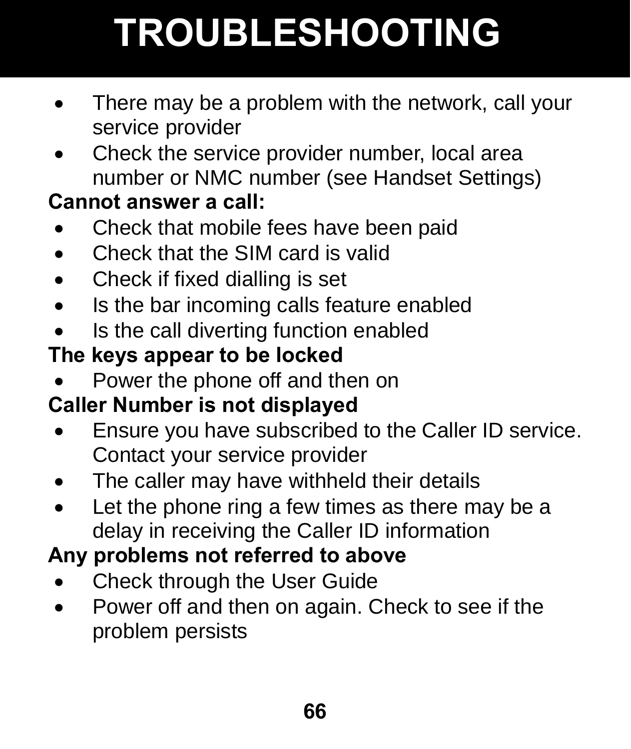# TROUBLESHOOTING

- There may be a problem with the network, call your service provider
- Check the service provider number, local area number or NMC number (see Handset Settings)

**Cannot answer a call:**

- Check that mobile fees have been paid
- Check that the SIM card is valid
- Check if fixed dialling is set
- Is the bar incoming calls feature enabled
- Is the call diverting function enabled

**The keys appear to be locked**

- Power the phone off and then on

**Caller Number is not displayed**

- Ensure you have subscribed to the Caller ID service. Contact your service provider
- The caller may have withheld their details
- Let the phone ring a few times as there may be a delay in receiving the Caller ID information

**Any problems not referred to above**

- Check through the User Guide
- Power off and then on again. Check to see if the problem persists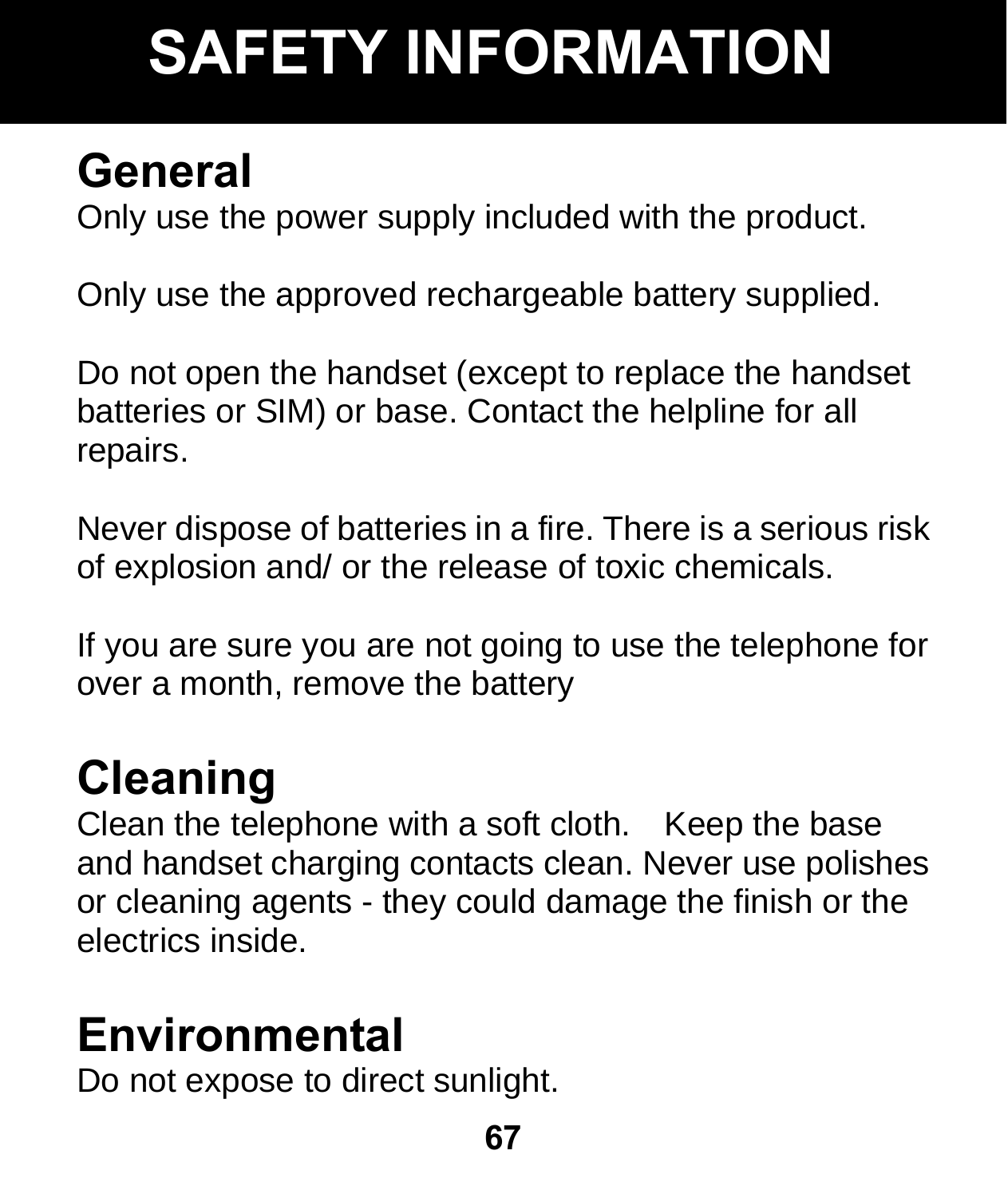# SAFETY INFORMATION

## General

Only use the power supply included with the product.

Only use the approved rechargeable battery supplied.

Do not open the handset (except to replace the handset batteries or SIM) or base. Contact the helpline for all repairs.

Never dispose of batteries in a fire. There is a serious risk of explosion and/ or the release of toxic chemicals.

If you are sure you are not going to use the telephone for over a month, remove the battery

## Cleaning

Clean the telephone with a soft cloth. Keep the base and handset charging contacts clean. Never use polishes or cleaning agents - they could damage the finish or the electrics inside.

## Environmental

Do not expose to direct sunlight.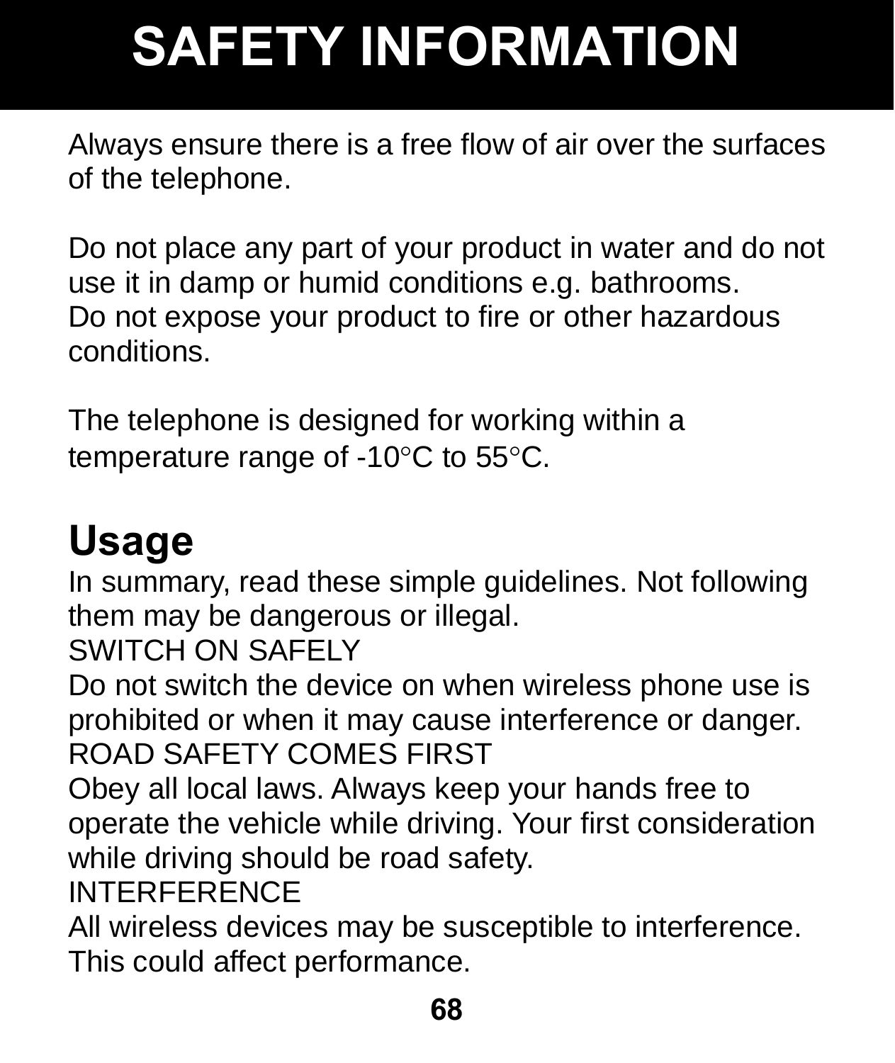# SAFETY INFORMATION

Always ensure there is a free flow of air over the surfaces of the telephone.

Do not place any part of your product in water and do not use it in damp or humid conditions e.g. bathrooms.
Do not expose your product to fire or other hazardous conditions.

The telephone is designed for working within a temperature range of -10°C to 55°C.

## Usage

In summary, read these simple guidelines. Not following them may be dangerous or illegal.
SWITCH ON SAFELY
Do not switch the device on when wireless phone use is prohibited or when it may cause interference or danger.
ROAD SAFETY COMES FIRST
Obey all local laws. Always keep your hands free to operate the vehicle while driving. Your first consideration while driving should be road safety.
INTERFERENCE
All wireless devices may be susceptible to interference. This could affect performance.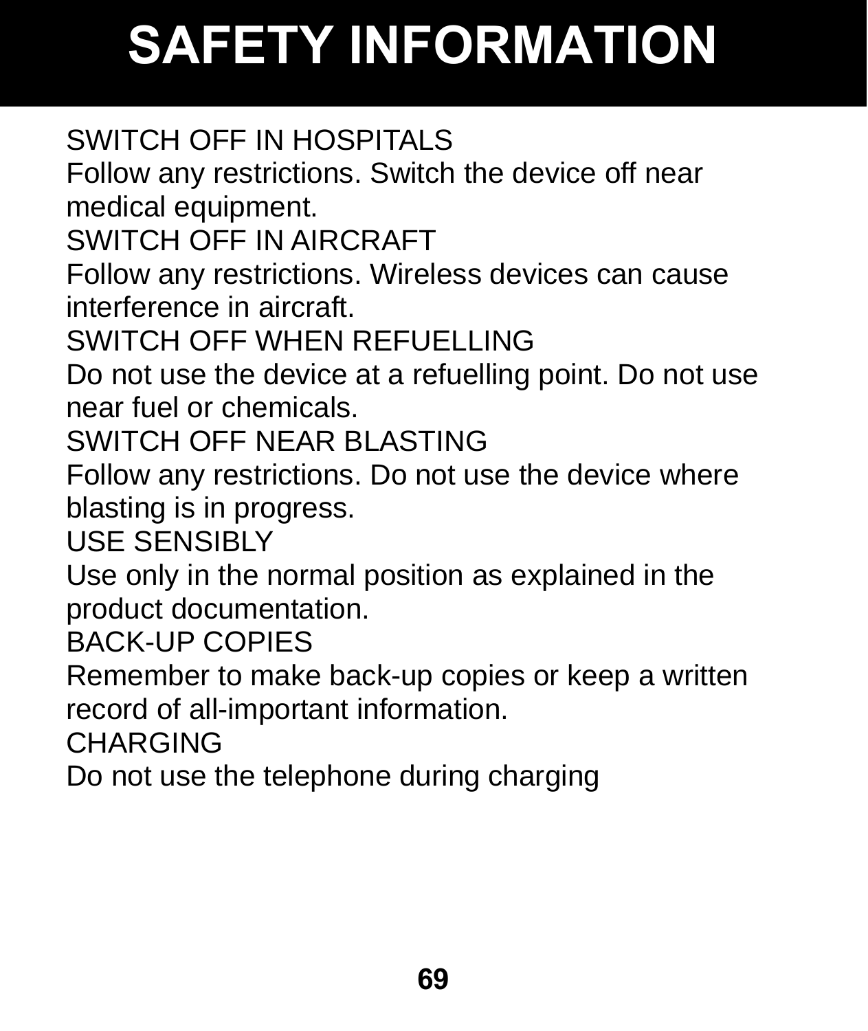# SAFETY INFORMATION

SWITCH OFF IN HOSPITALS
Follow any restrictions. Switch the device off near medical equipment.
SWITCH OFF IN AIRCRAFT
Follow any restrictions. Wireless devices can cause interference in aircraft.
SWITCH OFF WHEN REFUELLING
Do not use the device at a refuelling point. Do not use near fuel or chemicals.
SWITCH OFF NEAR BLASTING
Follow any restrictions. Do not use the device where blasting is in progress.
USE SENSIBLY
Use only in the normal position as explained in the product documentation.
BACK-UP COPIES
Remember to make back-up copies or keep a written record of all-important information.
CHARGING
Do not use the telephone during charging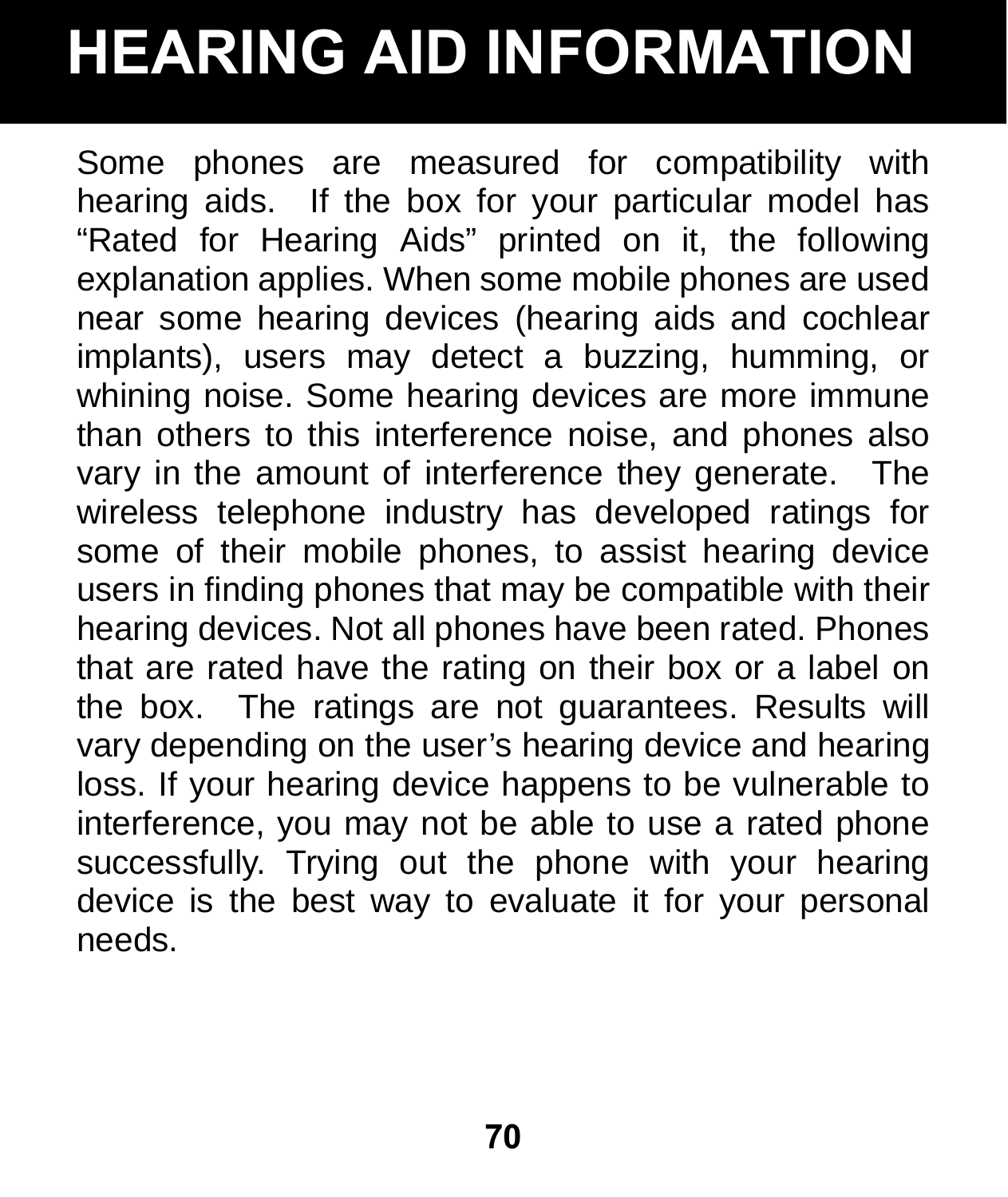# HEARING AID INFORMATION

Some phones are measured for compatibility with hearing aids. If the box for your particular model has “Rated for Hearing Aids” printed on it, the following explanation applies. When some mobile phones are used near some hearing devices (hearing aids and cochlear implants), users may detect a buzzing, humming, or whining noise. Some hearing devices are more immune than others to this interference noise, and phones also vary in the amount of interference they generate. The wireless telephone industry has developed ratings for some of their mobile phones, to assist hearing device users in finding phones that may be compatible with their hearing devices. Not all phones have been rated. Phones that are rated have the rating on their box or a label on the box. The ratings are not guarantees. Results will vary depending on the user’s hearing device and hearing loss. If your hearing device happens to be vulnerable to interference, you may not be able to use a rated phone successfully. Trying out the phone with your hearing device is the best way to evaluate it for your personal needs.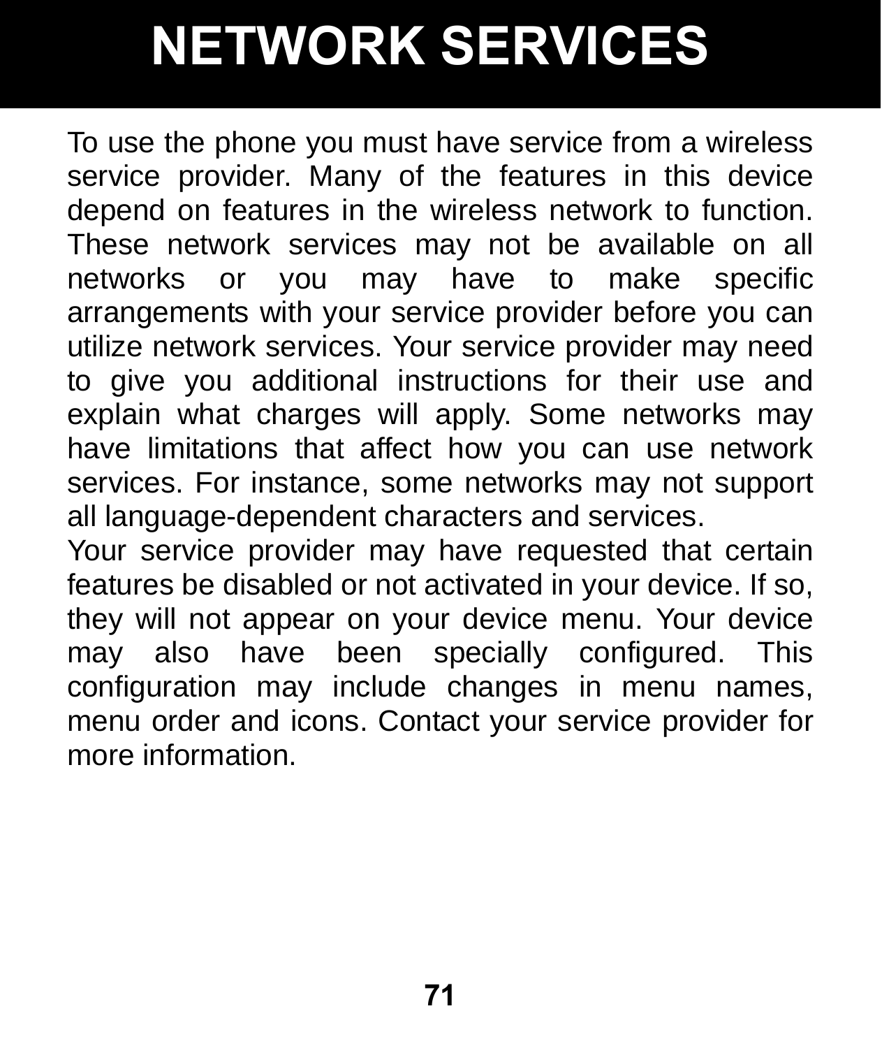# NETWORK SERVICES

To use the phone you must have service from a wireless service provider. Many of the features in this device depend on features in the wireless network to function. These network services may not be available on all networks or you may have to make specific arrangements with your service provider before you can utilize network services. Your service provider may need to give you additional instructions for their use and explain what charges will apply. Some networks may have limitations that affect how you can use network services. For instance, some networks may not support all language-dependent characters and services.

Your service provider may have requested that certain features be disabled or not activated in your device. If so, they will not appear on your device menu. Your device may also have been specially configured. This configuration may include changes in menu names, menu order and icons. Contact your service provider for more information.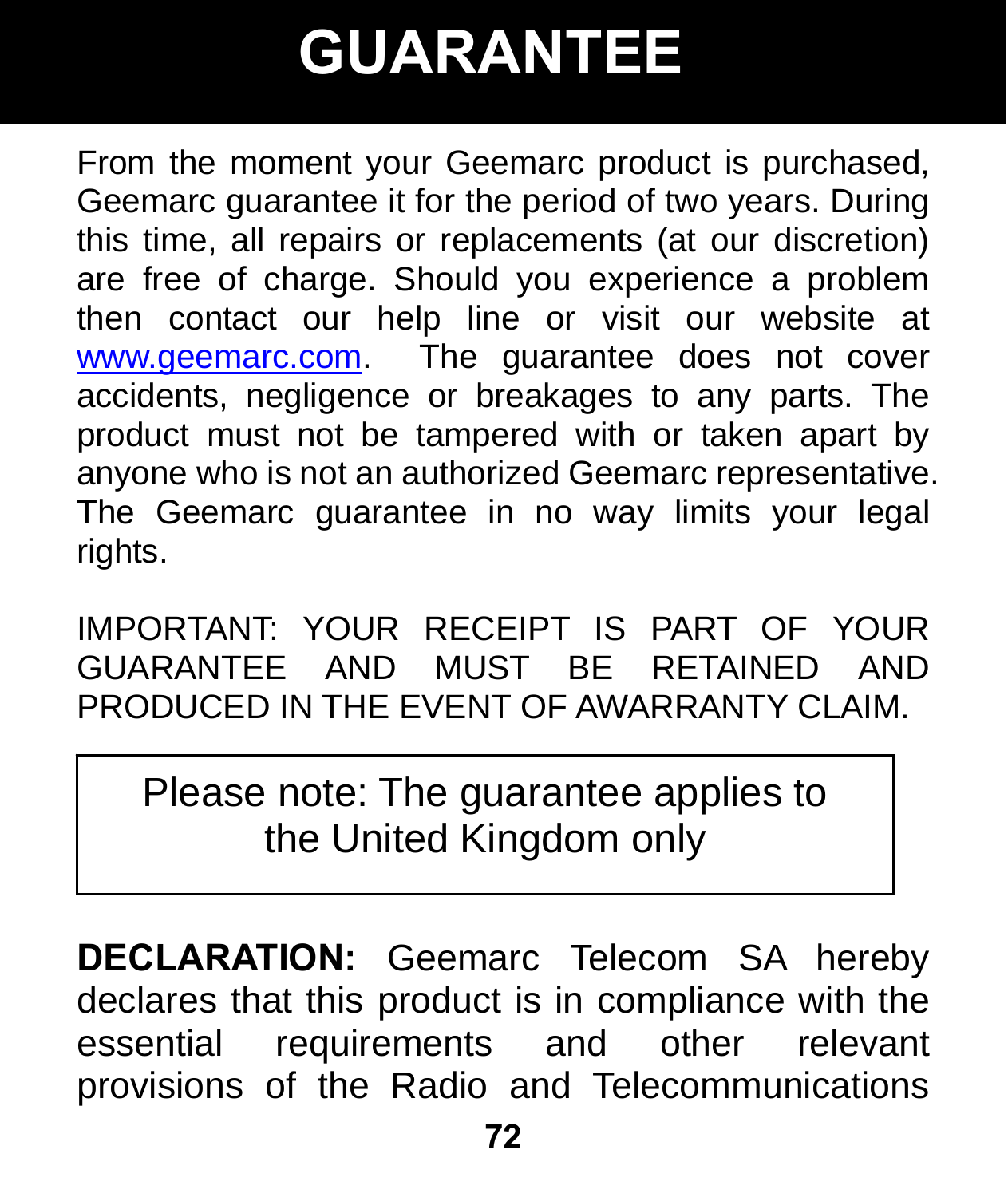# GUARANTEE

From the moment your Geemarc product is purchased, Geemarc guarantee it for the period of two years. During this time, all repairs or replacements (at our discretion) are free of charge. Should you experience a problem then contact our help line or visit our website at www.geemarc.com. The guarantee does not cover accidents, negligence or breakages to any parts. The product must not be tampered with or taken apart by anyone who is not an authorized Geemarc representative. The Geemarc guarantee in no way limits your legal rights.

IMPORTANT: YOUR RECEIPT IS PART OF YOUR GUARANTEE AND MUST BE RETAINED AND PRODUCED IN THE EVENT OF AWARRANTY CLAIM.

> Please note: The guarantee applies to the United Kingdom only

**DECLARATION:** Geemarc Telecom SA hereby declares that this product is in compliance with the essential requirements and other relevant provisions of the Radio and Telecommunications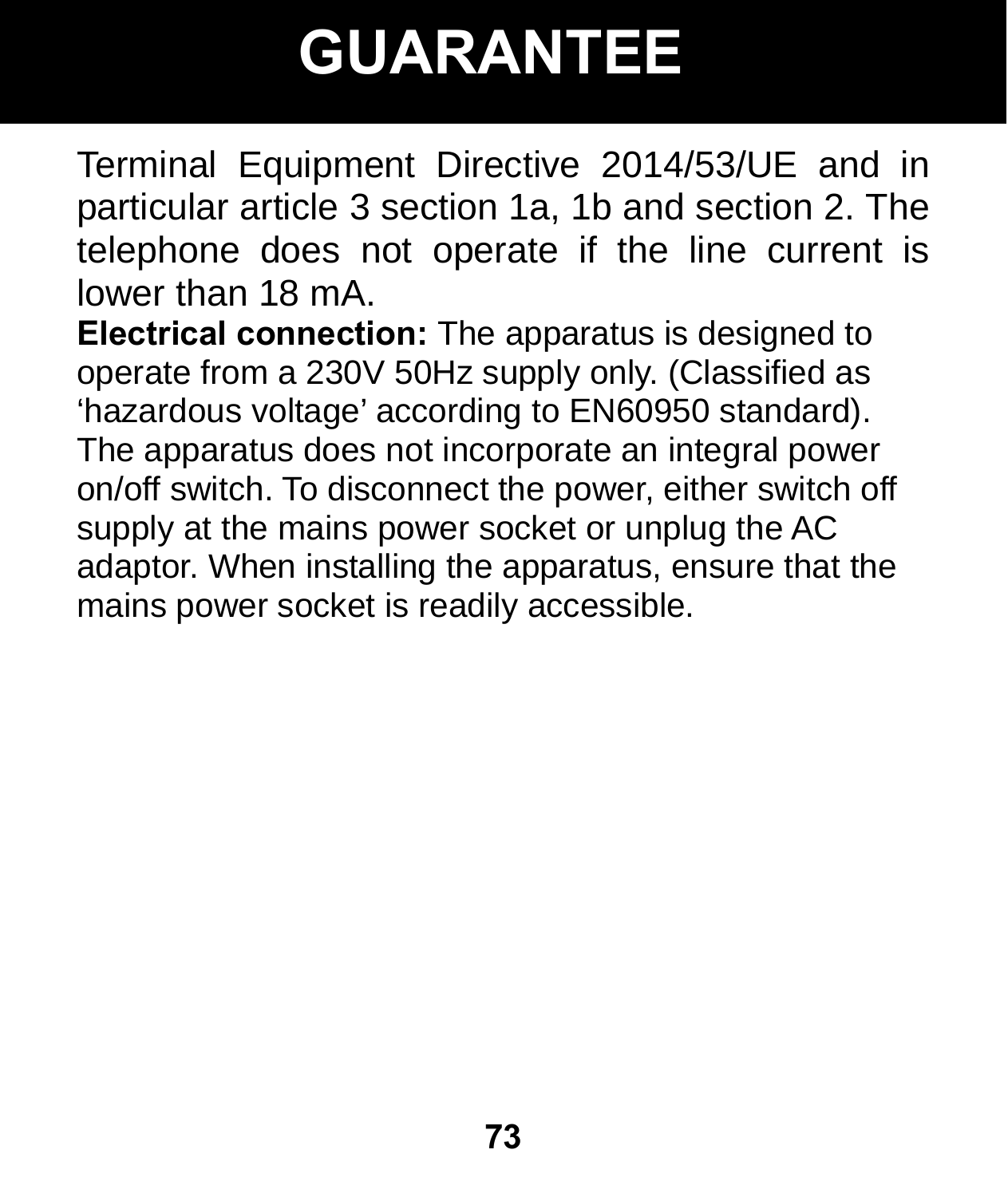# GUARANTEE

Terminal Equipment Directive 2014/53/UE and in particular article 3 section 1a, 1b and section 2. The telephone does not operate if the line current is lower than 18 mA.

**Electrical connection:** The apparatus is designed to operate from a 230V 50Hz supply only. (Classified as ‘hazardous voltage’ according to EN60950 standard). The apparatus does not incorporate an integral power on/off switch. To disconnect the power, either switch off supply at the mains power socket or unplug the AC adaptor. When installing the apparatus, ensure that the mains power socket is readily accessible.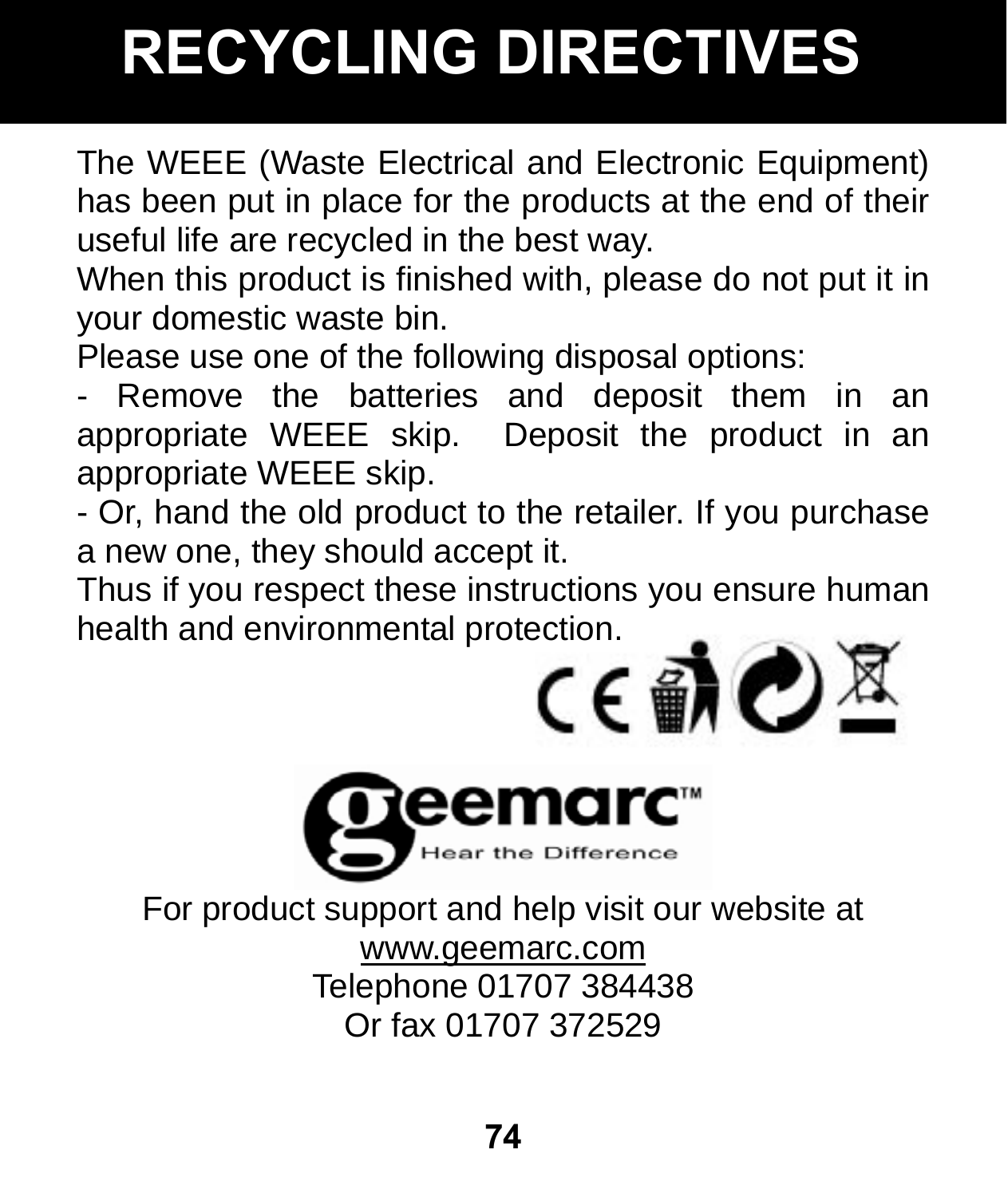# RECYCLING DIRECTIVES

The WEEE (Waste Electrical and Electronic Equipment) has been put in place for the products at the end of their useful life are recycled in the best way.

When this product is finished with, please do not put it in your domestic waste bin.

Please use one of the following disposal options:

- Remove the batteries and deposit them in an appropriate WEEE skip. Deposit the product in an appropriate WEEE skip.
- Or, hand the old product to the retailer. If you purchase a new one, they should accept it.

Thus if you respect these instructions you ensure human health and environmental protection.

geemarc™ Hear the Difference

For product support and help visit our website at
www.geemarc.com
Telephone 01707 384438
Or fax 01707 372529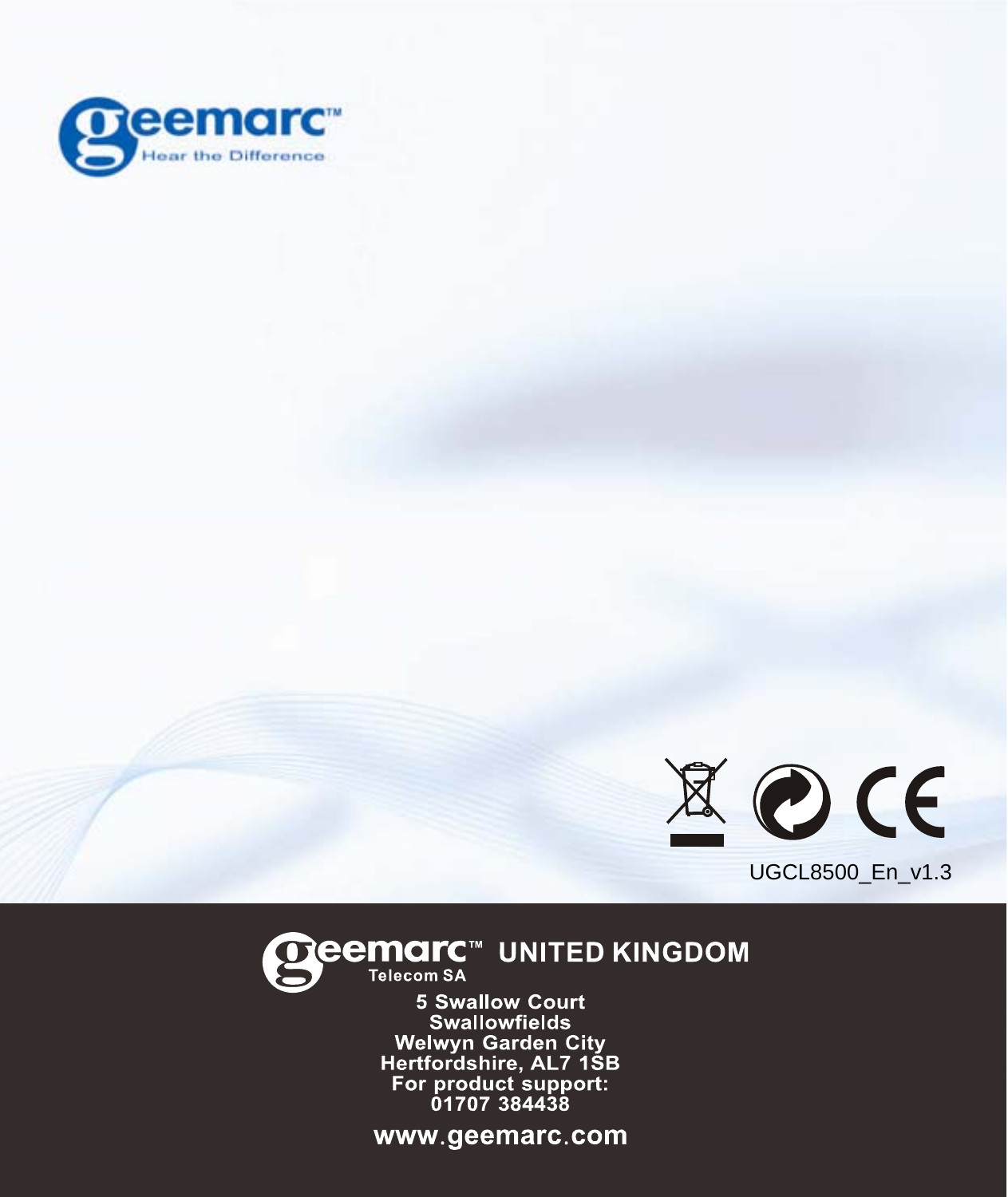geemarc™
Hear the Difference

UGCL8500_En_v1.3

geemarc™ UNITED KINGDOM
Telecom SA

5 Swallow Court
Swallowfields
Welwyn Garden City
Hertfordshire, AL7 1SB
For product support:
01707 384438

www.geemarc.com